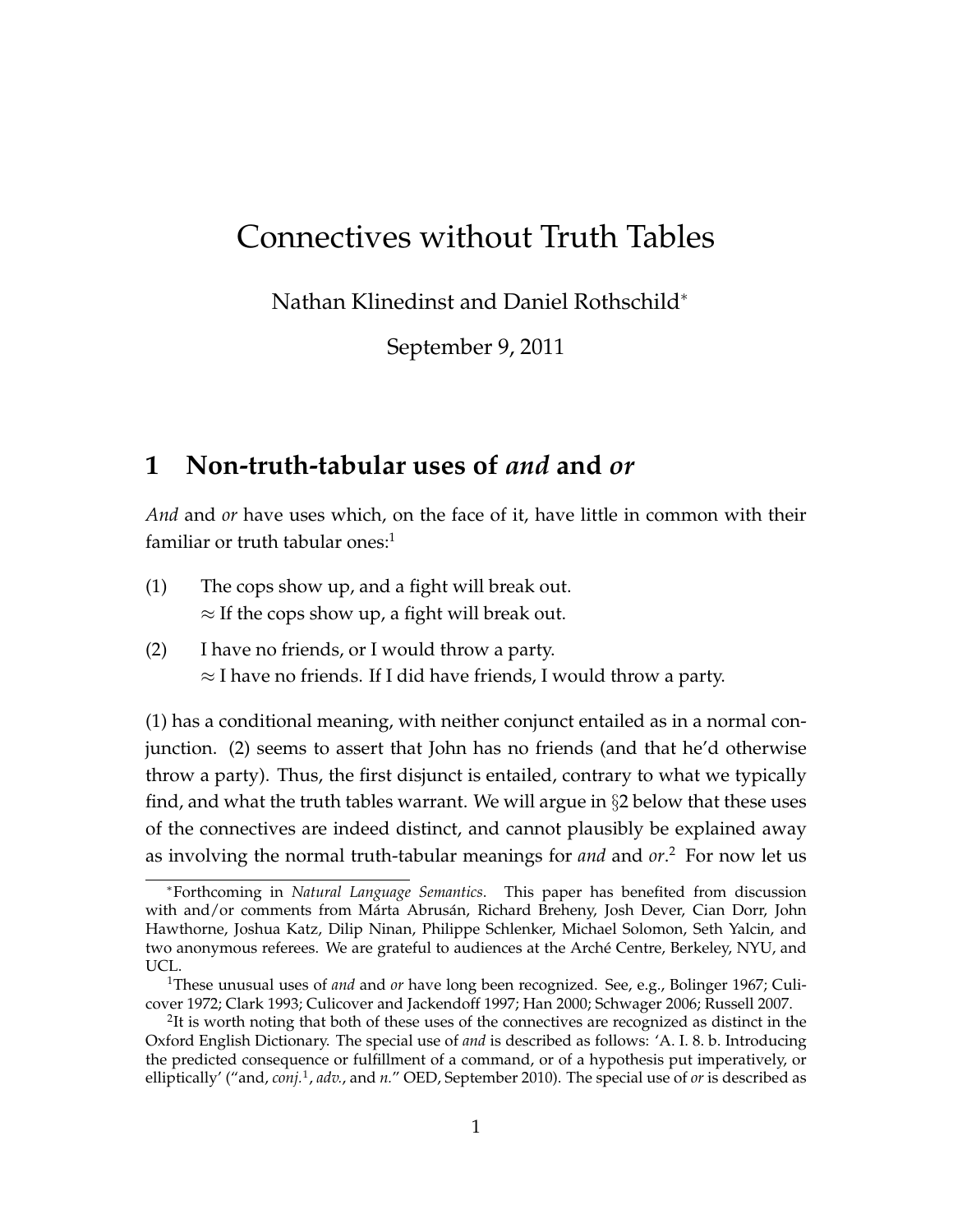# Connectives without Truth Tables

Nathan Klinedinst and Daniel Rothschild*

September 9, 2011

## 1 Non-truth-tabular uses of *and* and *or*

*And* and *or* have uses which, on the face of it, have little in common with their familiar or truth tabular ones:[1]

(1) The cops show up, and a fight will break out.
$\approx$ If the cops show up, a fight will break out.

(2) I have no friends, or I would throw a party.
$\approx$ I have no friends. If I did have friends, I would throw a party.

(1) has a conditional meaning, with neither conjunct entailed as in a normal conjunction. (2) seems to assert that John has no friends (and that he'd otherwise throw a party). Thus, the first disjunct is entailed, contrary to what we typically find, and what the truth tables warrant. We will argue in §2 below that these uses of the connectives are indeed distinct, and cannot plausibly be explained away as involving the normal truth-tabular meanings for *and* and *or*.[2] For now let us

---

*Forthcoming in *Natural Language Semantics*. This paper has benefited from discussion with and/or comments from Márta Abrusán, Richard Breheny, Josh Dever, Cian Dorr, John Hawthorne, Joshua Katz, Dilip Ninan, Philippe Schlenker, Michael Solomon, Seth Yalcin, and two anonymous referees. We are grateful to audiences at the Arché Centre, Berkeley, NYU, and UCL.

[1]These unusual uses of *and* and *or* have long been recognized. See, e.g., Bolinger 1967; Culicover 1972; Clark 1993; Culicover and Jackendoff 1997; Han 2000; Schwager 2006; Russell 2007.

[2]It is worth noting that both of these uses of the connectives are recognized as distinct in the Oxford English Dictionary. The special use of *and* is described as follows: 'A. I. 8. b. Introducing the predicted consequence or fulfillment of a command, or of a hypothesis put imperatively, or elliptically' ("and, *conj.*[1], *adv.*, and *n.*" OED, September 2010). The special use of *or* is described as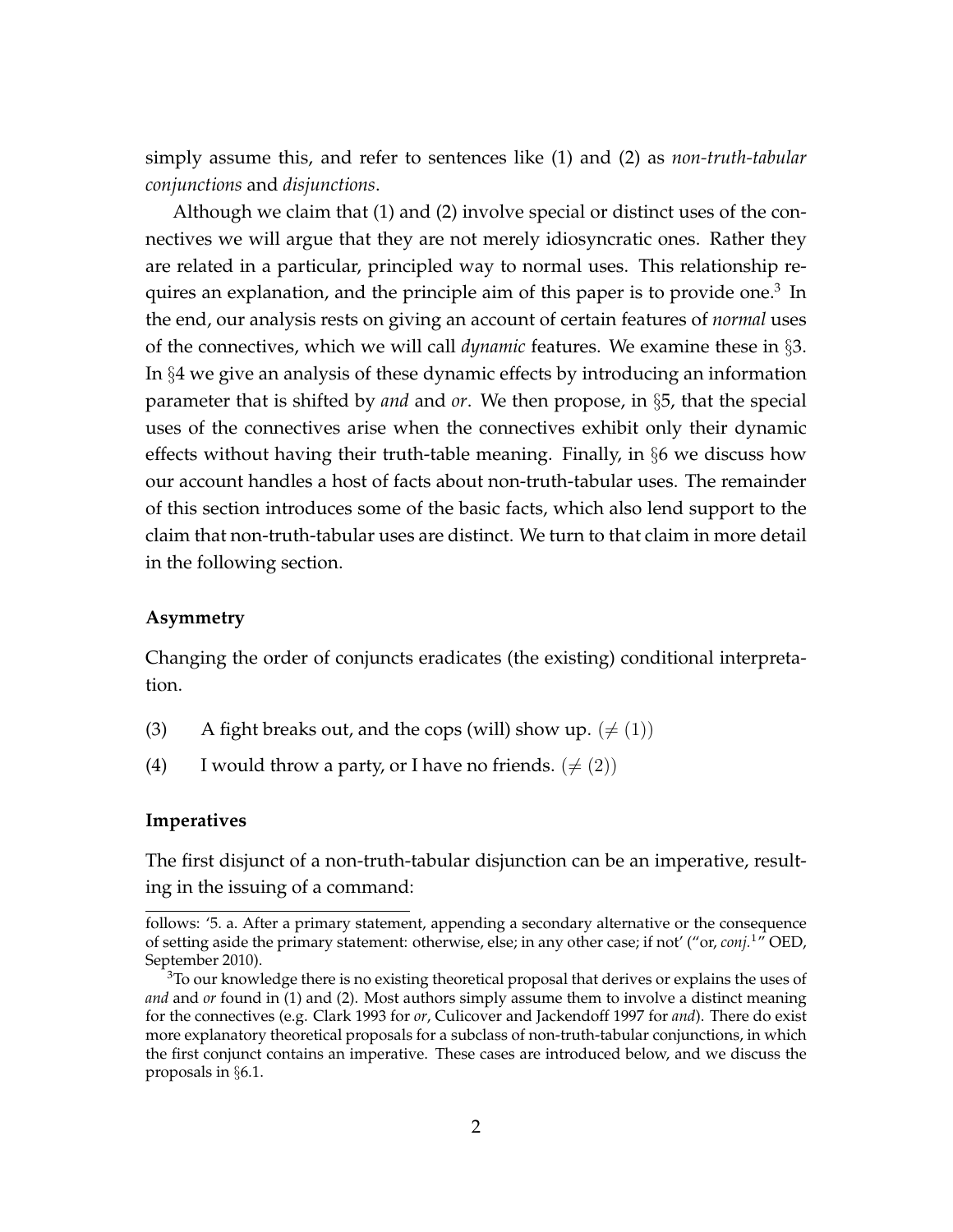simply assume this, and refer to sentences like (1) and (2) as *non-truth-tabular conjunctions* and *disjunctions*.

Although we claim that (1) and (2) involve special or distinct uses of the connectives we will argue that they are not merely idiosyncratic ones. Rather they are related in a particular, principled way to normal uses. This relationship requires an explanation, and the principle aim of this paper is to provide one.[3] In the end, our analysis rests on giving an account of certain features of *normal* uses of the connectives, which we will call *dynamic* features. We examine these in §3. In §4 we give an analysis of these dynamic effects by introducing an information parameter that is shifted by *and* and *or*. We then propose, in §5, that the special uses of the connectives arise when the connectives exhibit only their dynamic effects without having their truth-table meaning. Finally, in §6 we discuss how our account handles a host of facts about non-truth-tabular uses. The remainder of this section introduces some of the basic facts, which also lend support to the claim that non-truth-tabular uses are distinct. We turn to that claim in more detail in the following section.

**Asymmetry**

Changing the order of conjuncts eradicates (the existing) conditional interpretation.

(3) A fight breaks out, and the cops (will) show up. ($\neq$ (1))

(4) I would throw a party, or I have no friends. ($\neq$ (2))

**Imperatives**

The first disjunct of a non-truth-tabular disjunction can be an imperative, resulting in the issuing of a command:

---

follows: '5. a. After a primary statement, appending a secondary alternative or the consequence of setting aside the primary statement: otherwise, else; in any other case; if not' ("or, *conj.*[1]" OED, September 2010).

[3]To our knowledge there is no existing theoretical proposal that derives or explains the uses of *and* and *or* found in (1) and (2). Most authors simply assume them to involve a distinct meaning for the connectives (e.g. Clark 1993 for *or*, Culicover and Jackendoff 1997 for *and*). There do exist more explanatory theoretical proposals for a subclass of non-truth-tabular conjunctions, in which the first conjunct contains an imperative. These cases are introduced below, and we discuss the proposals in §6.1.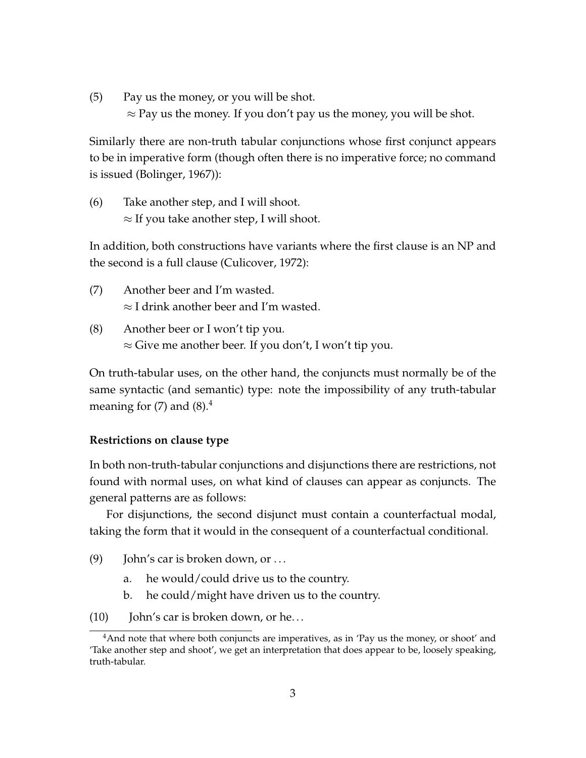(5) Pay us the money, or you will be shot.
  $\approx$ Pay us the money. If you don't pay us the money, you will be shot.

Similarly there are non-truth tabular conjunctions whose first conjunct appears to be in imperative form (though often there is no imperative force; no command is issued (Bolinger, 1967)):

(6) Take another step, and I will shoot.
  $\approx$ If you take another step, I will shoot.

In addition, both constructions have variants where the first clause is an NP and the second is a full clause (Culicover, 1972):

(7) Another beer and I'm wasted.
  $\approx$ I drink another beer and I'm wasted.

(8) Another beer or I won't tip you.
  $\approx$ Give me another beer. If you don't, I won't tip you.

On truth-tabular uses, on the other hand, the conjuncts must normally be of the same syntactic (and semantic) type: note the impossibility of any truth-tabular meaning for (7) and (8).[4]

**Restrictions on clause type**

In both non-truth-tabular conjunctions and disjunctions there are restrictions, not found with normal uses, on what kind of clauses can appear as conjuncts. The general patterns are as follows:

For disjunctions, the second disjunct must contain a counterfactual modal, taking the form that it would in the consequent of a counterfactual conditional.

(9) John's car is broken down, or ...
  a. he would/could drive us to the country.
  b. he could/might have driven us to the country.

(10) John's car is broken down, or he...

[4]And note that where both conjuncts are imperatives, as in 'Pay us the money, or shoot' and 'Take another step and shoot', we get an interpretation that does appear to be, loosely speaking, truth-tabular.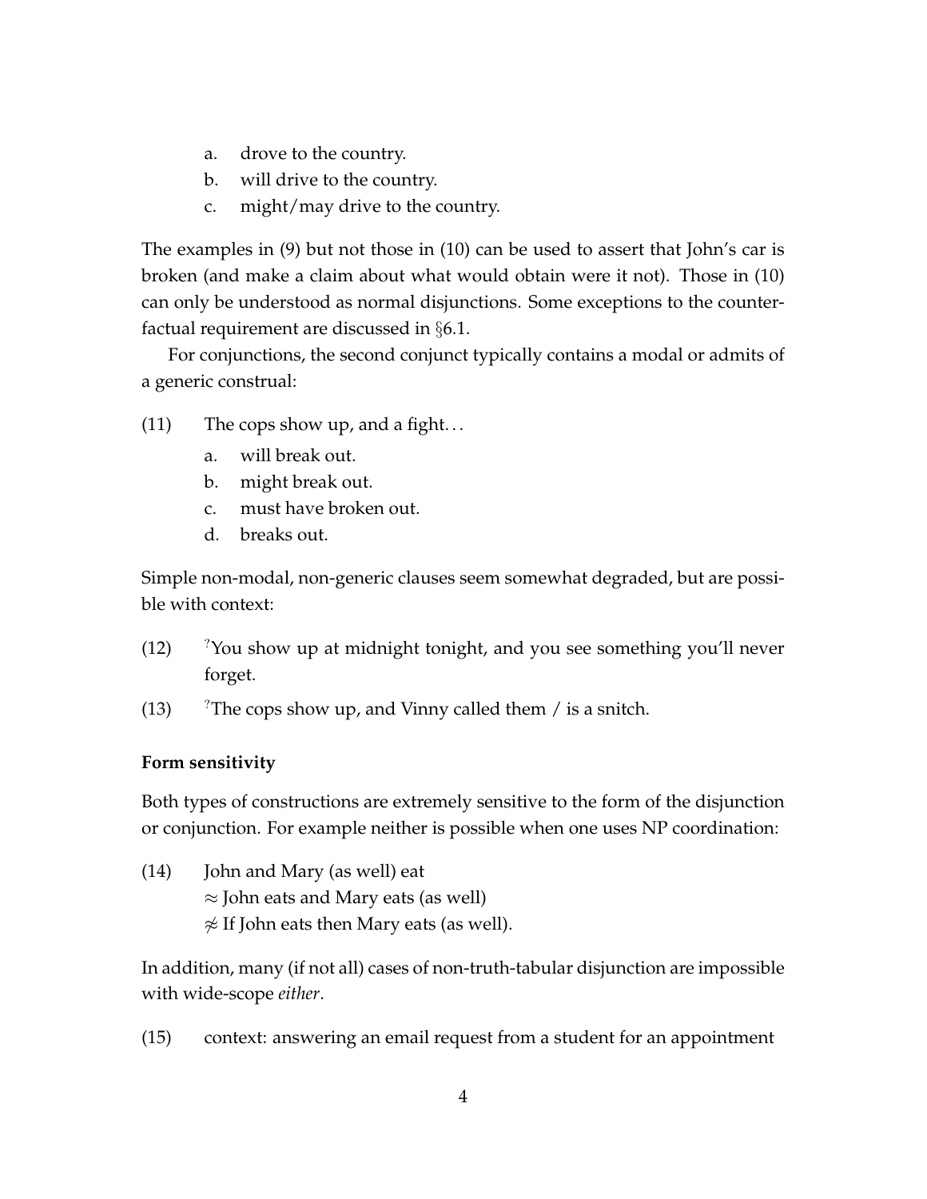a. drove to the country.
b. will drive to the country.
c. might/may drive to the country.

The examples in (9) but not those in (10) can be used to assert that John's car is broken (and make a claim about what would obtain were it not). Those in (10) can only be understood as normal disjunctions. Some exceptions to the counterfactual requirement are discussed in §6.1.

For conjunctions, the second conjunct typically contains a modal or admits of a generic construal:

(11) The cops show up, and a fight...

a. will break out.
b. might break out.
c. must have broken out.
d. breaks out.

Simple non-modal, non-generic clauses seem somewhat degraded, but are possible with context:

(12) ?You show up at midnight tonight, and you see something you'll never forget.

(13) ?The cops show up, and Vinny called them / is a snitch.

**Form sensitivity**

Both types of constructions are extremely sensitive to the form of the disjunction or conjunction. For example neither is possible when one uses NP coordination:

(14) John and Mary (as well) eat
$\approx$ John eats and Mary eats (as well)
$\not\approx$ If John eats then Mary eats (as well).

In addition, many (if not all) cases of non-truth-tabular disjunction are impossible with wide-scope *either*.

(15) context: answering an email request from a student for an appointment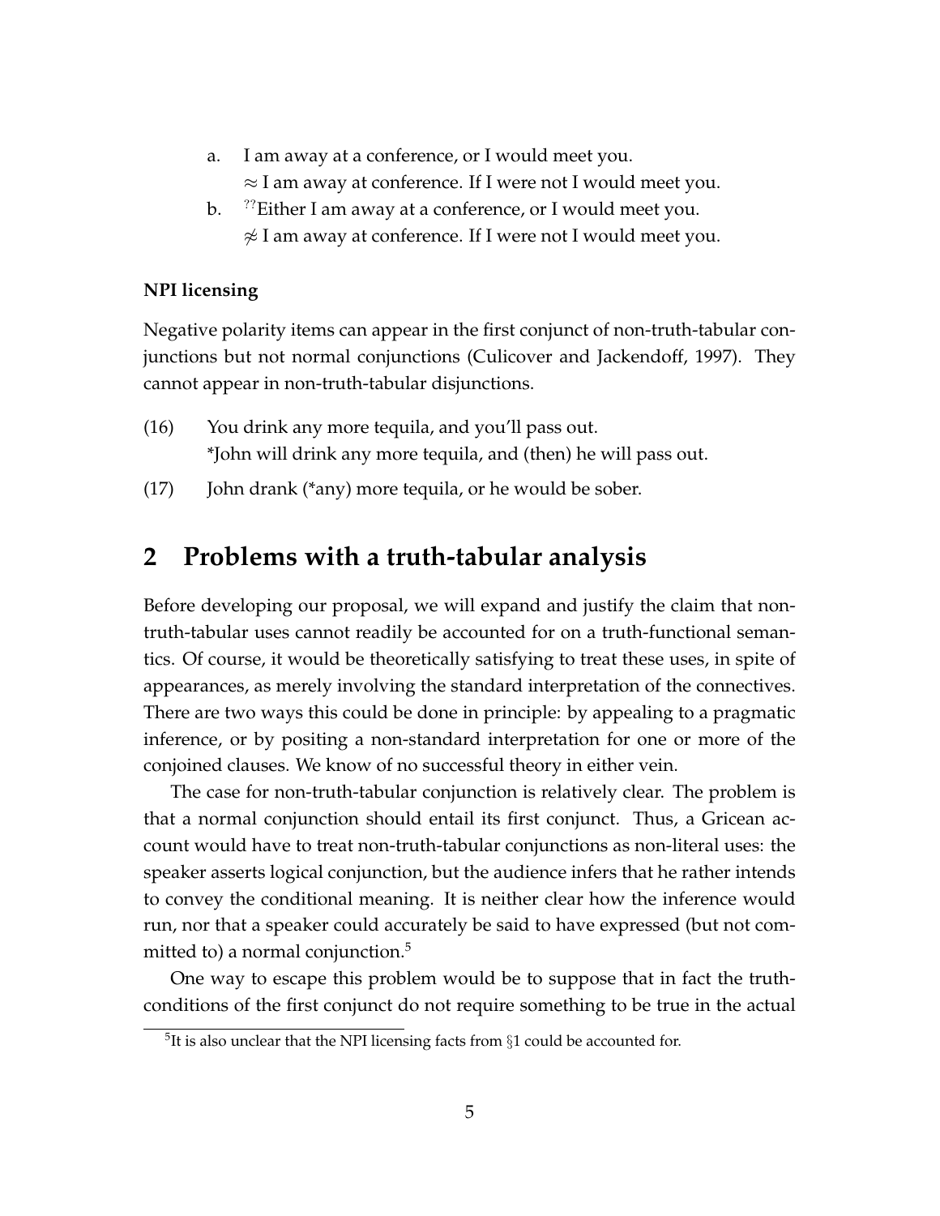a. I am away at a conference, or I would meet you.
   $\approx$ I am away at conference. If I were not I would meet you.

b. ??Either I am away at a conference, or I would meet you.
   $\not\approx$ I am away at conference. If I were not I would meet you.

**NPI licensing**

Negative polarity items can appear in the first conjunct of non-truth-tabular conjunctions but not normal conjunctions (Culicover and Jackendoff, 1997). They cannot appear in non-truth-tabular disjunctions.

(16) You drink any more tequila, and you'll pass out.
     *John will drink any more tequila, and (then) he will pass out.

(17) John drank (*any) more tequila, or he would be sober.

## 2 Problems with a truth-tabular analysis

Before developing our proposal, we will expand and justify the claim that non-truth-tabular uses cannot readily be accounted for on a truth-functional semantics. Of course, it would be theoretically satisfying to treat these uses, in spite of appearances, as merely involving the standard interpretation of the connectives. There are two ways this could be done in principle: by appealing to a pragmatic inference, or by positing a non-standard interpretation for one or more of the conjoined clauses. We know of no successful theory in either vein.

The case for non-truth-tabular conjunction is relatively clear. The problem is that a normal conjunction should entail its first conjunct. Thus, a Gricean account would have to treat non-truth-tabular conjunctions as non-literal uses: the speaker asserts logical conjunction, but the audience infers that he rather intends to convey the conditional meaning. It is neither clear how the inference would run, nor that a speaker could accurately be said to have expressed (but not committed to) a normal conjunction.[5]

One way to escape this problem would be to suppose that in fact the truth-conditions of the first conjunct do not require something to be true in the actual

[5] It is also unclear that the NPI licensing facts from §1 could be accounted for.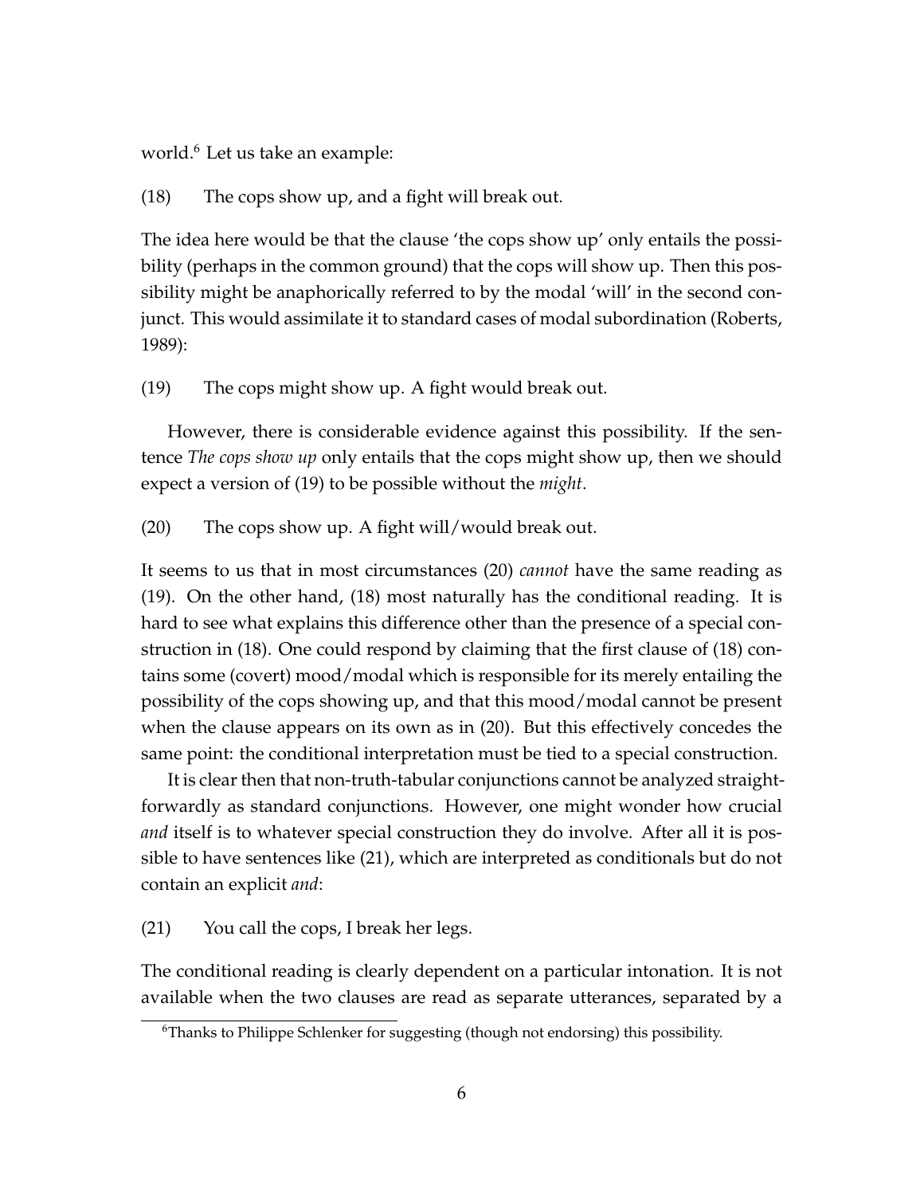world.[6] Let us take an example:

(18) The cops show up, and a fight will break out.

The idea here would be that the clause 'the cops show up' only entails the possibility (perhaps in the common ground) that the cops will show up. Then this possibility might be anaphorically referred to by the modal 'will' in the second conjunct. This would assimilate it to standard cases of modal subordination (Roberts, 1989):

(19) The cops might show up. A fight would break out.

However, there is considerable evidence against this possibility. If the sentence *The cops show up* only entails that the cops might show up, then we should expect a version of (19) to be possible without the *might*.

(20) The cops show up. A fight will/would break out.

It seems to us that in most circumstances (20) *cannot* have the same reading as (19). On the other hand, (18) most naturally has the conditional reading. It is hard to see what explains this difference other than the presence of a special construction in (18). One could respond by claiming that the first clause of (18) contains some (covert) mood/modal which is responsible for its merely entailing the possibility of the cops showing up, and that this mood/modal cannot be present when the clause appears on its own as in (20). But this effectively concedes the same point: the conditional interpretation must be tied to a special construction.

It is clear then that non-truth-tabular conjunctions cannot be analyzed straightforwardly as standard conjunctions. However, one might wonder how crucial *and* itself is to whatever special construction they do involve. After all it is possible to have sentences like (21), which are interpreted as conditionals but do not contain an explicit *and*:

(21) You call the cops, I break her legs.

The conditional reading is clearly dependent on a particular intonation. It is not available when the two clauses are read as separate utterances, separated by a

[6] Thanks to Philippe Schlenker for suggesting (though not endorsing) this possibility.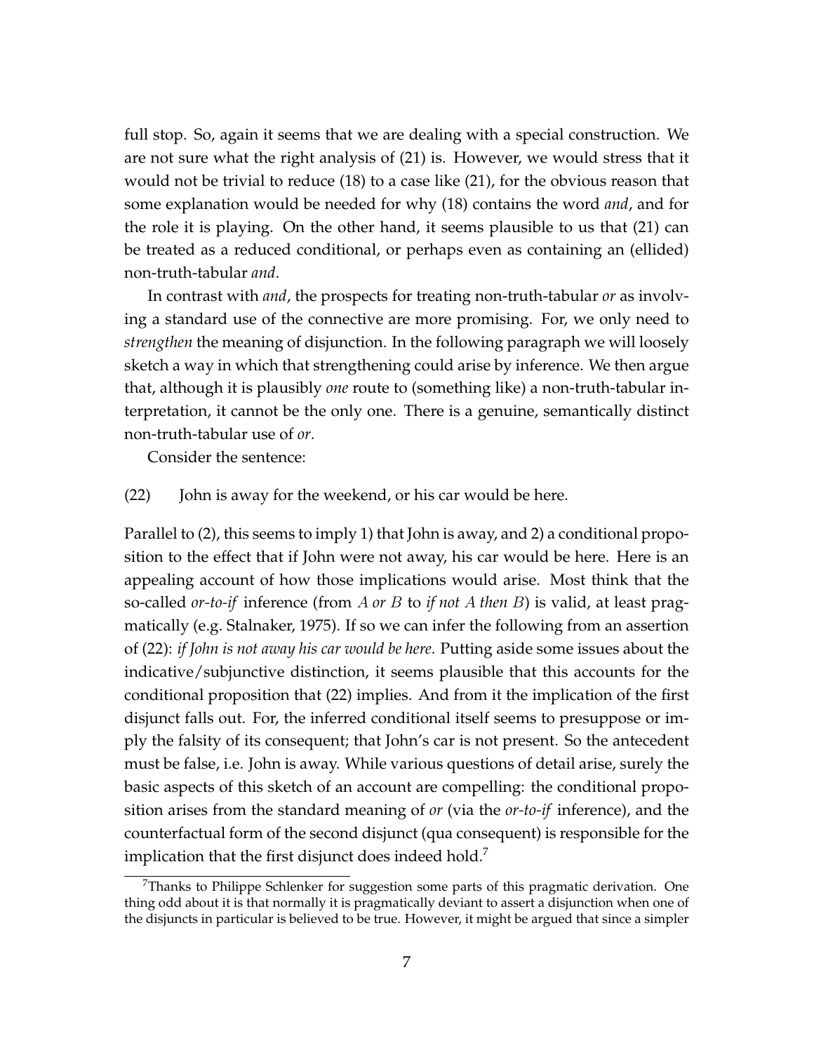full stop. So, again it seems that we are dealing with a special construction. We are not sure what the right analysis of (21) is. However, we would stress that it would not be trivial to reduce (18) to a case like (21), for the obvious reason that some explanation would be needed for why (18) contains the word *and*, and for the role it is playing. On the other hand, it seems plausible to us that (21) can be treated as a reduced conditional, or perhaps even as containing an (ellided) non-truth-tabular *and*.

In contrast with *and*, the prospects for treating non-truth-tabular *or* as involving a standard use of the connective are more promising. For, we only need to *strengthen* the meaning of disjunction. In the following paragraph we will loosely sketch a way in which that strengthening could arise by inference. We then argue that, although it is plausibly *one* route to (something like) a non-truth-tabular interpretation, it cannot be the only one. There is a genuine, semantically distinct non-truth-tabular use of *or*.

Consider the sentence:

(22) John is away for the weekend, or his car would be here.

Parallel to (2), this seems to imply 1) that John is away, and 2) a conditional proposition to the effect that if John were not away, his car would be here. Here is an appealing account of how those implications would arise. Most think that the so-called *or-to-if* inference (from *A or B* to *if not A then B*) is valid, at least pragmatically (e.g. Stalnaker, 1975). If so we can infer the following from an assertion of (22): *if John is not away his car would be here*. Putting aside some issues about the indicative/subjunctive distinction, it seems plausible that this accounts for the conditional proposition that (22) implies. And from it the implication of the first disjunct falls out. For, the inferred conditional itself seems to presuppose or imply the falsity of its consequent; that John's car is not present. So the antecedent must be false, i.e. John is away. While various questions of detail arise, surely the basic aspects of this sketch of an account are compelling: the conditional proposition arises from the standard meaning of *or* (via the *or-to-if* inference), and the counterfactual form of the second disjunct (qua consequent) is responsible for the implication that the first disjunct does indeed hold.[7]

[7]Thanks to Philippe Schlenker for suggestion some parts of this pragmatic derivation. One thing odd about it is that normally it is pragmatically deviant to assert a disjunction when one of the disjuncts in particular is believed to be true. However, it might be argued that since a simpler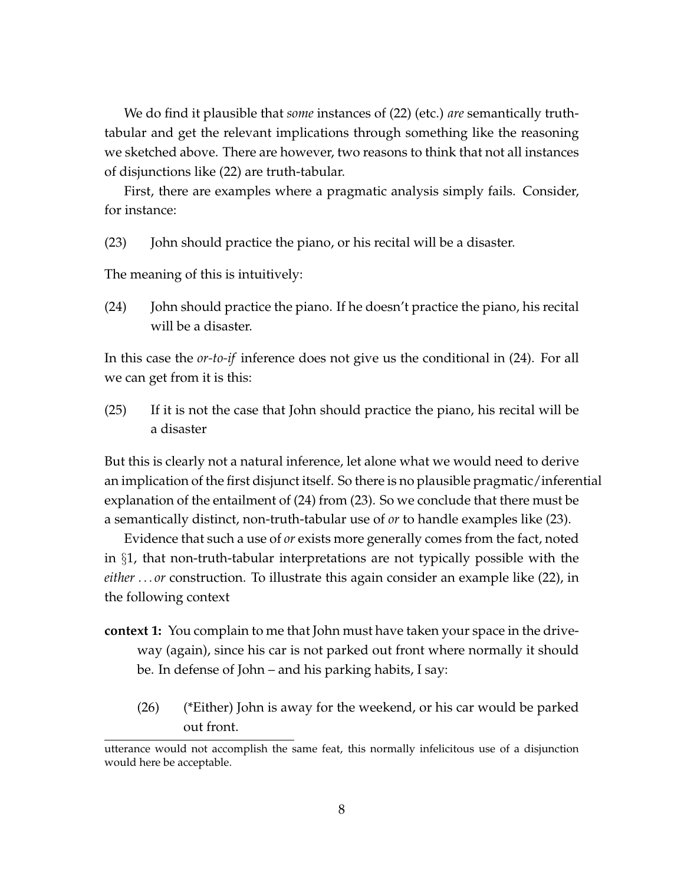We do find it plausible that *some* instances of (22) (etc.) *are* semantically truth-tabular and get the relevant implications through something like the reasoning we sketched above. There are however, two reasons to think that not all instances of disjunctions like (22) are truth-tabular.

First, there are examples where a pragmatic analysis simply fails. Consider, for instance:

(23) John should practice the piano, or his recital will be a disaster.

The meaning of this is intuitively:

(24) John should practice the piano. If he doesn't practice the piano, his recital will be a disaster.

In this case the *or-to-if* inference does not give us the conditional in (24). For all we can get from it is this:

(25) If it is not the case that John should practice the piano, his recital will be a disaster

But this is clearly not a natural inference, let alone what we would need to derive an implication of the first disjunct itself. So there is no plausible pragmatic/inferential explanation of the entailment of (24) from (23). So we conclude that there must be a semantically distinct, non-truth-tabular use of *or* to handle examples like (23).

Evidence that such a use of *or* exists more generally comes from the fact, noted in §1, that non-truth-tabular interpretations are not typically possible with the *either . . . or* construction. To illustrate this again consider an example like (22), in the following context

**context 1:** You complain to me that John must have taken your space in the driveway (again), since his car is not parked out front where normally it should be. In defense of John – and his parking habits, I say:

(26) (*Either) John is away for the weekend, or his car would be parked out front.

---

utterance would not accomplish the same feat, this normally infelicitous use of a disjunction would here be acceptable.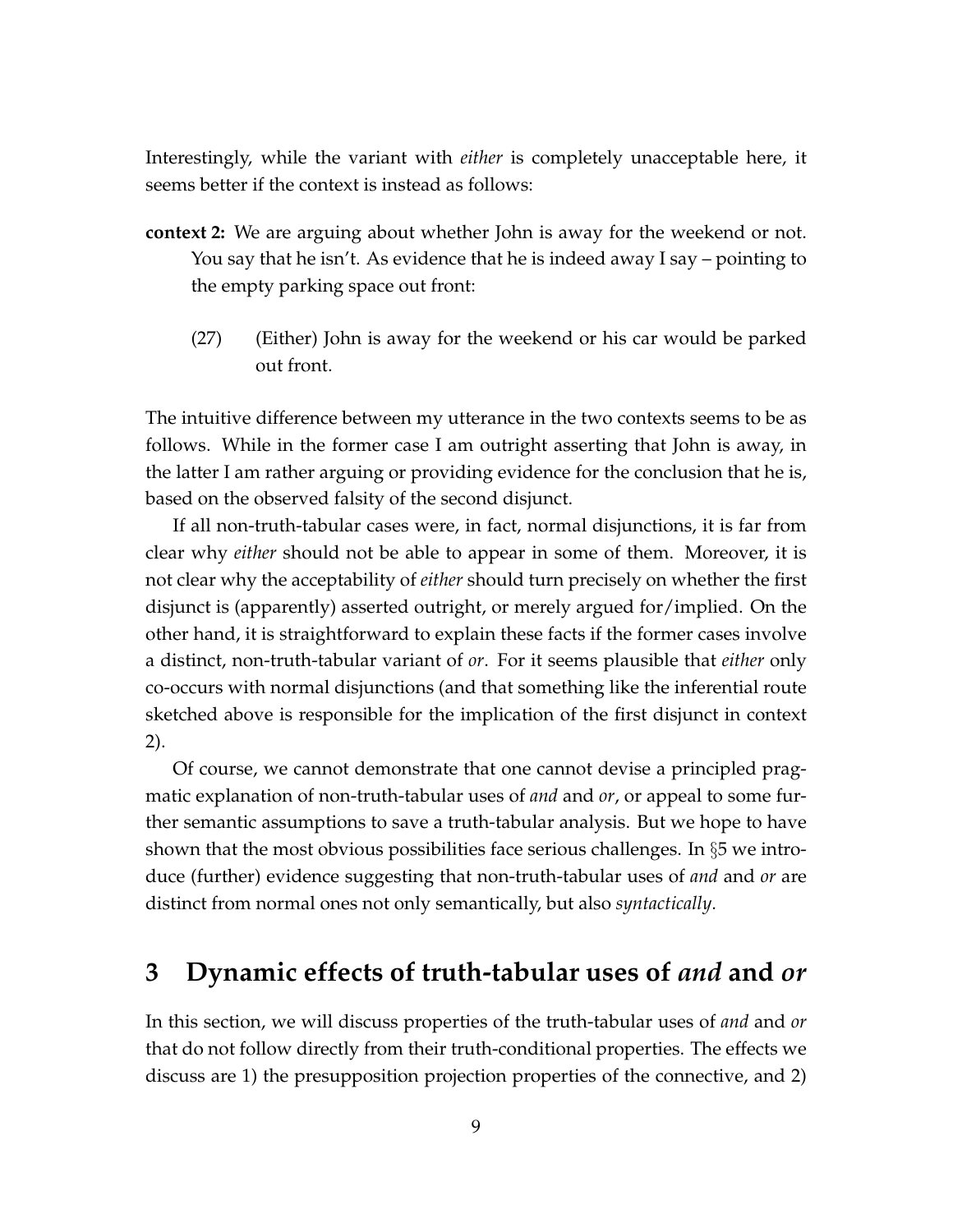Interestingly, while the variant with *either* is completely unacceptable here, it seems better if the context is instead as follows:

**context 2:** We are arguing about whether John is away for the weekend or not. You say that he isn't. As evidence that he is indeed away I say – pointing to the empty parking space out front:

(27) (Either) John is away for the weekend or his car would be parked out front.

The intuitive difference between my utterance in the two contexts seems to be as follows. While in the former case I am outright asserting that John is away, in the latter I am rather arguing or providing evidence for the conclusion that he is, based on the observed falsity of the second disjunct.

If all non-truth-tabular cases were, in fact, normal disjunctions, it is far from clear why *either* should not be able to appear in some of them. Moreover, it is not clear why the acceptability of *either* should turn precisely on whether the first disjunct is (apparently) asserted outright, or merely argued for/implied. On the other hand, it is straightforward to explain these facts if the former cases involve a distinct, non-truth-tabular variant of *or*. For it seems plausible that *either* only co-occurs with normal disjunctions (and that something like the inferential route sketched above is responsible for the implication of the first disjunct in context 2).

Of course, we cannot demonstrate that one cannot devise a principled pragmatic explanation of non-truth-tabular uses of *and* and *or*, or appeal to some further semantic assumptions to save a truth-tabular analysis. But we hope to have shown that the most obvious possibilities face serious challenges. In §5 we introduce (further) evidence suggesting that non-truth-tabular uses of *and* and *or* are distinct from normal ones not only semantically, but also *syntactically*.

## 3 Dynamic effects of truth-tabular uses of *and* and *or*

In this section, we will discuss properties of the truth-tabular uses of *and* and *or* that do not follow directly from their truth-conditional properties. The effects we discuss are 1) the presupposition projection properties of the connective, and 2)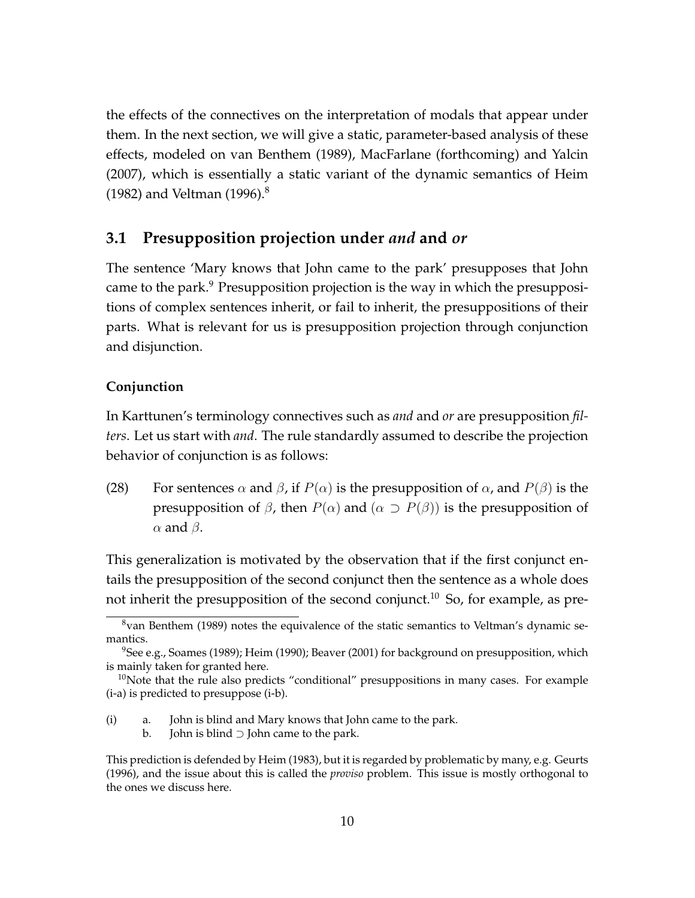the effects of the connectives on the interpretation of modals that appear under them. In the next section, we will give a static, parameter-based analysis of these effects, modeled on van Benthem (1989), MacFarlane (forthcoming) and Yalcin (2007), which is essentially a static variant of the dynamic semantics of Heim (1982) and Veltman (1996).[8]

### 3.1 Presupposition projection under *and* and *or*

The sentence 'Mary knows that John came to the park' presupposes that John came to the park.[9] Presupposition projection is the way in which the presuppositions of complex sentences inherit, or fail to inherit, the presuppositions of their parts. What is relevant for us is presupposition projection through conjunction and disjunction.

#### Conjunction

In Karttunen's terminology connectives such as *and* and *or* are presupposition *filters*. Let us start with *and*. The rule standardly assumed to describe the projection behavior of conjunction is as follows:

(28) For sentences $\alpha$ and $\beta$, if $P(\alpha)$ is the presupposition of $\alpha$, and $P(\beta)$ is the presupposition of $\beta$, then $P(\alpha)$ and $(\alpha \supset P(\beta))$ is the presupposition of $\alpha$ and $\beta$.

This generalization is motivated by the observation that if the first conjunct entails the presupposition of the second conjunct then the sentence as a whole does not inherit the presupposition of the second conjunct.[10] So, for example, as pre-

---

[8] van Benthem (1989) notes the equivalence of the static semantics to Veltman's dynamic semantics.

[9] See e.g., Soames (1989); Heim (1990); Beaver (2001) for background on presupposition, which is mainly taken for granted here.

[10] Note that the rule also predicts "conditional" presuppositions in many cases. For example (i-a) is predicted to presuppose (i-b).

(i) a. John is blind and Mary knows that John came to the park.
 b. John is blind $\supset$ John came to the park.

This prediction is defended by Heim (1983), but it is regarded by problematic by many, e.g. Geurts (1996), and the issue about this is called the *proviso* problem. This issue is mostly orthogonal to the ones we discuss here.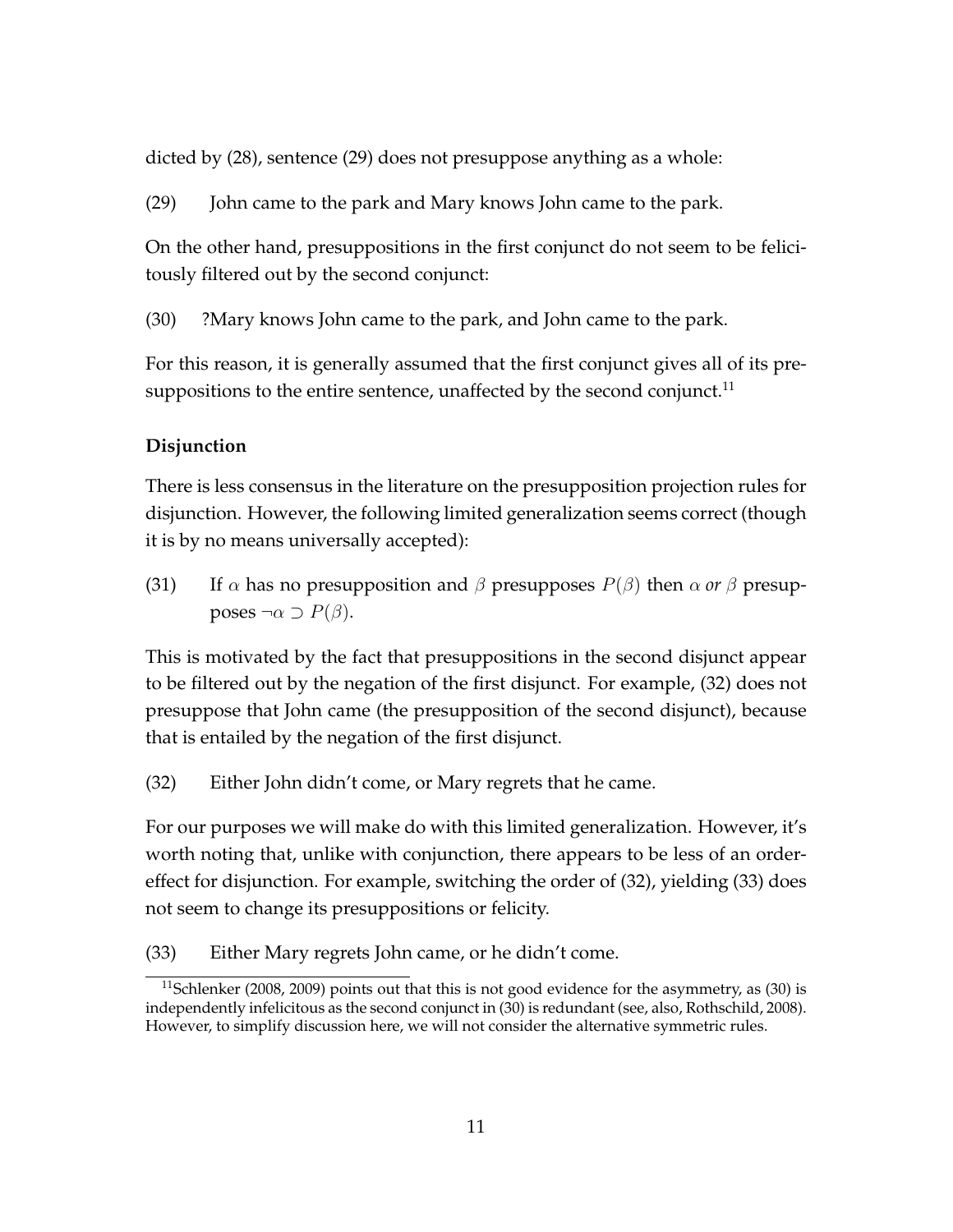dicted by (28), sentence (29) does not presuppose anything as a whole:

(29) John came to the park and Mary knows John came to the park.

On the other hand, presuppositions in the first conjunct do not seem to be felicitously filtered out by the second conjunct:

(30) ?Mary knows John came to the park, and John came to the park.

For this reason, it is generally assumed that the first conjunct gives all of its presuppositions to the entire sentence, unaffected by the second conjunct.[11]

**Disjunction**

There is less consensus in the literature on the presupposition projection rules for disjunction. However, the following limited generalization seems correct (though it is by no means universally accepted):

(31) If $\alpha$ has no presupposition and $\beta$ presupposes $P(\beta)$ then $\alpha$ *or* $\beta$ presupposes $\neg\alpha \supset P(\beta)$.

This is motivated by the fact that presuppositions in the second disjunct appear to be filtered out by the negation of the first disjunct. For example, (32) does not presuppose that John came (the presupposition of the second disjunct), because that is entailed by the negation of the first disjunct.

(32) Either John didn't come, or Mary regrets that he came.

For our purposes we will make do with this limited generalization. However, it's worth noting that, unlike with conjunction, there appears to be less of an order-effect for disjunction. For example, switching the order of (32), yielding (33) does not seem to change its presuppositions or felicity.

(33) Either Mary regrets John came, or he didn't come.

[11] Schlenker (2008, 2009) points out that this is not good evidence for the asymmetry, as (30) is independently infelicitous as the second conjunct in (30) is redundant (see, also, Rothschild, 2008). However, to simplify discussion here, we will not consider the alternative symmetric rules.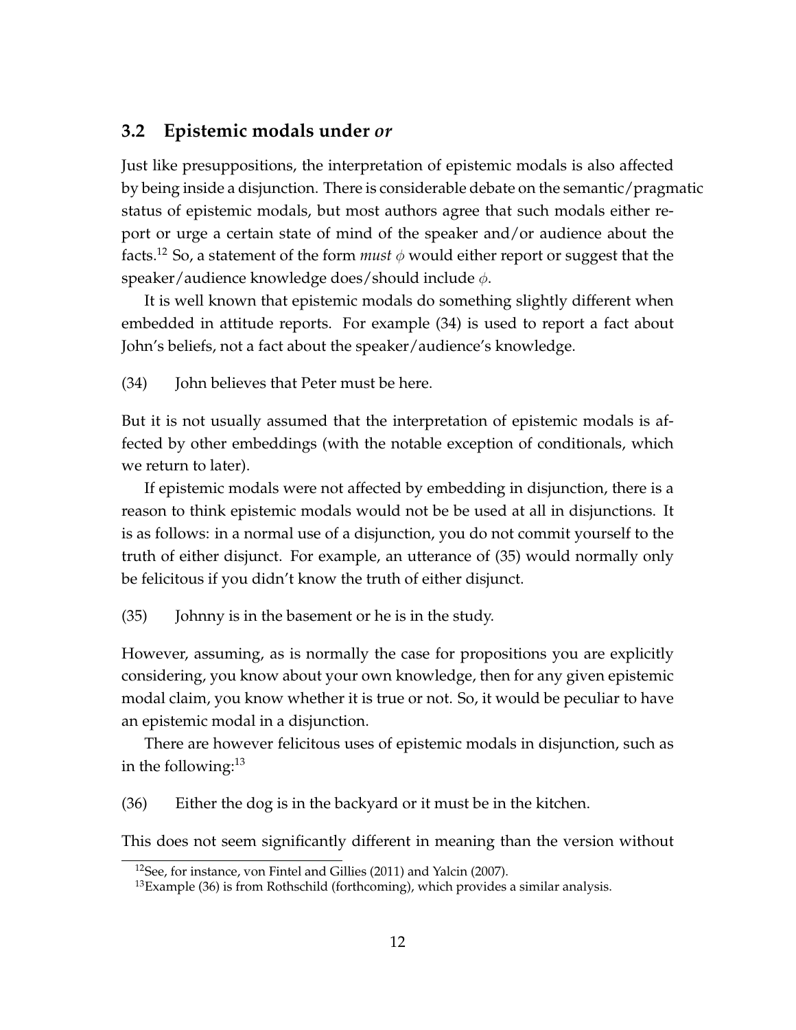### 3.2 Epistemic modals under *or*

Just like presuppositions, the interpretation of epistemic modals is also affected by being inside a disjunction. There is considerable debate on the semantic/pragmatic status of epistemic modals, but most authors agree that such modals either report or urge a certain state of mind of the speaker and/or audience about the facts.[12] So, a statement of the form *must* $\phi$ would either report or suggest that the speaker/audience knowledge does/should include $\phi$.

It is well known that epistemic modals do something slightly different when embedded in attitude reports. For example (34) is used to report a fact about John's beliefs, not a fact about the speaker/audience's knowledge.

(34) John believes that Peter must be here.

But it is not usually assumed that the interpretation of epistemic modals is affected by other embeddings (with the notable exception of conditionals, which we return to later).

If epistemic modals were not affected by embedding in disjunction, there is a reason to think epistemic modals would not be be used at all in disjunctions. It is as follows: in a normal use of a disjunction, you do not commit yourself to the truth of either disjunct. For example, an utterance of (35) would normally only be felicitous if you didn't know the truth of either disjunct.

(35) Johnny is in the basement or he is in the study.

However, assuming, as is normally the case for propositions you are explicitly considering, you know about your own knowledge, then for any given epistemic modal claim, you know whether it is true or not. So, it would be peculiar to have an epistemic modal in a disjunction.

There are however felicitous uses of epistemic modals in disjunction, such as in the following:[13]

(36) Either the dog is in the backyard or it must be in the kitchen.

This does not seem significantly different in meaning than the version without

[12] See, for instance, von Fintel and Gillies (2011) and Yalcin (2007).

[13] Example (36) is from Rothschild (forthcoming), which provides a similar analysis.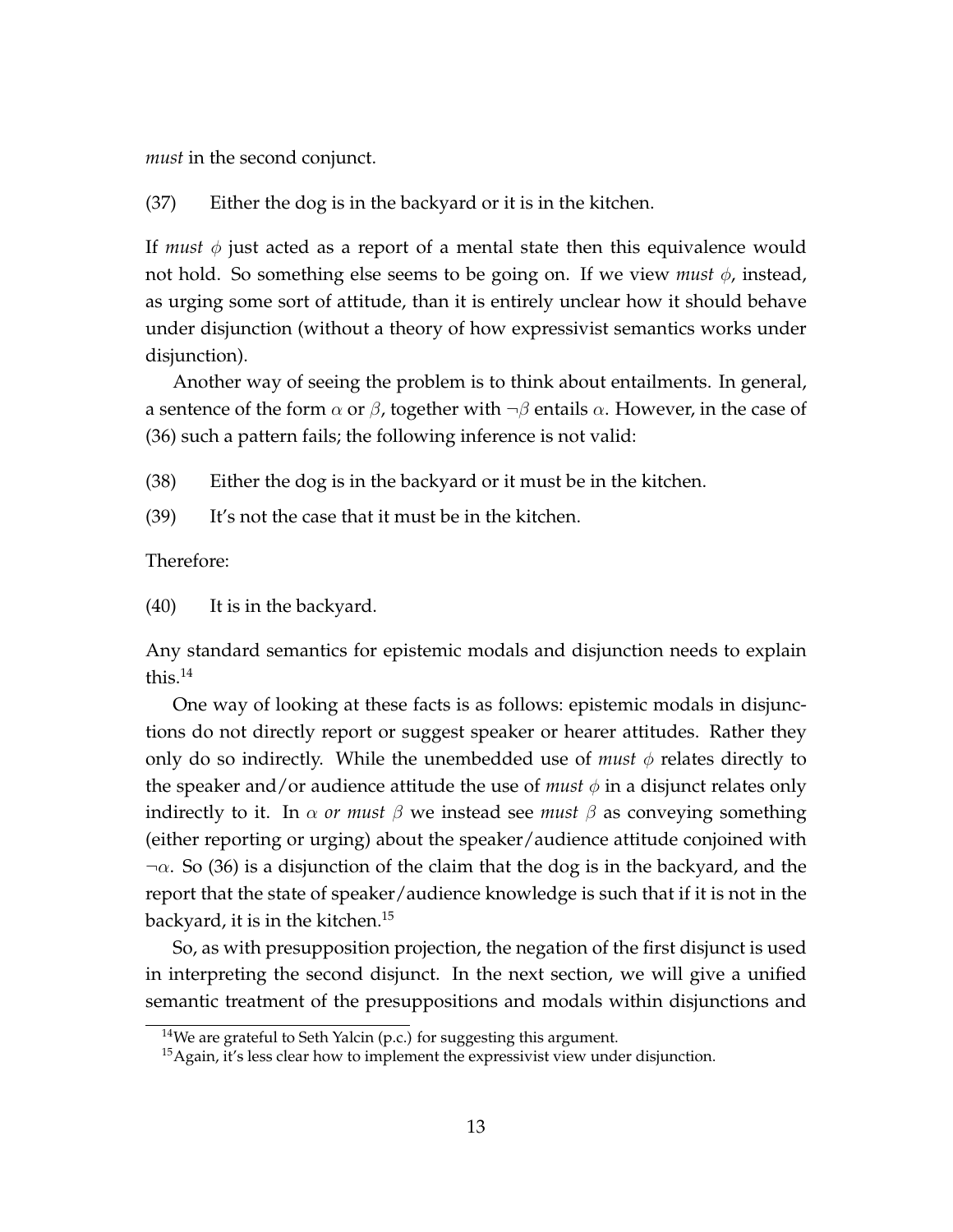*must* in the second conjunct.

(37) Either the dog is in the backyard or it is in the kitchen.

If *must* $\phi$ just acted as a report of a mental state then this equivalence would not hold. So something else seems to be going on. If we view *must* $\phi$, instead, as urging some sort of attitude, than it is entirely unclear how it should behave under disjunction (without a theory of how expressivist semantics works under disjunction).

Another way of seeing the problem is to think about entailments. In general, a sentence of the form $\alpha$ or $\beta$, together with $\neg\beta$ entails $\alpha$. However, in the case of (36) such a pattern fails; the following inference is not valid:

(38) Either the dog is in the backyard or it must be in the kitchen.

(39) It's not the case that it must be in the kitchen.

Therefore:

(40) It is in the backyard.

Any standard semantics for epistemic modals and disjunction needs to explain this.[14]

One way of looking at these facts is as follows: epistemic modals in disjunctions do not directly report or suggest speaker or hearer attitudes. Rather they only do so indirectly. While the unembedded use of *must* $\phi$ relates directly to the speaker and/or audience attitude the use of *must* $\phi$ in a disjunct relates only indirectly to it. In $\alpha$ *or must* $\beta$ we instead see *must* $\beta$ as conveying something (either reporting or urging) about the speaker/audience attitude conjoined with $\neg\alpha$. So (36) is a disjunction of the claim that the dog is in the backyard, and the report that the state of speaker/audience knowledge is such that if it is not in the backyard, it is in the kitchen.[15]

So, as with presupposition projection, the negation of the first disjunct is used in interpreting the second disjunct. In the next section, we will give a unified semantic treatment of the presuppositions and modals within disjunctions and

[14] We are grateful to Seth Yalcin (p.c.) for suggesting this argument.

[15] Again, it's less clear how to implement the expressivist view under disjunction.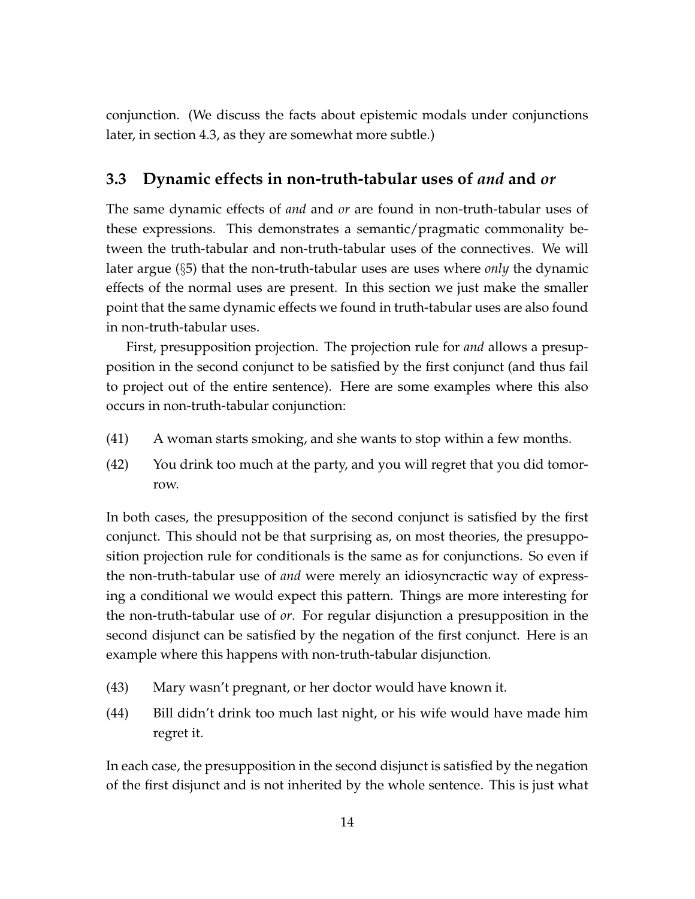conjunction. (We discuss the facts about epistemic modals under conjunctions later, in section 4.3, as they are somewhat more subtle.)

### 3.3 Dynamic effects in non-truth-tabular uses of *and* and *or*

The same dynamic effects of *and* and *or* are found in non-truth-tabular uses of these expressions. This demonstrates a semantic/pragmatic commonality between the truth-tabular and non-truth-tabular uses of the connectives. We will later argue (§5) that the non-truth-tabular uses are uses where *only* the dynamic effects of the normal uses are present. In this section we just make the smaller point that the same dynamic effects we found in truth-tabular uses are also found in non-truth-tabular uses.

First, presupposition projection. The projection rule for *and* allows a presupposition in the second conjunct to be satisfied by the first conjunct (and thus fail to project out of the entire sentence). Here are some examples where this also occurs in non-truth-tabular conjunction:

(41) A woman starts smoking, and she wants to stop within a few months.

(42) You drink too much at the party, and you will regret that you did tomorrow.

In both cases, the presupposition of the second conjunct is satisfied by the first conjunct. This should not be that surprising as, on most theories, the presupposition projection rule for conditionals is the same as for conjunctions. So even if the non-truth-tabular use of *and* were merely an idiosyncractic way of expressing a conditional we would expect this pattern. Things are more interesting for the non-truth-tabular use of *or*. For regular disjunction a presupposition in the second disjunct can be satisfied by the negation of the first conjunct. Here is an example where this happens with non-truth-tabular disjunction.

(43) Mary wasn't pregnant, or her doctor would have known it.

(44) Bill didn't drink too much last night, or his wife would have made him regret it.

In each case, the presupposition in the second disjunct is satisfied by the negation of the first disjunct and is not inherited by the whole sentence. This is just what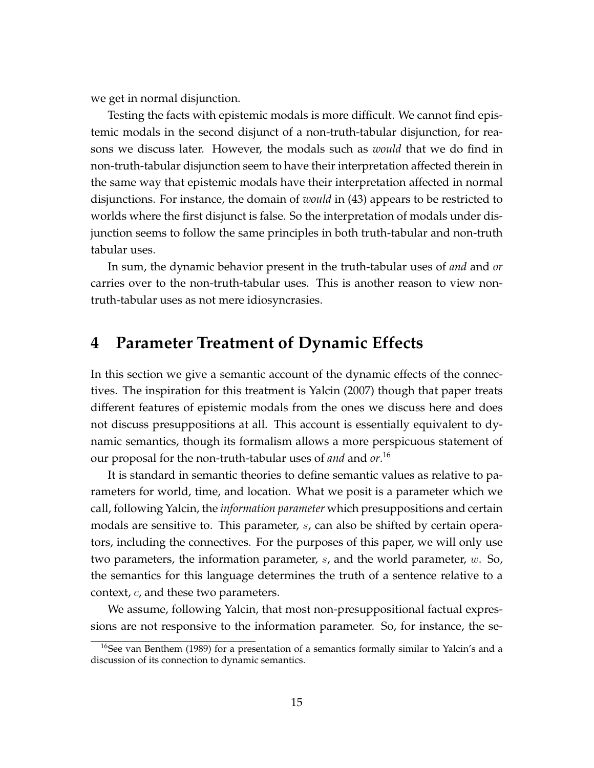we get in normal disjunction.

Testing the facts with epistemic modals is more difficult. We cannot find epistemic modals in the second disjunct of a non-truth-tabular disjunction, for reasons we discuss later. However, the modals such as *would* that we do find in non-truth-tabular disjunction seem to have their interpretation affected therein in the same way that epistemic modals have their interpretation affected in normal disjunctions. For instance, the domain of *would* in (43) appears to be restricted to worlds where the first disjunct is false. So the interpretation of modals under disjunction seems to follow the same principles in both truth-tabular and non-truth tabular uses.

In sum, the dynamic behavior present in the truth-tabular uses of *and* and *or* carries over to the non-truth-tabular uses. This is another reason to view non-truth-tabular uses as not mere idiosyncrasies.

## 4 Parameter Treatment of Dynamic Effects

In this section we give a semantic account of the dynamic effects of the connectives. The inspiration for this treatment is Yalcin (2007) though that paper treats different features of epistemic modals from the ones we discuss here and does not discuss presuppositions at all. This account is essentially equivalent to dynamic semantics, though its formalism allows a more perspicuous statement of our proposal for the non-truth-tabular uses of *and* and *or*.[16]

It is standard in semantic theories to define semantic values as relative to parameters for world, time, and location. What we posit is a parameter which we call, following Yalcin, the *information parameter* which presuppositions and certain modals are sensitive to. This parameter, $s$, can also be shifted by certain operators, including the connectives. For the purposes of this paper, we will only use two parameters, the information parameter, $s$, and the world parameter, $w$. So, the semantics for this language determines the truth of a sentence relative to a context, $c$, and these two parameters.

We assume, following Yalcin, that most non-presuppositional factual expressions are not responsive to the information parameter. So, for instance, the se-

[16]See van Benthem (1989) for a presentation of a semantics formally similar to Yalcin's and a discussion of its connection to dynamic semantics.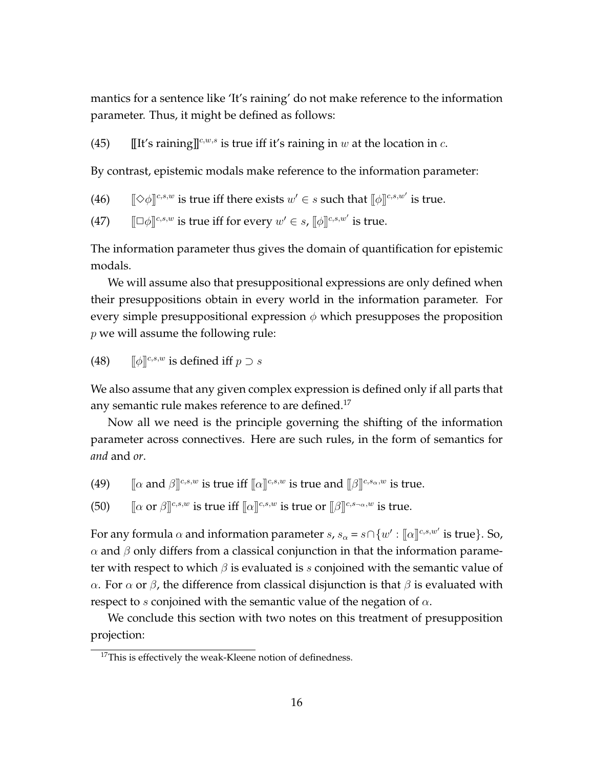mantics for a sentence like 'It's raining' do not make reference to the information parameter. Thus, it might be defined as follows:

(45) $[\![\text{It's raining}]\!]^{c,w,s}$ is true iff it's raining in $w$ at the location in $c$.

By contrast, epistemic modals make reference to the information parameter:

(46) $[\![\Diamond\phi]\!]^{c,s,w}$ is true iff there exists $w' \in s$ such that $[\![\phi]\!]^{c,s,w'}$ is true.

(47) $[\![\Box\phi]\!]^{c,s,w}$ is true iff for every $w' \in s$, $[\![\phi]\!]^{c,s,w'}$ is true.

The information parameter thus gives the domain of quantification for epistemic modals.

We will assume also that presuppositional expressions are only defined when their presuppositions obtain in every world in the information parameter. For every simple presuppositional expression $\phi$ which presupposes the proposition $p$ we will assume the following rule:

(48) $[\![\phi]\!]^{c,s,w}$ is defined iff $p \supset s$

We also assume that any given complex expression is defined only if all parts that any semantic rule makes reference to are defined.[17]

Now all we need is the principle governing the shifting of the information parameter across connectives. Here are such rules, in the form of semantics for *and* and *or*.

(49) $[\![\alpha \text{ and } \beta]\!]^{c,s,w}$ is true iff $[\![\alpha]\!]^{c,s,w}$ is true and $[\![\beta]\!]^{c,s_\alpha,w}$ is true.

(50) $[\![\alpha \text{ or } \beta]\!]^{c,s,w}$ is true iff $[\![\alpha]\!]^{c,s,w}$ is true or $[\![\beta]\!]^{c,s_{\neg\alpha},w}$ is true.

For any formula $\alpha$ and information parameter $s$, $s_\alpha = s \cap \{w' : [\![\alpha]\!]^{c,s,w'} \text{ is true}\}$. So, $\alpha$ and $\beta$ only differs from a classical conjunction in that the information parameter with respect to which $\beta$ is evaluated is $s$ conjoined with the semantic value of $\alpha$. For $\alpha$ or $\beta$, the difference from classical disjunction is that $\beta$ is evaluated with respect to $s$ conjoined with the semantic value of the negation of $\alpha$.

We conclude this section with two notes on this treatment of presupposition projection:

[17] This is effectively the weak-Kleene notion of definedness.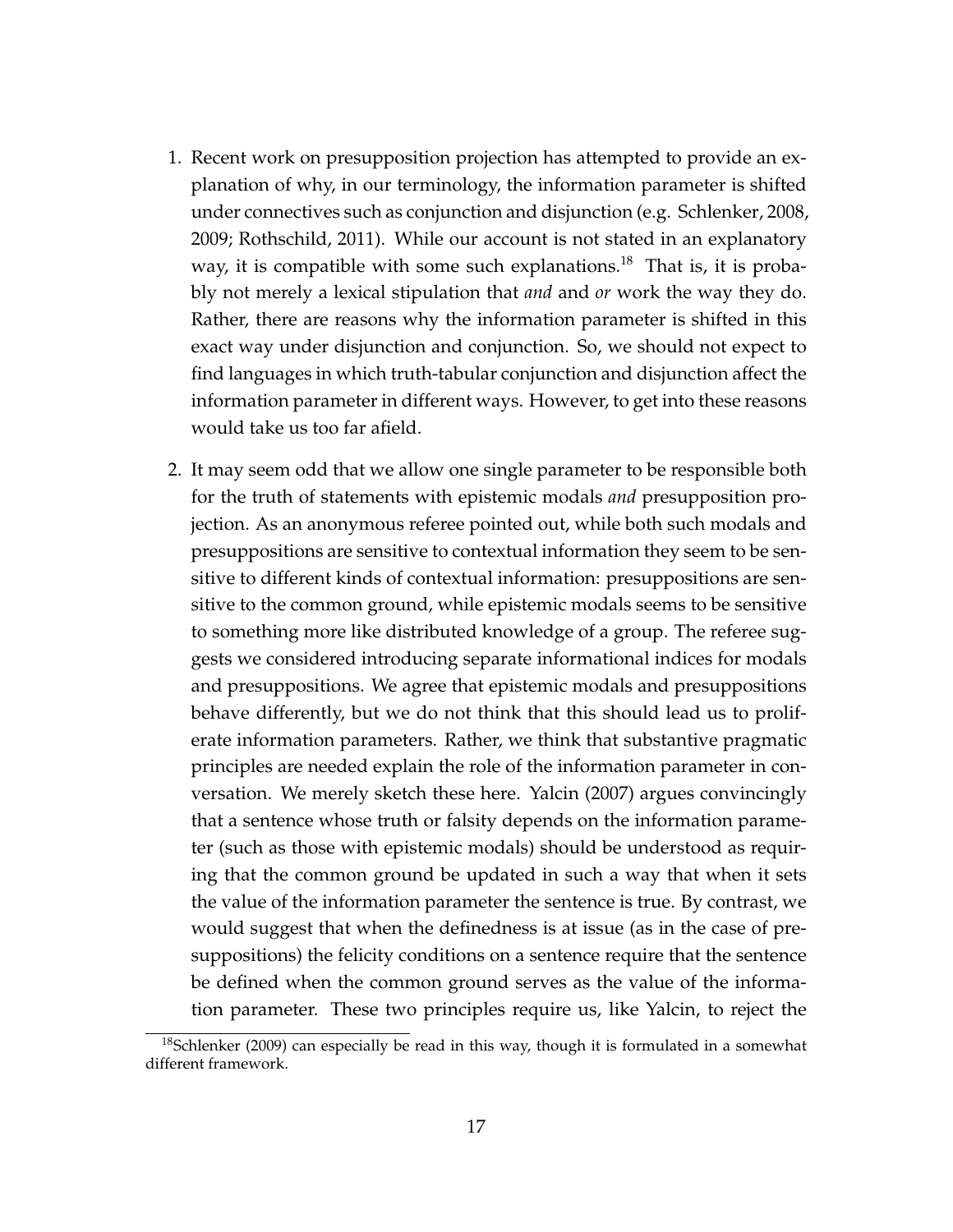1. Recent work on presupposition projection has attempted to provide an explanation of why, in our terminology, the information parameter is shifted under connectives such as conjunction and disjunction (e.g. Schlenker, 2008, 2009; Rothschild, 2011). While our account is not stated in an explanatory way, it is compatible with some such explanations.[18] That is, it is probably not merely a lexical stipulation that *and* and *or* work the way they do. Rather, there are reasons why the information parameter is shifted in this exact way under disjunction and conjunction. So, we should not expect to find languages in which truth-tabular conjunction and disjunction affect the information parameter in different ways. However, to get into these reasons would take us too far afield.

2. It may seem odd that we allow one single parameter to be responsible both for the truth of statements with epistemic modals *and* presupposition projection. As an anonymous referee pointed out, while both such modals and presuppositions are sensitive to contextual information they seem to be sensitive to different kinds of contextual information: presuppositions are sensitive to the common ground, while epistemic modals seems to be sensitive to something more like distributed knowledge of a group. The referee suggests we considered introducing separate informational indices for modals and presuppositions. We agree that epistemic modals and presuppositions behave differently, but we do not think that this should lead us to proliferate information parameters. Rather, we think that substantive pragmatic principles are needed explain the role of the information parameter in conversation. We merely sketch these here. Yalcin (2007) argues convincingly that a sentence whose truth or falsity depends on the information parameter (such as those with epistemic modals) should be understood as requiring that the common ground be updated in such a way that when it sets the value of the information parameter the sentence is true. By contrast, we would suggest that when the definedness is at issue (as in the case of presuppositions) the felicity conditions on a sentence require that the sentence be defined when the common ground serves as the value of the information parameter. These two principles require us, like Yalcin, to reject the

[18] Schlenker (2009) can especially be read in this way, though it is formulated in a somewhat different framework.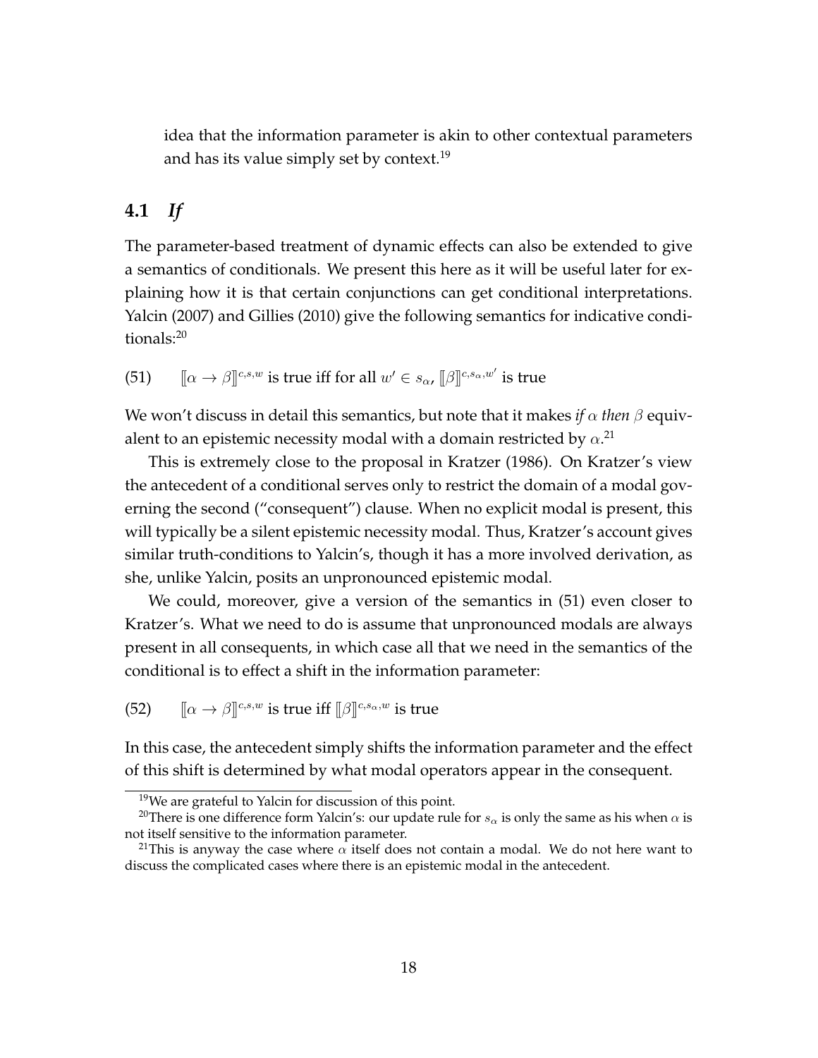idea that the information parameter is akin to other contextual parameters and has its value simply set by context.[19]

## 4.1 *If*

The parameter-based treatment of dynamic effects can also be extended to give a semantics of conditionals. We present this here as it will be useful later for explaining how it is that certain conjunctions can get conditional interpretations. Yalcin (2007) and Gillies (2010) give the following semantics for indicative conditionals:[20]

(51) $[\![\alpha \rightarrow \beta]\!]^{c,s,w}$ is true iff for all $w' \in s_\alpha$, $[\![\beta]\!]^{c,s_\alpha,w'}$ is true

We won't discuss in detail this semantics, but note that it makes *if* $\alpha$ *then* $\beta$ equivalent to an epistemic necessity modal with a domain restricted by $\alpha$.[21]

This is extremely close to the proposal in Kratzer (1986). On Kratzer's view the antecedent of a conditional serves only to restrict the domain of a modal governing the second ("consequent") clause. When no explicit modal is present, this will typically be a silent epistemic necessity modal. Thus, Kratzer's account gives similar truth-conditions to Yalcin's, though it has a more involved derivation, as she, unlike Yalcin, posits an unpronounced epistemic modal.

We could, moreover, give a version of the semantics in (51) even closer to Kratzer's. What we need to do is assume that unpronounced modals are always present in all consequents, in which case all that we need in the semantics of the conditional is to effect a shift in the information parameter:

(52) $[\![\alpha \rightarrow \beta]\!]^{c,s,w}$ is true iff $[\![\beta]\!]^{c,s_\alpha,w}$ is true

In this case, the antecedent simply shifts the information parameter and the effect of this shift is determined by what modal operators appear in the consequent.

---

[19] We are grateful to Yalcin for discussion of this point.

[20] There is one difference form Yalcin's: our update rule for $s_\alpha$ is only the same as his when $\alpha$ is not itself sensitive to the information parameter.

[21] This is anyway the case where $\alpha$ itself does not contain a modal. We do not here want to discuss the complicated cases where there is an epistemic modal in the antecedent.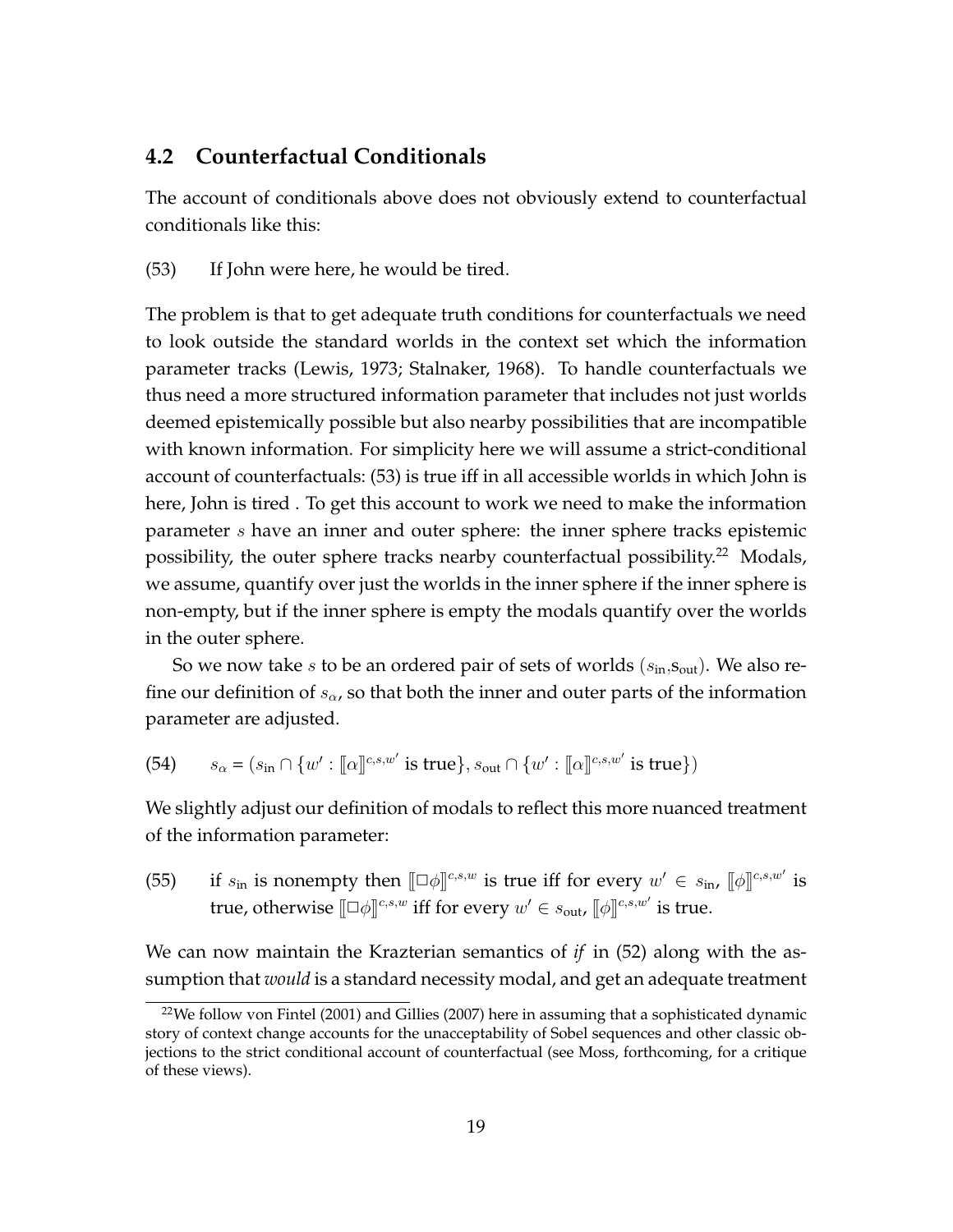## 4.2 Counterfactual Conditionals

The account of conditionals above does not obviously extend to counterfactual conditionals like this:

(53) If John were here, he would be tired.

The problem is that to get adequate truth conditions for counterfactuals we need to look outside the standard worlds in the context set which the information parameter tracks (Lewis, 1973; Stalnaker, 1968). To handle counterfactuals we thus need a more structured information parameter that includes not just worlds deemed epistemically possible but also nearby possibilities that are incompatible with known information. For simplicity here we will assume a strict-conditional account of counterfactuals: (53) is true iff in all accessible worlds in which John is here, John is tired . To get this account to work we need to make the information parameter $s$ have an inner and outer sphere: the inner sphere tracks epistemic possibility, the outer sphere tracks nearby counterfactual possibility.[22] Modals, we assume, quantify over just the worlds in the inner sphere if the inner sphere is non-empty, but if the inner sphere is empty the modals quantify over the worlds in the outer sphere.

So we now take $s$ to be an ordered pair of sets of worlds ($s_{\text{in}}$,$s_{\text{out}}$). We also refine our definition of $s_\alpha$, so that both the inner and outer parts of the information parameter are adjusted.

(54) $s_\alpha = (s_{\text{in}} \cap \{w' : [\![\alpha]\!]^{c,s,w'} \text{ is true}\}, s_{\text{out}} \cap \{w' : [\![\alpha]\!]^{c,s,w'} \text{ is true}\})$

We slightly adjust our definition of modals to reflect this more nuanced treatment of the information parameter:

(55) if $s_{\text{in}}$ is nonempty then $[\![\Box\phi]\!]^{c,s,w}$ is true iff for every $w' \in s_{\text{in}}$, $[\![\phi]\!]^{c,s,w'}$ is true, otherwise $[\![\Box\phi]\!]^{c,s,w}$ iff for every $w' \in s_{\text{out}}$, $[\![\phi]\!]^{c,s,w'}$ is true.

We can now maintain the Krazterian semantics of *if* in (52) along with the assumption that *would* is a standard necessity modal, and get an adequate treatment

[22] We follow von Fintel (2001) and Gillies (2007) here in assuming that a sophisticated dynamic story of context change accounts for the unacceptability of Sobel sequences and other classic objections to the strict conditional account of counterfactual (see Moss, forthcoming, for a critique of these views).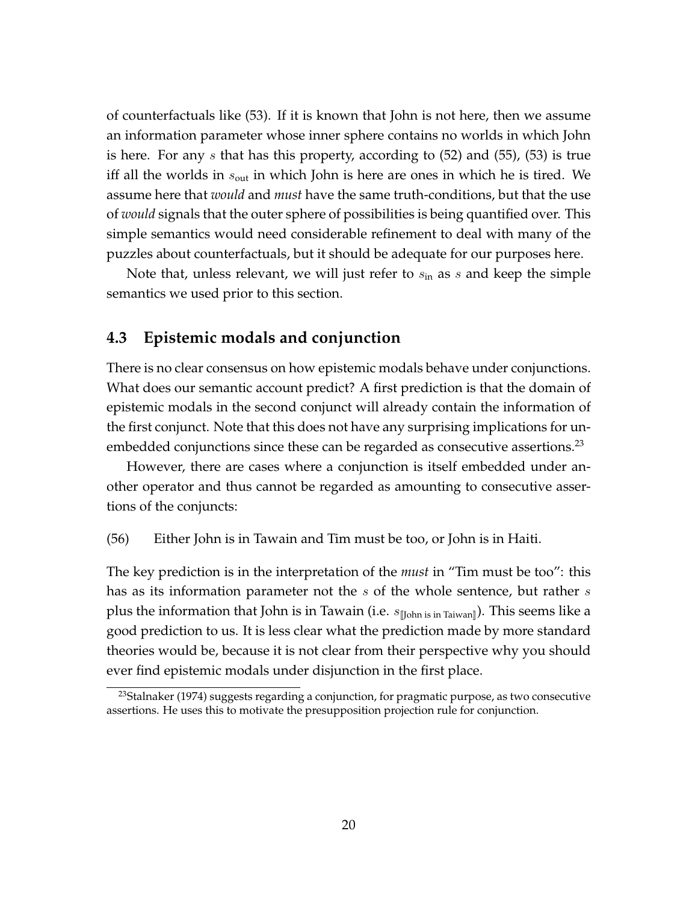of counterfactuals like (53). If it is known that John is not here, then we assume an information parameter whose inner sphere contains no worlds in which John is here. For any $s$ that has this property, according to (52) and (55), (53) is true iff all the worlds in $s_{\text{out}}$ in which John is here are ones in which he is tired. We assume here that *would* and *must* have the same truth-conditions, but that the use of *would* signals that the outer sphere of possibilities is being quantified over. This simple semantics would need considerable refinement to deal with many of the puzzles about counterfactuals, but it should be adequate for our purposes here.

Note that, unless relevant, we will just refer to $s_{\text{in}}$ as $s$ and keep the simple semantics we used prior to this section.

## 4.3 Epistemic modals and conjunction

There is no clear consensus on how epistemic modals behave under conjunctions. What does our semantic account predict? A first prediction is that the domain of epistemic modals in the second conjunct will already contain the information of the first conjunct. Note that this does not have any surprising implications for unembedded conjunctions since these can be regarded as consecutive assertions.[23]

However, there are cases where a conjunction is itself embedded under another operator and thus cannot be regarded as amounting to consecutive assertions of the conjuncts:

(56) Either John is in Tawain and Tim must be too, or John is in Haiti.

The key prediction is in the interpretation of the *must* in "Tim must be too": this has as its information parameter not the $s$ of the whole sentence, but rather $s$ plus the information that John is in Tawain (i.e. $s_{[\![\text{John is in Taiwan}]\!]}$). This seems like a good prediction to us. It is less clear what the prediction made by more standard theories would be, because it is not clear from their perspective why you should ever find epistemic modals under disjunction in the first place.

[23] Stalnaker (1974) suggests regarding a conjunction, for pragmatic purpose, as two consecutive assertions. He uses this to motivate the presupposition projection rule for conjunction.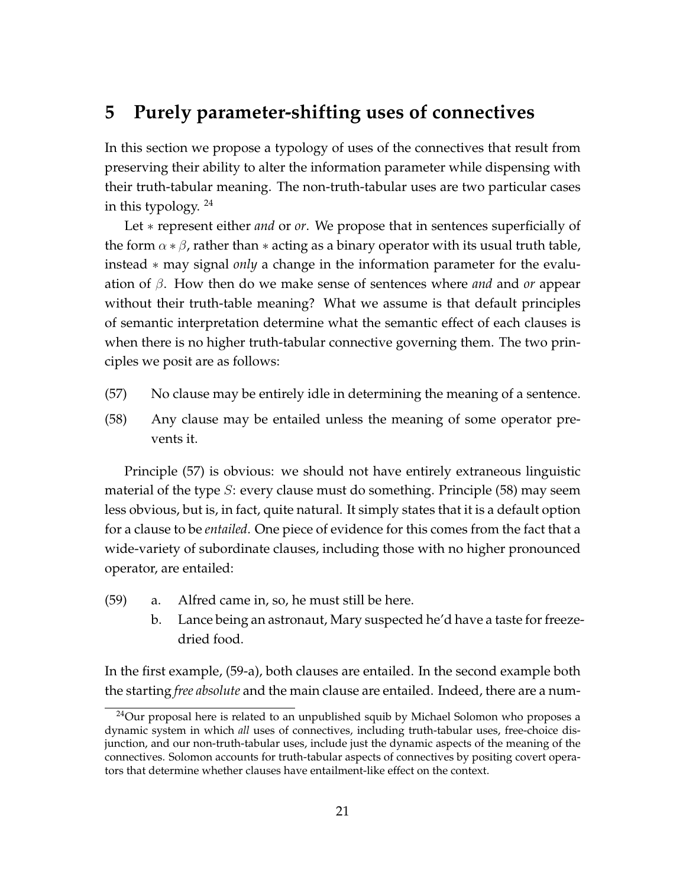## 5 Purely parameter-shifting uses of connectives

In this section we propose a typology of uses of the connectives that result from preserving their ability to alter the information parameter while dispensing with their truth-tabular meaning. The non-truth-tabular uses are two particular cases in this typology. [24]

Let $*$ represent either *and* or *or*. We propose that in sentences superficially of the form $\alpha * \beta$, rather than $*$ acting as a binary operator with its usual truth table, instead $*$ may signal *only* a change in the information parameter for the evaluation of $\beta$. How then do we make sense of sentences where *and* and *or* appear without their truth-table meaning? What we assume is that default principles of semantic interpretation determine what the semantic effect of each clauses is when there is no higher truth-tabular connective governing them. The two principles we posit are as follows:

(57) No clause may be entirely idle in determining the meaning of a sentence.

(58) Any clause may be entailed unless the meaning of some operator prevents it.

Principle (57) is obvious: we should not have entirely extraneous linguistic material of the type $S$: every clause must do something. Principle (58) may seem less obvious, but is, in fact, quite natural. It simply states that it is a default option for a clause to be *entailed*. One piece of evidence for this comes from the fact that a wide-variety of subordinate clauses, including those with no higher pronounced operator, are entailed:

(59) a. Alfred came in, so, he must still be here.
  b. Lance being an astronaut, Mary suspected he'd have a taste for freeze-dried food.

In the first example, (59-a), both clauses are entailed. In the second example both the starting *free absolute* and the main clause are entailed. Indeed, there are a num-

[24] Our proposal here is related to an unpublished squib by Michael Solomon who proposes a dynamic system in which *all* uses of connectives, including truth-tabular uses, free-choice disjunction, and our non-truth-tabular uses, include just the dynamic aspects of the meaning of the connectives. Solomon accounts for truth-tabular aspects of connectives by positing covert operators that determine whether clauses have entailment-like effect on the context.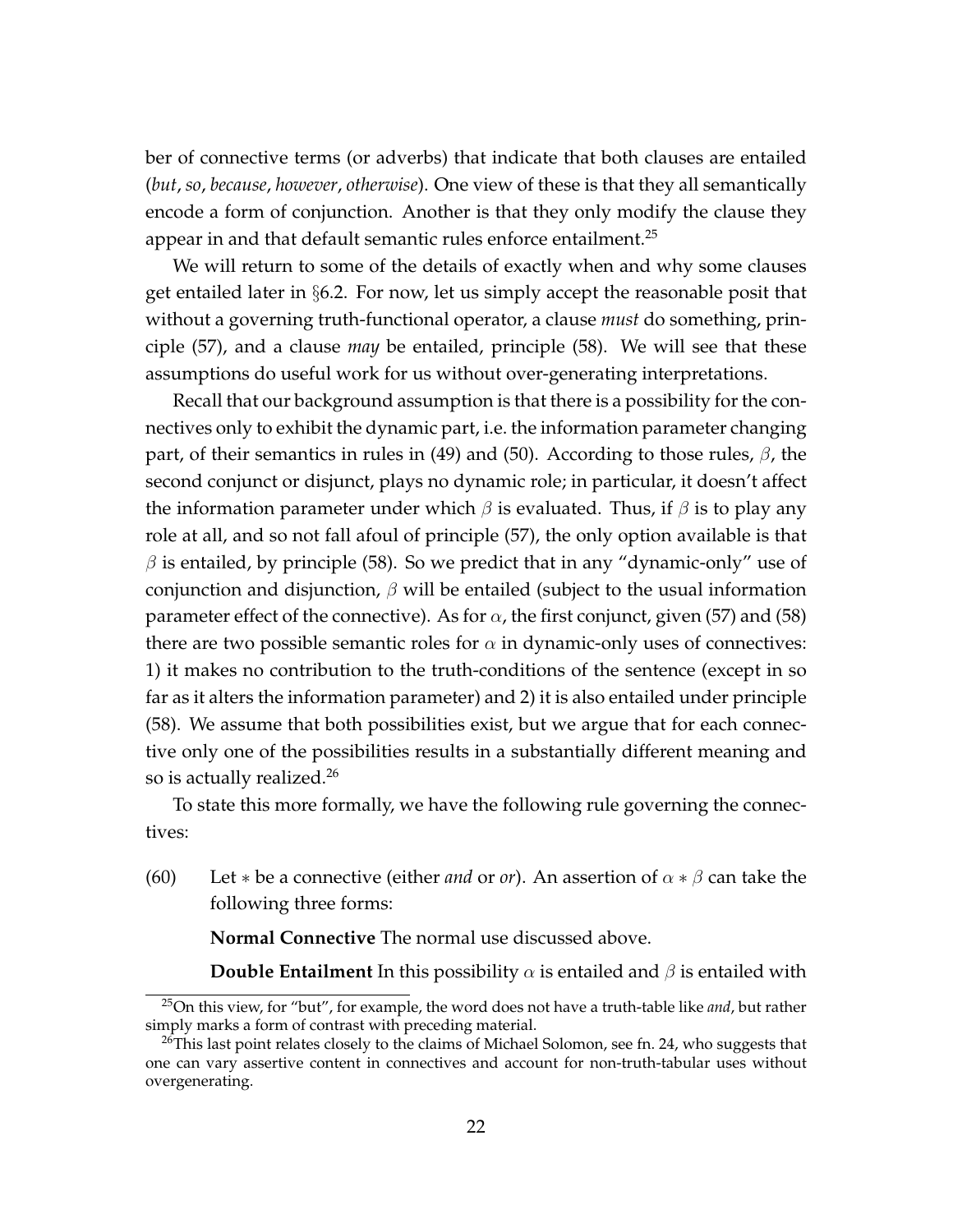ber of connective terms (or adverbs) that indicate that both clauses are entailed (*but*, *so*, *because*, *however*, *otherwise*). One view of these is that they all semantically encode a form of conjunction. Another is that they only modify the clause they appear in and that default semantic rules enforce entailment.[25]

We will return to some of the details of exactly when and why some clauses get entailed later in §6.2. For now, let us simply accept the reasonable posit that without a governing truth-functional operator, a clause *must* do something, principle (57), and a clause *may* be entailed, principle (58). We will see that these assumptions do useful work for us without over-generating interpretations.

Recall that our background assumption is that there is a possibility for the connectives only to exhibit the dynamic part, i.e. the information parameter changing part, of their semantics in rules in (49) and (50). According to those rules, $\beta$, the second conjunct or disjunct, plays no dynamic role; in particular, it doesn't affect the information parameter under which $\beta$ is evaluated. Thus, if $\beta$ is to play any role at all, and so not fall afoul of principle (57), the only option available is that $\beta$ is entailed, by principle (58). So we predict that in any "dynamic-only" use of conjunction and disjunction, $\beta$ will be entailed (subject to the usual information parameter effect of the connective). As for $\alpha$, the first conjunct, given (57) and (58) there are two possible semantic roles for $\alpha$ in dynamic-only uses of connectives: 1) it makes no contribution to the truth-conditions of the sentence (except in so far as it alters the information parameter) and 2) it is also entailed under principle (58). We assume that both possibilities exist, but we argue that for each connective only one of the possibilities results in a substantially different meaning and so is actually realized.[26]

To state this more formally, we have the following rule governing the connectives:

(60) Let $*$ be a connective (either *and* or *or*). An assertion of $\alpha * \beta$ can take the following three forms:

**Normal Connective** The normal use discussed above.

**Double Entailment** In this possibility $\alpha$ is entailed and $\beta$ is entailed with

---

[25] On this view, for "but", for example, the word does not have a truth-table like *and*, but rather simply marks a form of contrast with preceding material.

[26] This last point relates closely to the claims of Michael Solomon, see fn. 24, who suggests that one can vary assertive content in connectives and account for non-truth-tabular uses without overgenerating.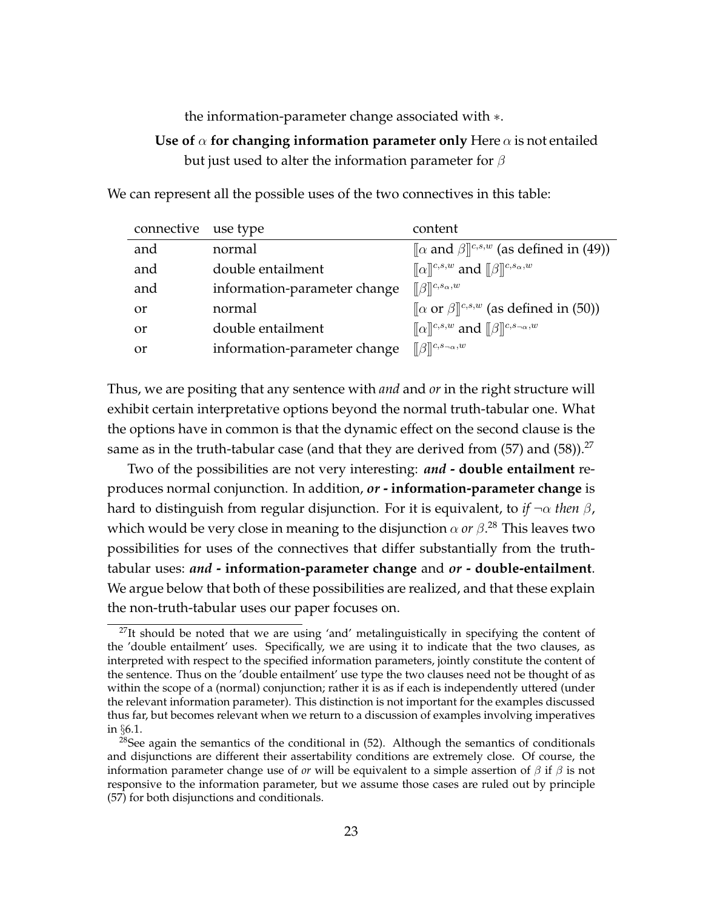the information-parameter change associated with $*$.

**Use of $\alpha$ for changing information parameter only** Here $\alpha$ is not entailed but just used to alter the information parameter for $\beta$

We can represent all the possible uses of the two connectives in this table:

| connective | use type | content |
|---|---|---|
| and | normal | $[\![\alpha \text{ and } \beta]\!]^{c,s,w}$ (as defined in (49)) |
| and | double entailment | $[\![\alpha]\!]^{c,s,w}$ and $[\![\beta]\!]^{c,s_\alpha,w}$ |
| and | information-parameter change | $[\![\beta]\!]^{c,s_\alpha,w}$ |
| or | normal | $[\![\alpha \text{ or } \beta]\!]^{c,s,w}$ (as defined in (50)) |
| or | double entailment | $[\![\alpha]\!]^{c,s,w}$ and $[\![\beta]\!]^{c,s_{\neg\alpha},w}$ |
| or | information-parameter change | $[\![\beta]\!]^{c,s_{\neg\alpha},w}$ |

Thus, we are positing that any sentence with *and* and *or* in the right structure will exhibit certain interpretative options beyond the normal truth-tabular one. What the options have in common is that the dynamic effect on the second clause is the same as in the truth-tabular case (and that they are derived from (57) and (58)).[27]

Two of the possibilities are not very interesting: ***and* - double entailment** reproduces normal conjunction. In addition, ***or* - information-parameter change** is hard to distinguish from regular disjunction. For it is equivalent, to *if* $\neg\alpha$ *then* $\beta$, which would be very close in meaning to the disjunction $\alpha$ *or* $\beta$.[28] This leaves two possibilities for uses of the connectives that differ substantially from the truth-tabular uses: ***and* - information-parameter change** and ***or* - double-entailment**. We argue below that both of these possibilities are realized, and that these explain the non-truth-tabular uses our paper focuses on.

[27]It should be noted that we are using 'and' metalinguistically in specifying the content of the 'double entailment' uses. Specifically, we are using it to indicate that the two clauses, as interpreted with respect to the specified information parameters, jointly constitute the content of the sentence. Thus on the 'double entailment' use type the two clauses need not be thought of as within the scope of a (normal) conjunction; rather it is as if each is independently uttered (under the relevant information parameter). This distinction is not important for the examples discussed thus far, but becomes relevant when we return to a discussion of examples involving imperatives in §6.1.

[28]See again the semantics of the conditional in (52). Although the semantics of conditionals and disjunctions are different their assertability conditions are extremely close. Of course, the information parameter change use of *or* will be equivalent to a simple assertion of $\beta$ if $\beta$ is not responsive to the information parameter, but we assume those cases are ruled out by principle (57) for both disjunctions and conditionals.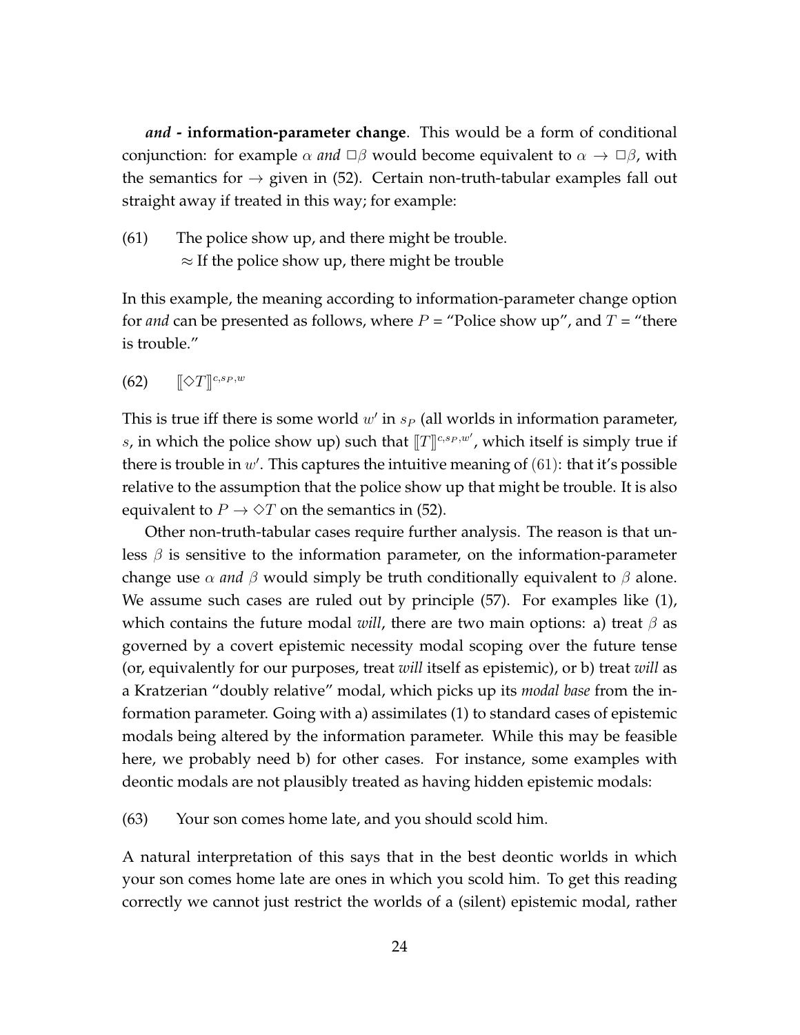***and* - information-parameter change**. This would be a form of conditional conjunction: for example $\alpha$ *and* $\Box\beta$ would become equivalent to $\alpha \rightarrow \Box\beta$, with the semantics for $\rightarrow$ given in (52). Certain non-truth-tabular examples fall out straight away if treated in this way; for example:

(61) The police show up, and there might be trouble.
$\approx$ If the police show up, there might be trouble

In this example, the meaning according to information-parameter change option for *and* can be presented as follows, where $P$ = "Police show up", and $T$ = "there is trouble."

(62) $[\![\Diamond T]\!]^{c,s_P,w}$

This is true iff there is some world $w'$ in $s_P$ (all worlds in information parameter, $s$, in which the police show up) such that $[\![T]\!]^{c,s_P,w'}$, which itself is simply true if there is trouble in $w'$. This captures the intuitive meaning of (61): that it's possible relative to the assumption that the police show up that might be trouble. It is also equivalent to $P \rightarrow \Diamond T$ on the semantics in (52).

Other non-truth-tabular cases require further analysis. The reason is that unless $\beta$ is sensitive to the information parameter, on the information-parameter change use $\alpha$ *and* $\beta$ would simply be truth conditionally equivalent to $\beta$ alone. We assume such cases are ruled out by principle (57). For examples like (1), which contains the future modal *will*, there are two main options: a) treat $\beta$ as governed by a covert epistemic necessity modal scoping over the future tense (or, equivalently for our purposes, treat *will* itself as epistemic), or b) treat *will* as a Kratzerian "doubly relative" modal, which picks up its *modal base* from the information parameter. Going with a) assimilates (1) to standard cases of epistemic modals being altered by the information parameter. While this may be feasible here, we probably need b) for other cases. For instance, some examples with deontic modals are not plausibly treated as having hidden epistemic modals:

(63) Your son comes home late, and you should scold him.

A natural interpretation of this says that in the best deontic worlds in which your son comes home late are ones in which you scold him. To get this reading correctly we cannot just restrict the worlds of a (silent) epistemic modal, rather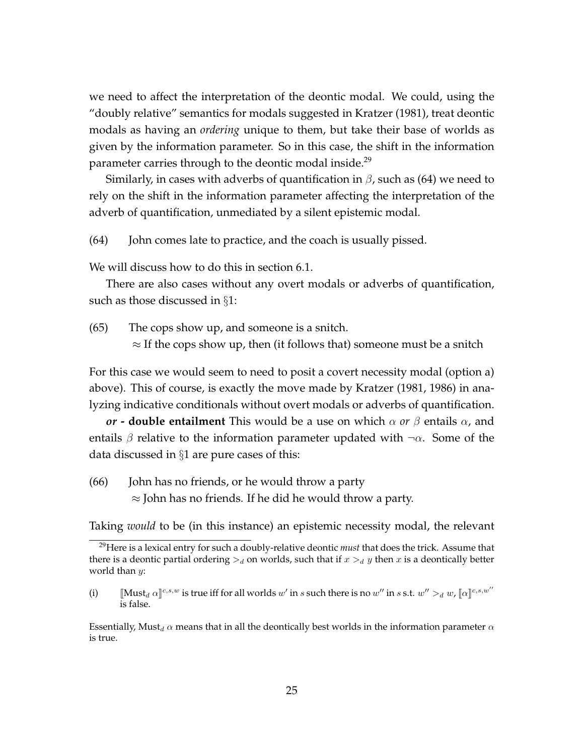we need to affect the interpretation of the deontic modal. We could, using the "doubly relative" semantics for modals suggested in Kratzer (1981), treat deontic modals as having an *ordering* unique to them, but take their base of worlds as given by the information parameter. So in this case, the shift in the information parameter carries through to the deontic modal inside.[29]

Similarly, in cases with adverbs of quantification in $\beta$, such as (64) we need to rely on the shift in the information parameter affecting the interpretation of the adverb of quantification, unmediated by a silent epistemic modal.

(64) John comes late to practice, and the coach is usually pissed.

We will discuss how to do this in section 6.1.

There are also cases without any overt modals or adverbs of quantification, such as those discussed in §1:

(65) The cops show up, and someone is a snitch.
$\approx$ If the cops show up, then (it follows that) someone must be a snitch

For this case we would seem to need to posit a covert necessity modal (option a) above). This of course, is exactly the move made by Kratzer (1981, 1986) in analyzing indicative conditionals without overt modals or adverbs of quantification.

***or* - double entailment** This would be a use on which $\alpha$ *or* $\beta$ entails $\alpha$, and entails $\beta$ relative to the information parameter updated with $\neg\alpha$. Some of the data discussed in §1 are pure cases of this:

(66) John has no friends, or he would throw a party
$\approx$ John has no friends. If he did he would throw a party.

Taking *would* to be (in this instance) an epistemic necessity modal, the relevant

---

[29] Here is a lexical entry for such a doubly-relative deontic *must* that does the trick. Assume that there is a deontic partial ordering $>_d$ on worlds, such that if $x >_d y$ then $x$ is a deontically better world than $y$:

(i) $[\![\text{Must}_d\ \alpha]\!]^{c,s,w}$ is true iff for all worlds $w'$ in $s$ such there is no $w''$ in $s$ s.t. $w'' >_d w$, $[\![\alpha]\!]^{c,s,w''}$ is false.

Essentially, $\text{Must}_d\ \alpha$ means that in all the deontically best worlds in the information parameter $\alpha$ is true.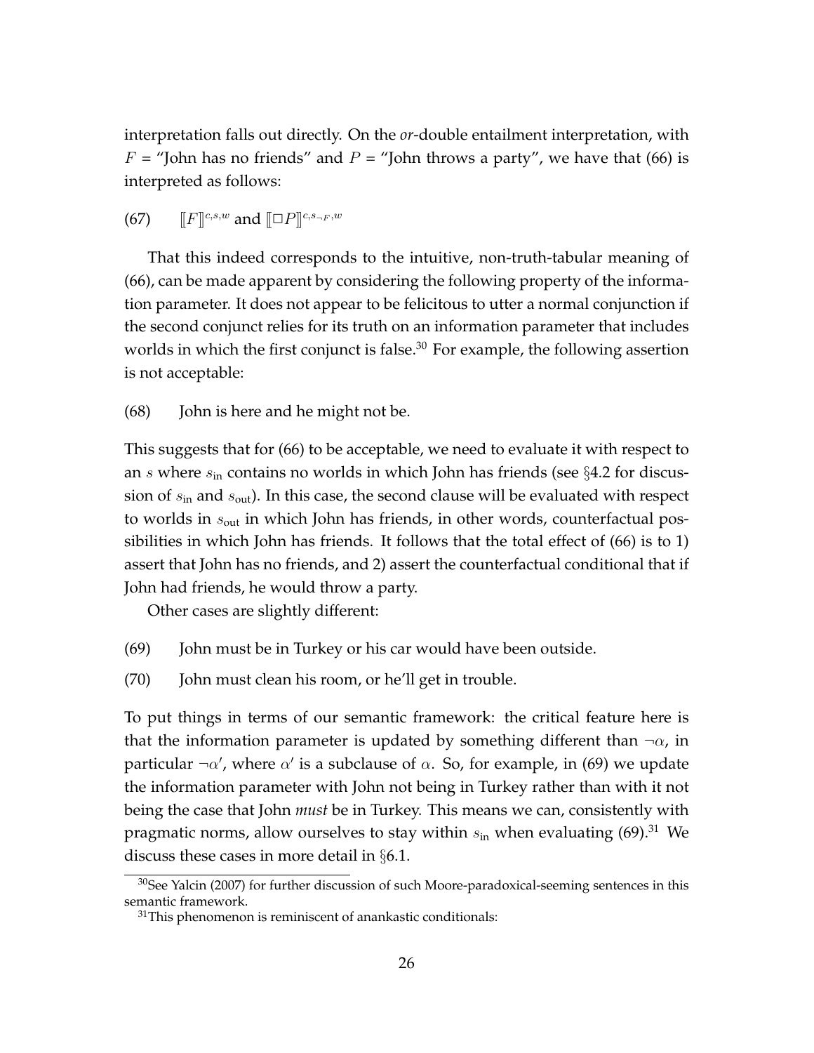interpretation falls out directly. On the *or*-double entailment interpretation, with $F$ = "John has no friends" and $P$ = "John throws a party", we have that (66) is interpreted as follows:

(67) $[\![F]\!]^{c,s,w}$ and $[\![\Box P]\!]^{c,s_{\neg F},w}$

That this indeed corresponds to the intuitive, non-truth-tabular meaning of (66), can be made apparent by considering the following property of the information parameter. It does not appear to be felicitous to utter a normal conjunction if the second conjunct relies for its truth on an information parameter that includes worlds in which the first conjunct is false.[30] For example, the following assertion is not acceptable:

(68) John is here and he might not be.

This suggests that for (66) to be acceptable, we need to evaluate it with respect to an $s$ where $s_{\text{in}}$ contains no worlds in which John has friends (see §4.2 for discussion of $s_{\text{in}}$ and $s_{\text{out}}$). In this case, the second clause will be evaluated with respect to worlds in $s_{\text{out}}$ in which John has friends, in other words, counterfactual possibilities in which John has friends. It follows that the total effect of (66) is to 1) assert that John has no friends, and 2) assert the counterfactual conditional that if John had friends, he would throw a party.

Other cases are slightly different:

(69) John must be in Turkey or his car would have been outside.

(70) John must clean his room, or he'll get in trouble.

To put things in terms of our semantic framework: the critical feature here is that the information parameter is updated by something different than $\neg\alpha$, in particular $\neg\alpha'$, where $\alpha'$ is a subclause of $\alpha$. So, for example, in (69) we update the information parameter with John not being in Turkey rather than with it not being the case that John *must* be in Turkey. This means we can, consistently with pragmatic norms, allow ourselves to stay within $s_{\text{in}}$ when evaluating (69).[31] We discuss these cases in more detail in §6.1.

[30] See Yalcin (2007) for further discussion of such Moore-paradoxical-seeming sentences in this semantic framework.

[31] This phenomenon is reminiscent of anankastic conditionals: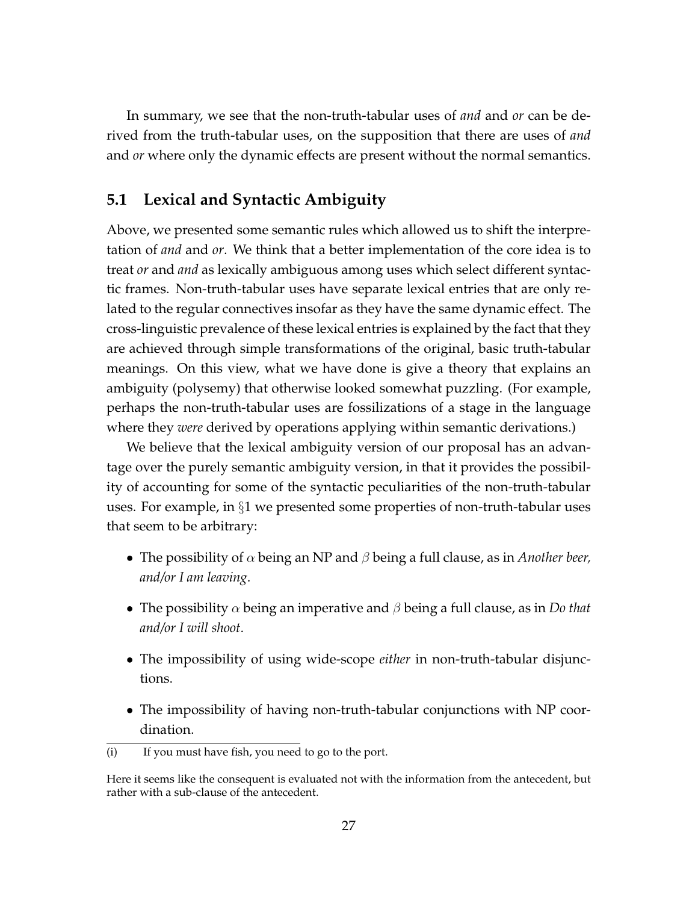In summary, we see that the non-truth-tabular uses of *and* and *or* can be derived from the truth-tabular uses, on the supposition that there are uses of *and* and *or* where only the dynamic effects are present without the normal semantics.

## 5.1 Lexical and Syntactic Ambiguity

Above, we presented some semantic rules which allowed us to shift the interpretation of *and* and *or*. We think that a better implementation of the core idea is to treat *or* and *and* as lexically ambiguous among uses which select different syntactic frames. Non-truth-tabular uses have separate lexical entries that are only related to the regular connectives insofar as they have the same dynamic effect. The cross-linguistic prevalence of these lexical entries is explained by the fact that they are achieved through simple transformations of the original, basic truth-tabular meanings. On this view, what we have done is give a theory that explains an ambiguity (polysemy) that otherwise looked somewhat puzzling. (For example, perhaps the non-truth-tabular uses are fossilizations of a stage in the language where they *were* derived by operations applying within semantic derivations.)

We believe that the lexical ambiguity version of our proposal has an advantage over the purely semantic ambiguity version, in that it provides the possibility of accounting for some of the syntactic peculiarities of the non-truth-tabular uses. For example, in §1 we presented some properties of non-truth-tabular uses that seem to be arbitrary:

- The possibility of $\alpha$ being an NP and $\beta$ being a full clause, as in *Another beer, and/or I am leaving*.
- The possibility $\alpha$ being an imperative and $\beta$ being a full clause, as in *Do that and/or I will shoot*.
- The impossibility of using wide-scope *either* in non-truth-tabular disjunctions.
- The impossibility of having non-truth-tabular conjunctions with NP coordination.

---

(i) If you must have fish, you need to go to the port.

Here it seems like the consequent is evaluated not with the information from the antecedent, but rather with a sub-clause of the antecedent.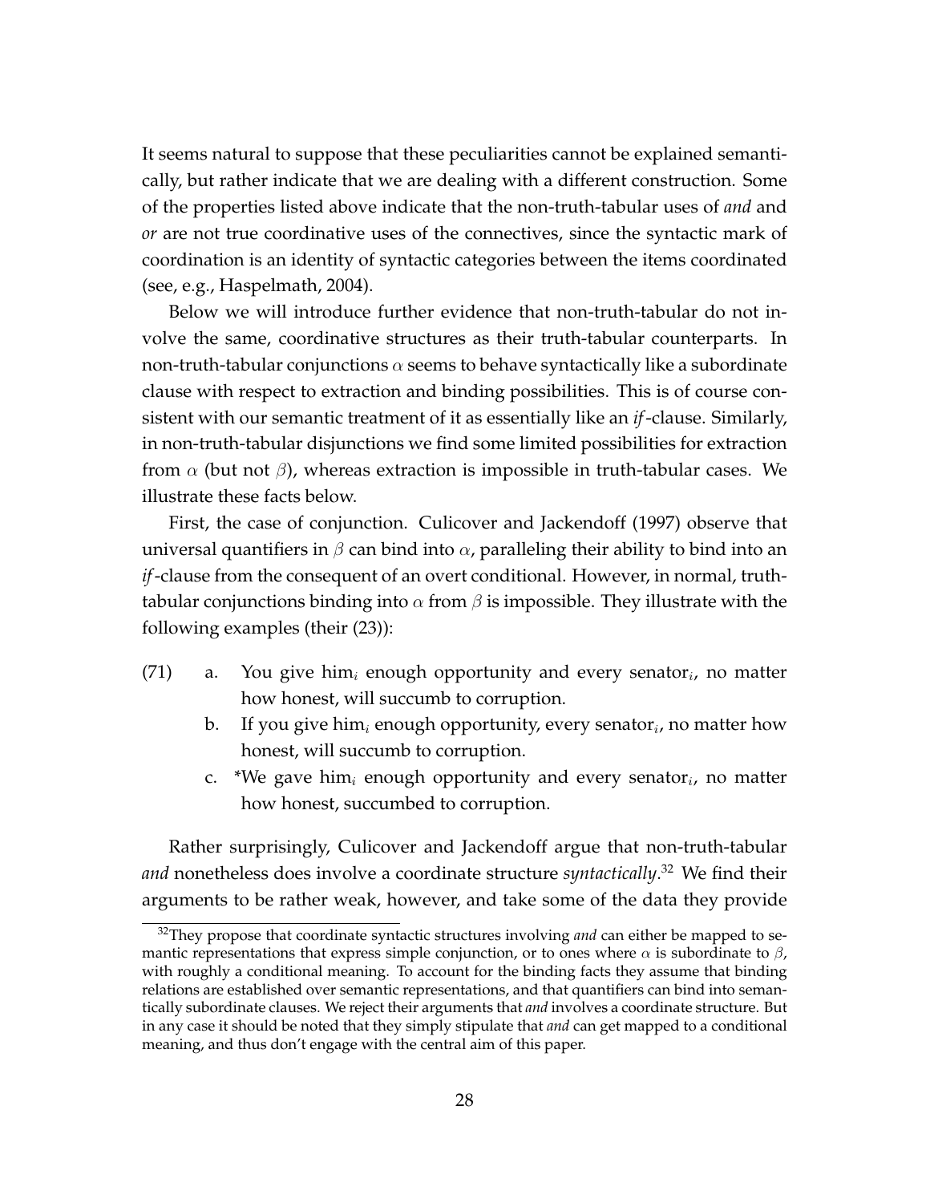It seems natural to suppose that these peculiarities cannot be explained semantically, but rather indicate that we are dealing with a different construction. Some of the properties listed above indicate that the non-truth-tabular uses of *and* and *or* are not true coordinative uses of the connectives, since the syntactic mark of coordination is an identity of syntactic categories between the items coordinated (see, e.g., Haspelmath, 2004).

Below we will introduce further evidence that non-truth-tabular do not involve the same, coordinative structures as their truth-tabular counterparts. In non-truth-tabular conjunctions $\alpha$ seems to behave syntactically like a subordinate clause with respect to extraction and binding possibilities. This is of course consistent with our semantic treatment of it as essentially like an *if*-clause. Similarly, in non-truth-tabular disjunctions we find some limited possibilities for extraction from $\alpha$ (but not $\beta$), whereas extraction is impossible in truth-tabular cases. We illustrate these facts below.

First, the case of conjunction. Culicover and Jackendoff (1997) observe that universal quantifiers in $\beta$ can bind into $\alpha$, paralleling their ability to bind into an *if*-clause from the consequent of an overt conditional. However, in normal, truth-tabular conjunctions binding into $\alpha$ from $\beta$ is impossible. They illustrate with the following examples (their (23)):

(71) a. You give him$_i$ enough opportunity and every senator$_i$, no matter how honest, will succumb to corruption.

b. If you give him$_i$ enough opportunity, every senator$_i$, no matter how honest, will succumb to corruption.

c. *We gave him$_i$ enough opportunity and every senator$_i$, no matter how honest, succumbed to corruption.

Rather surprisingly, Culicover and Jackendoff argue that non-truth-tabular *and* nonetheless does involve a coordinate structure *syntactically*.[32] We find their arguments to be rather weak, however, and take some of the data they provide

[32] They propose that coordinate syntactic structures involving *and* can either be mapped to semantic representations that express simple conjunction, or to ones where $\alpha$ is subordinate to $\beta$, with roughly a conditional meaning. To account for the binding facts they assume that binding relations are established over semantic representations, and that quantifiers can bind into semantically subordinate clauses. We reject their arguments that *and* involves a coordinate structure. But in any case it should be noted that they simply stipulate that *and* can get mapped to a conditional meaning, and thus don't engage with the central aim of this paper.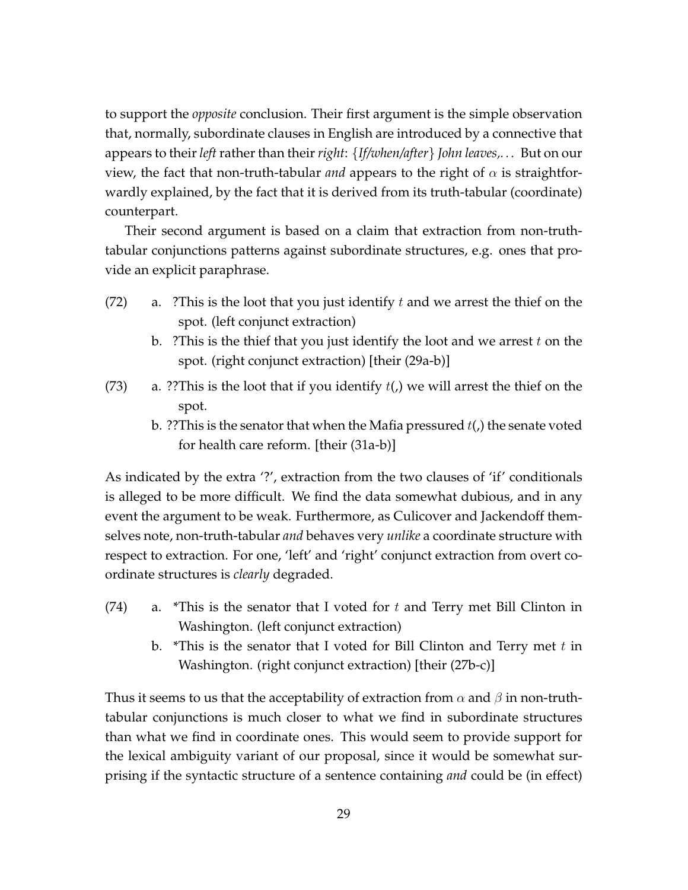to support the *opposite* conclusion. Their first argument is the simple observation that, normally, subordinate clauses in English are introduced by a connective that appears to their *left* rather than their *right*: {*If/when/after*} *John leaves,...* But on our view, the fact that non-truth-tabular *and* appears to the right of $\alpha$ is straightforwardly explained, by the fact that it is derived from its truth-tabular (coordinate) counterpart.

Their second argument is based on a claim that extraction from non-truth-tabular conjunctions patterns against subordinate structures, e.g. ones that provide an explicit paraphrase.

(72) a. ?This is the loot that you just identify $t$ and we arrest the thief on the spot. (left conjunct extraction)

b. ?This is the thief that you just identify the loot and we arrest $t$ on the spot. (right conjunct extraction) [their (29a-b)]

(73) a. ??This is the loot that if you identify $t$(,) we will arrest the thief on the spot.

b. ??This is the senator that when the Mafia pressured $t$(,) the senate voted for health care reform. [their (31a-b)]

As indicated by the extra '?', extraction from the two clauses of 'if' conditionals is alleged to be more difficult. We find the data somewhat dubious, and in any event the argument to be weak. Furthermore, as Culicover and Jackendoff themselves note, non-truth-tabular *and* behaves very *unlike* a coordinate structure with respect to extraction. For one, 'left' and 'right' conjunct extraction from overt coordinate structures is *clearly* degraded.

(74) a. *This is the senator that I voted for $t$ and Terry met Bill Clinton in Washington. (left conjunct extraction)

b. *This is the senator that I voted for Bill Clinton and Terry met $t$ in Washington. (right conjunct extraction) [their (27b-c)]

Thus it seems to us that the acceptability of extraction from $\alpha$ and $\beta$ in non-truth-tabular conjunctions is much closer to what we find in subordinate structures than what we find in coordinate ones. This would seem to provide support for the lexical ambiguity variant of our proposal, since it would be somewhat surprising if the syntactic structure of a sentence containing *and* could be (in effect)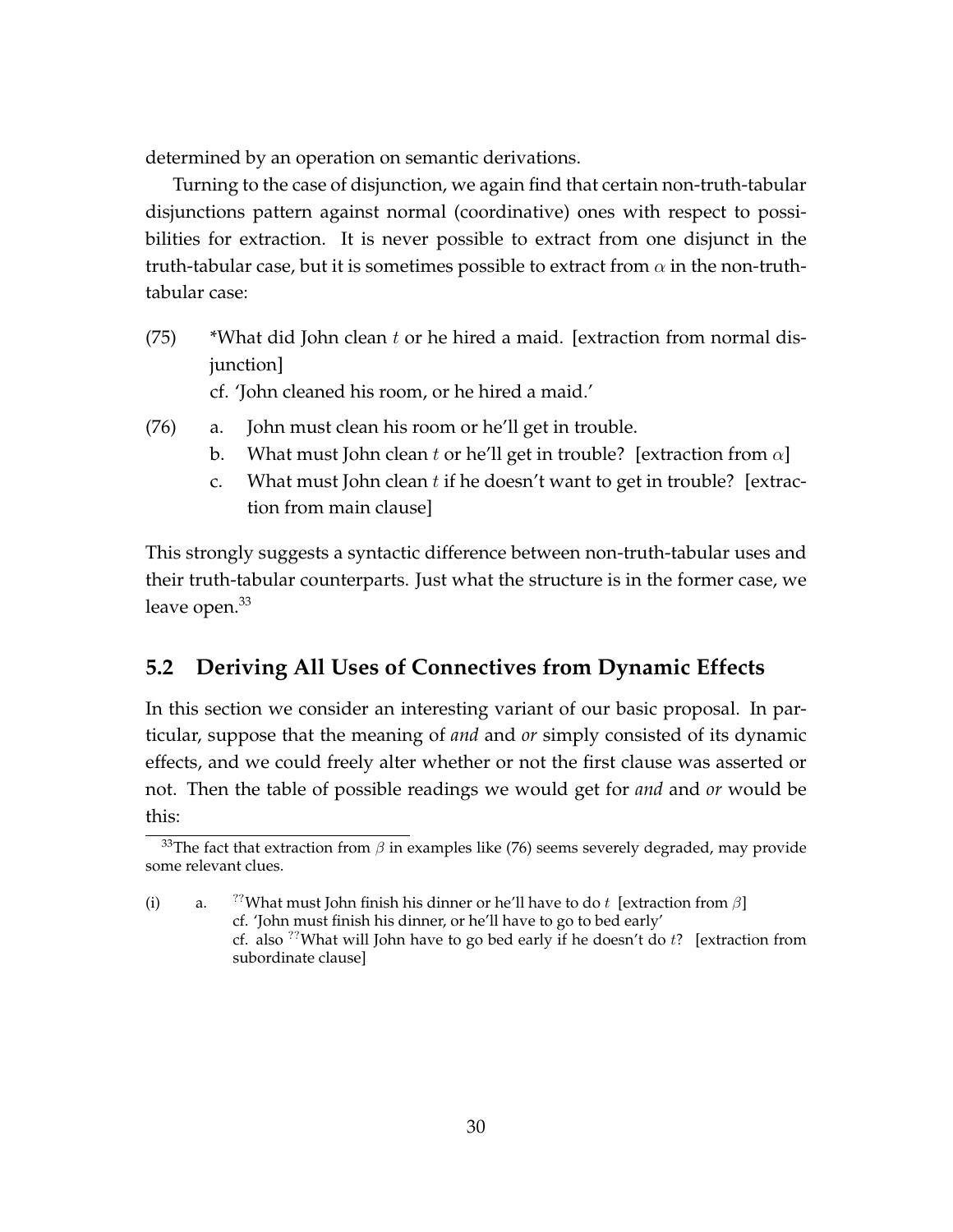determined by an operation on semantic derivations.

Turning to the case of disjunction, we again find that certain non-truth-tabular disjunctions pattern against normal (coordinative) ones with respect to possibilities for extraction. It is never possible to extract from one disjunct in the truth-tabular case, but it is sometimes possible to extract from $\alpha$ in the non-truth-tabular case:

(75) *What did John clean $t$ or he hired a maid. [extraction from normal disjunction]
cf. 'John cleaned his room, or he hired a maid.'

(76)
a. John must clean his room or he'll get in trouble.
b. What must John clean $t$ or he'll get in trouble? [extraction from $\alpha$]
c. What must John clean $t$ if he doesn't want to get in trouble? [extraction from main clause]

This strongly suggests a syntactic difference between non-truth-tabular uses and their truth-tabular counterparts. Just what the structure is in the former case, we leave open.[33]

## 5.2 Deriving All Uses of Connectives from Dynamic Effects

In this section we consider an interesting variant of our basic proposal. In particular, suppose that the meaning of *and* and *or* simply consisted of its dynamic effects, and we could freely alter whether or not the first clause was asserted or not. Then the table of possible readings we would get for *and* and *or* would be this:

---

[33] The fact that extraction from $\beta$ in examples like (76) seems severely degraded, may provide some relevant clues.

(i) a. ??What must John finish his dinner or he'll have to do $t$ [extraction from $\beta$]
cf. 'John must finish his dinner, or he'll have to go to bed early'
cf. also ??What will John have to go bed early if he doesn't do $t$? [extraction from subordinate clause]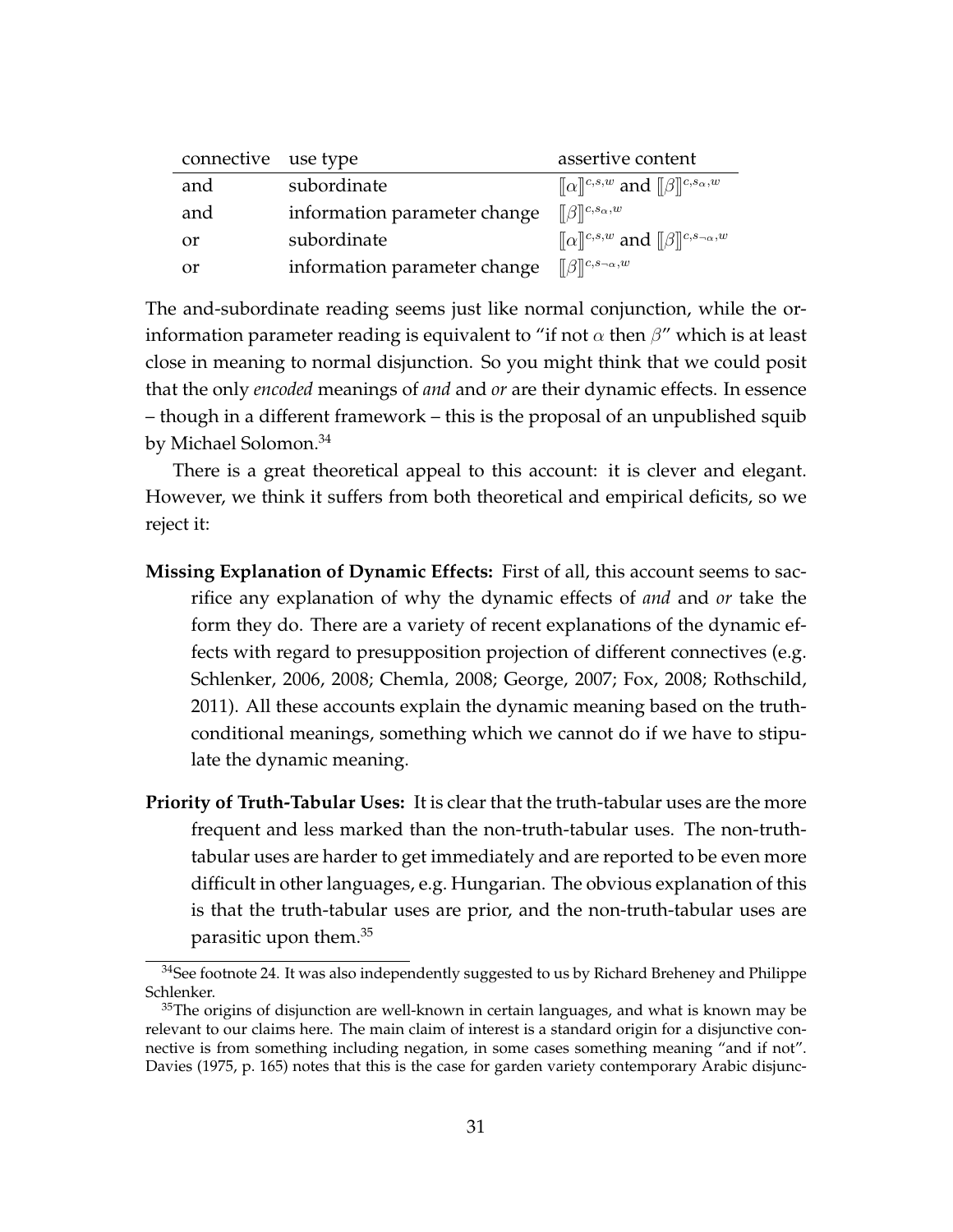| connective | use type | assertive content |
|---|---|---|
| and | subordinate | $[\![\alpha]\!]^{c,s,w}$ and $[\![\beta]\!]^{c,s_\alpha,w}$ |
| and | information parameter change | $[\![\beta]\!]^{c,s_\alpha,w}$ |
| or | subordinate | $[\![\alpha]\!]^{c,s,w}$ and $[\![\beta]\!]^{c,s_{\neg\alpha},w}$ |
| or | information parameter change | $[\![\beta]\!]^{c,s_{\neg\alpha},w}$ |

The and-subordinate reading seems just like normal conjunction, while the or-information parameter reading is equivalent to "if not $\alpha$ then $\beta$" which is at least close in meaning to normal disjunction. So you might think that we could posit that the only *encoded* meanings of *and* and *or* are their dynamic effects. In essence – though in a different framework – this is the proposal of an unpublished squib by Michael Solomon.[34]

There is a great theoretical appeal to this account: it is clever and elegant. However, we think it suffers from both theoretical and empirical deficits, so we reject it:

**Missing Explanation of Dynamic Effects:** First of all, this account seems to sacrifice any explanation of why the dynamic effects of *and* and *or* take the form they do. There are a variety of recent explanations of the dynamic effects with regard to presupposition projection of different connectives (e.g. Schlenker, 2006, 2008; Chemla, 2008; George, 2007; Fox, 2008; Rothschild, 2011). All these accounts explain the dynamic meaning based on the truth-conditional meanings, something which we cannot do if we have to stipulate the dynamic meaning.

**Priority of Truth-Tabular Uses:** It is clear that the truth-tabular uses are the more frequent and less marked than the non-truth-tabular uses. The non-truth-tabular uses are harder to get immediately and are reported to be even more difficult in other languages, e.g. Hungarian. The obvious explanation of this is that the truth-tabular uses are prior, and the non-truth-tabular uses are parasitic upon them.[35]

[34] See footnote 24. It was also independently suggested to us by Richard Breheney and Philippe Schlenker.

[35] The origins of disjunction are well-known in certain languages, and what is known may be relevant to our claims here. The main claim of interest is a standard origin for a disjunctive connective is from something including negation, in some cases something meaning "and if not". Davies (1975, p. 165) notes that this is the case for garden variety contemporary Arabic disjunc-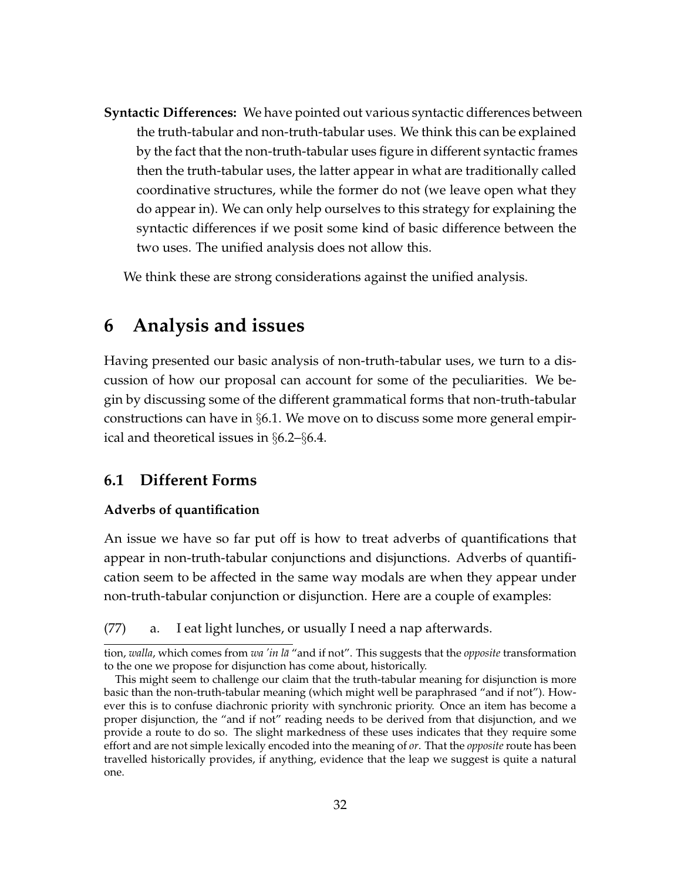**Syntactic Differences:** We have pointed out various syntactic differences between the truth-tabular and non-truth-tabular uses. We think this can be explained by the fact that the non-truth-tabular uses figure in different syntactic frames then the truth-tabular uses, the latter appear in what are traditionally called coordinative structures, while the former do not (we leave open what they do appear in). We can only help ourselves to this strategy for explaining the syntactic differences if we posit some kind of basic difference between the two uses. The unified analysis does not allow this.

We think these are strong considerations against the unified analysis.

# 6 Analysis and issues

Having presented our basic analysis of non-truth-tabular uses, we turn to a discussion of how our proposal can account for some of the peculiarities. We begin by discussing some of the different grammatical forms that non-truth-tabular constructions can have in §6.1. We move on to discuss some more general empirical and theoretical issues in §6.2–§6.4.

## 6.1 Different Forms

### Adverbs of quantification

An issue we have so far put off is how to treat adverbs of quantifications that appear in non-truth-tabular conjunctions and disjunctions. Adverbs of quantification seem to be affected in the same way modals are when they appear under non-truth-tabular conjunction or disjunction. Here are a couple of examples:

(77) a. I eat light lunches, or usually I need a nap afterwards.

---

tion, *walla*, which comes from *wa 'in lā* "and if not". This suggests that the *opposite* transformation to the one we propose for disjunction has come about, historically.

This might seem to challenge our claim that the truth-tabular meaning for disjunction is more basic than the non-truth-tabular meaning (which might well be paraphrased "and if not"). However this is to confuse diachronic priority with synchronic priority. Once an item has become a proper disjunction, the "and if not" reading needs to be derived from that disjunction, and we provide a route to do so. The slight markedness of these uses indicates that they require some effort and are not simple lexically encoded into the meaning of *or*. That the *opposite* route has been travelled historically provides, if anything, evidence that the leap we suggest is quite a natural one.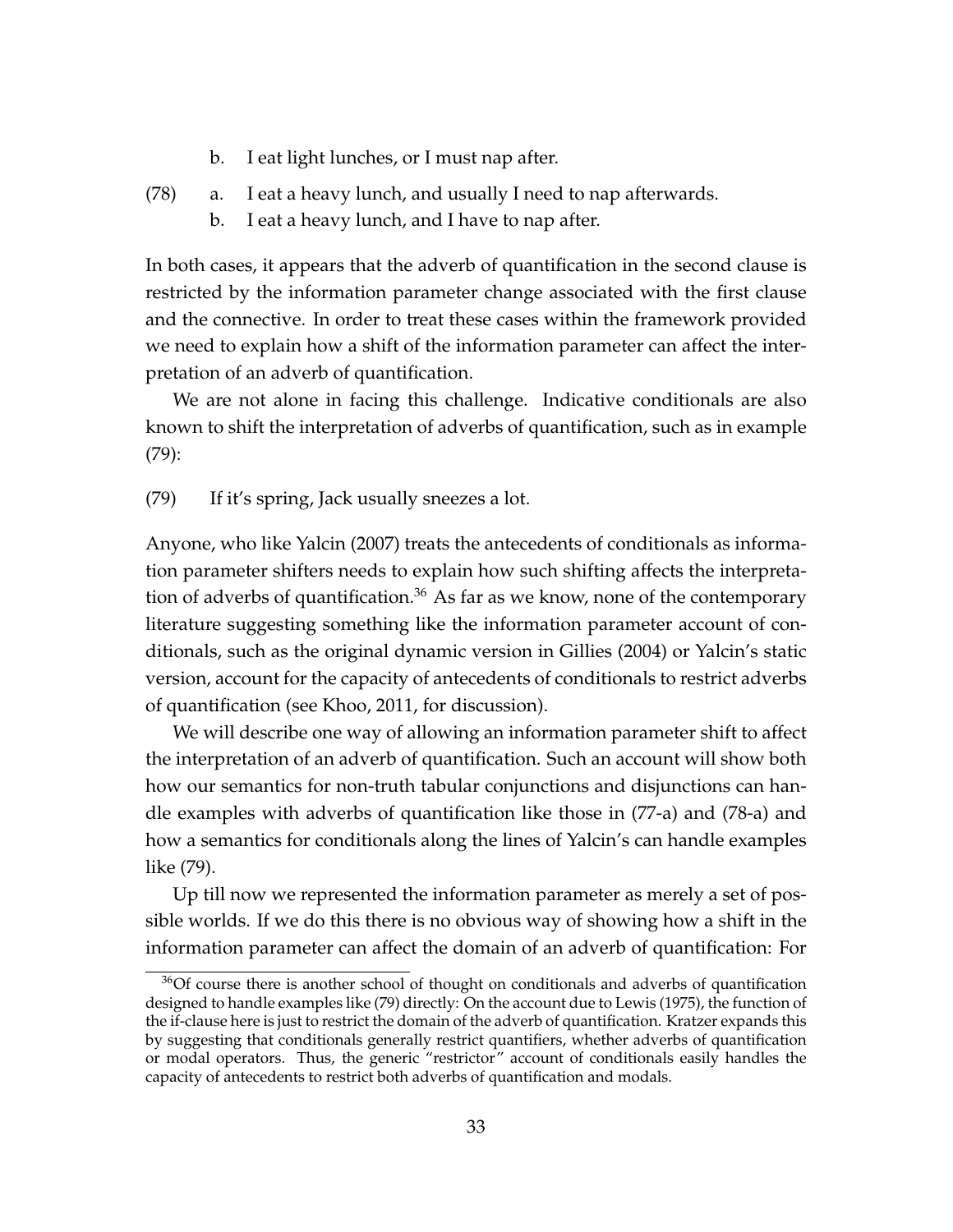b. I eat light lunches, or I must nap after.

(78) a. I eat a heavy lunch, and usually I need to nap afterwards.
b. I eat a heavy lunch, and I have to nap after.

In both cases, it appears that the adverb of quantification in the second clause is restricted by the information parameter change associated with the first clause and the connective. In order to treat these cases within the framework provided we need to explain how a shift of the information parameter can affect the interpretation of an adverb of quantification.

We are not alone in facing this challenge. Indicative conditionals are also known to shift the interpretation of adverbs of quantification, such as in example (79):

(79) If it's spring, Jack usually sneezes a lot.

Anyone, who like Yalcin (2007) treats the antecedents of conditionals as information parameter shifters needs to explain how such shifting affects the interpretation of adverbs of quantification.[36] As far as we know, none of the contemporary literature suggesting something like the information parameter account of conditionals, such as the original dynamic version in Gillies (2004) or Yalcin's static version, account for the capacity of antecedents of conditionals to restrict adverbs of quantification (see Khoo, 2011, for discussion).

We will describe one way of allowing an information parameter shift to affect the interpretation of an adverb of quantification. Such an account will show both how our semantics for non-truth tabular conjunctions and disjunctions can handle examples with adverbs of quantification like those in (77-a) and (78-a) and how a semantics for conditionals along the lines of Yalcin's can handle examples like (79).

Up till now we represented the information parameter as merely a set of possible worlds. If we do this there is no obvious way of showing how a shift in the information parameter can affect the domain of an adverb of quantification: For

[36] Of course there is another school of thought on conditionals and adverbs of quantification designed to handle examples like (79) directly: On the account due to Lewis (1975), the function of the if-clause here is just to restrict the domain of the adverb of quantification. Kratzer expands this by suggesting that conditionals generally restrict quantifiers, whether adverbs of quantification or modal operators. Thus, the generic "restrictor" account of conditionals easily handles the capacity of antecedents to restrict both adverbs of quantification and modals.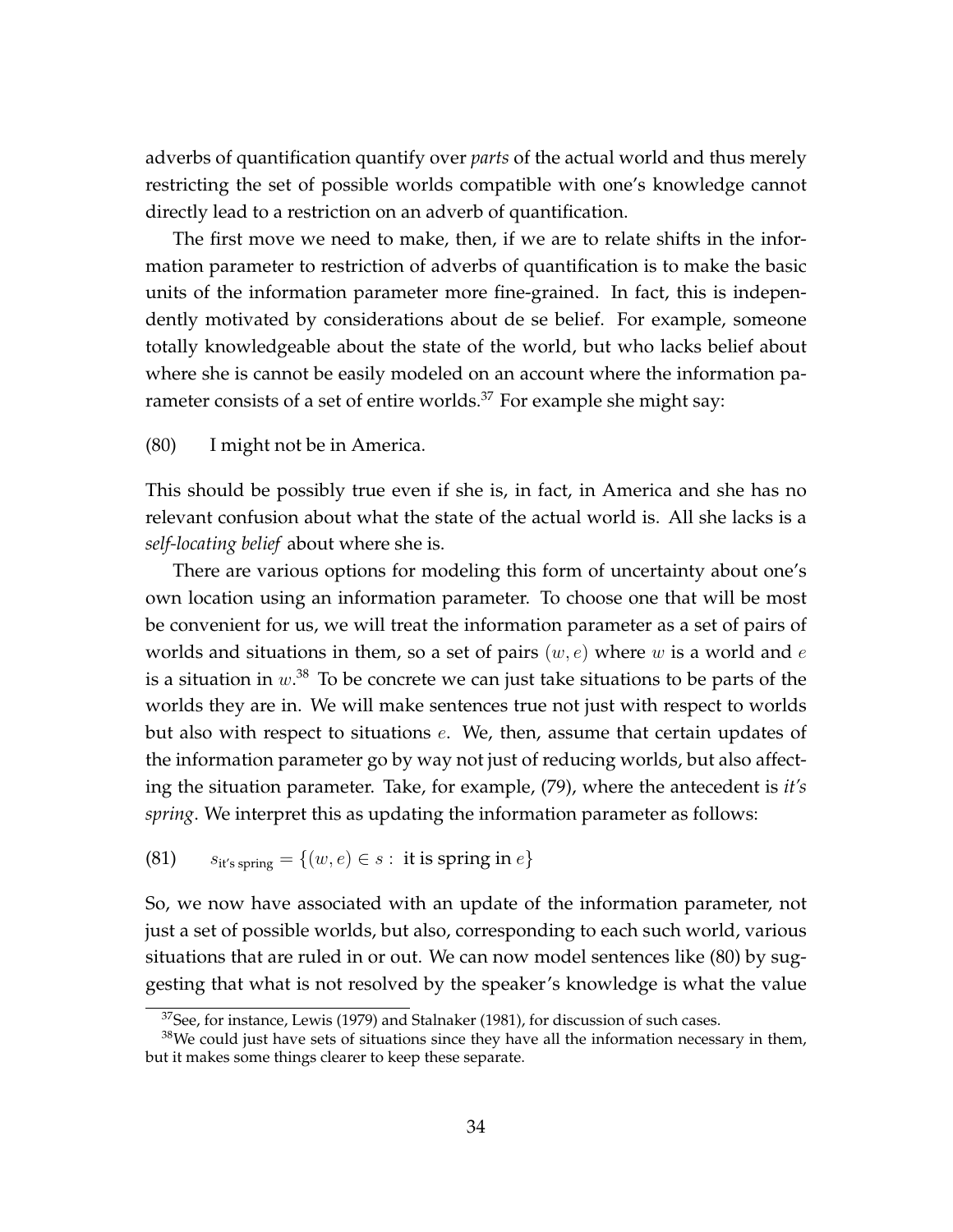adverbs of quantification quantify over *parts* of the actual world and thus merely restricting the set of possible worlds compatible with one's knowledge cannot directly lead to a restriction on an adverb of quantification.

The first move we need to make, then, if we are to relate shifts in the information parameter to restriction of adverbs of quantification is to make the basic units of the information parameter more fine-grained. In fact, this is independently motivated by considerations about de se belief. For example, someone totally knowledgeable about the state of the world, but who lacks belief about where she is cannot be easily modeled on an account where the information parameter consists of a set of entire worlds.[37] For example she might say:

(80) I might not be in America.

This should be possibly true even if she is, in fact, in America and she has no relevant confusion about what the state of the actual world is. All she lacks is a *self-locating belief* about where she is.

There are various options for modeling this form of uncertainty about one's own location using an information parameter. To choose one that will be most be convenient for us, we will treat the information parameter as a set of pairs of worlds and situations in them, so a set of pairs $(w, e)$ where $w$ is a world and $e$ is a situation in $w$.[38] To be concrete we can just take situations to be parts of the worlds they are in. We will make sentences true not just with respect to worlds but also with respect to situations $e$. We, then, assume that certain updates of the information parameter go by way not just of reducing worlds, but also affecting the situation parameter. Take, for example, (79), where the antecedent is *it's spring*. We interpret this as updating the information parameter as follows:

(81) $$s_{\text{it's spring}} = \{(w, e) \in s : \text{ it is spring in } e\}$$

So, we now have associated with an update of the information parameter, not just a set of possible worlds, but also, corresponding to each such world, various situations that are ruled in or out. We can now model sentences like (80) by suggesting that what is not resolved by the speaker's knowledge is what the value

[37] See, for instance, Lewis (1979) and Stalnaker (1981), for discussion of such cases.

[38] We could just have sets of situations since they have all the information necessary in them, but it makes some things clearer to keep these separate.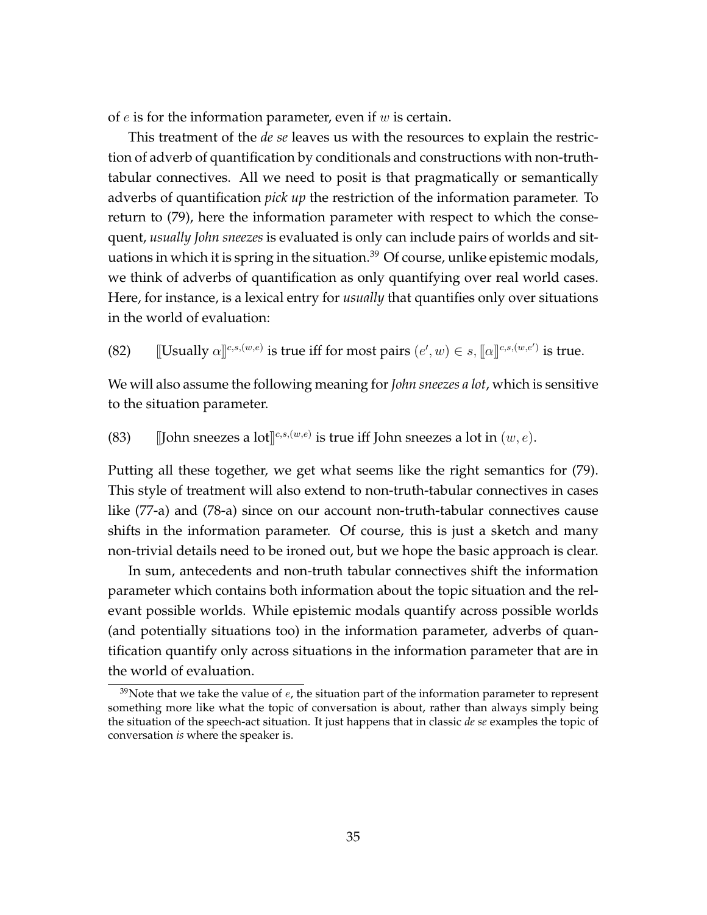of $e$ is for the information parameter, even if $w$ is certain.

This treatment of the *de se* leaves us with the resources to explain the restriction of adverb of quantification by conditionals and constructions with non-truth-tabular connectives. All we need to posit is that pragmatically or semantically adverbs of quantification *pick up* the restriction of the information parameter. To return to (79), here the information parameter with respect to which the consequent, *usually John sneezes* is evaluated is only can include pairs of worlds and situations in which it is spring in the situation.[39] Of course, unlike epistemic modals, we think of adverbs of quantification as only quantifying over real world cases. Here, for instance, is a lexical entry for *usually* that quantifies only over situations in the world of evaluation:

(82) $[\![\text{Usually } \alpha]\!]^{c,s,(w,e)}$ is true iff for most pairs $(e', w) \in s$, $[\![\alpha]\!]^{c,s,(w,e')}$ is true.

We will also assume the following meaning for *John sneezes a lot*, which is sensitive to the situation parameter.

(83) $[\![\text{John sneezes a lot}]\!]^{c,s,(w,e)}$ is true iff John sneezes a lot in $(w, e)$.

Putting all these together, we get what seems like the right semantics for (79). This style of treatment will also extend to non-truth-tabular connectives in cases like (77-a) and (78-a) since on our account non-truth-tabular connectives cause shifts in the information parameter. Of course, this is just a sketch and many non-trivial details need to be ironed out, but we hope the basic approach is clear.

In sum, antecedents and non-truth tabular connectives shift the information parameter which contains both information about the topic situation and the relevant possible worlds. While epistemic modals quantify across possible worlds (and potentially situations too) in the information parameter, adverbs of quantification quantify only across situations in the information parameter that are in the world of evaluation.

[39] Note that we take the value of $e$, the situation part of the information parameter to represent something more like what the topic of conversation is about, rather than always simply being the situation of the speech-act situation. It just happens that in classic *de se* examples the topic of conversation *is* where the speaker is.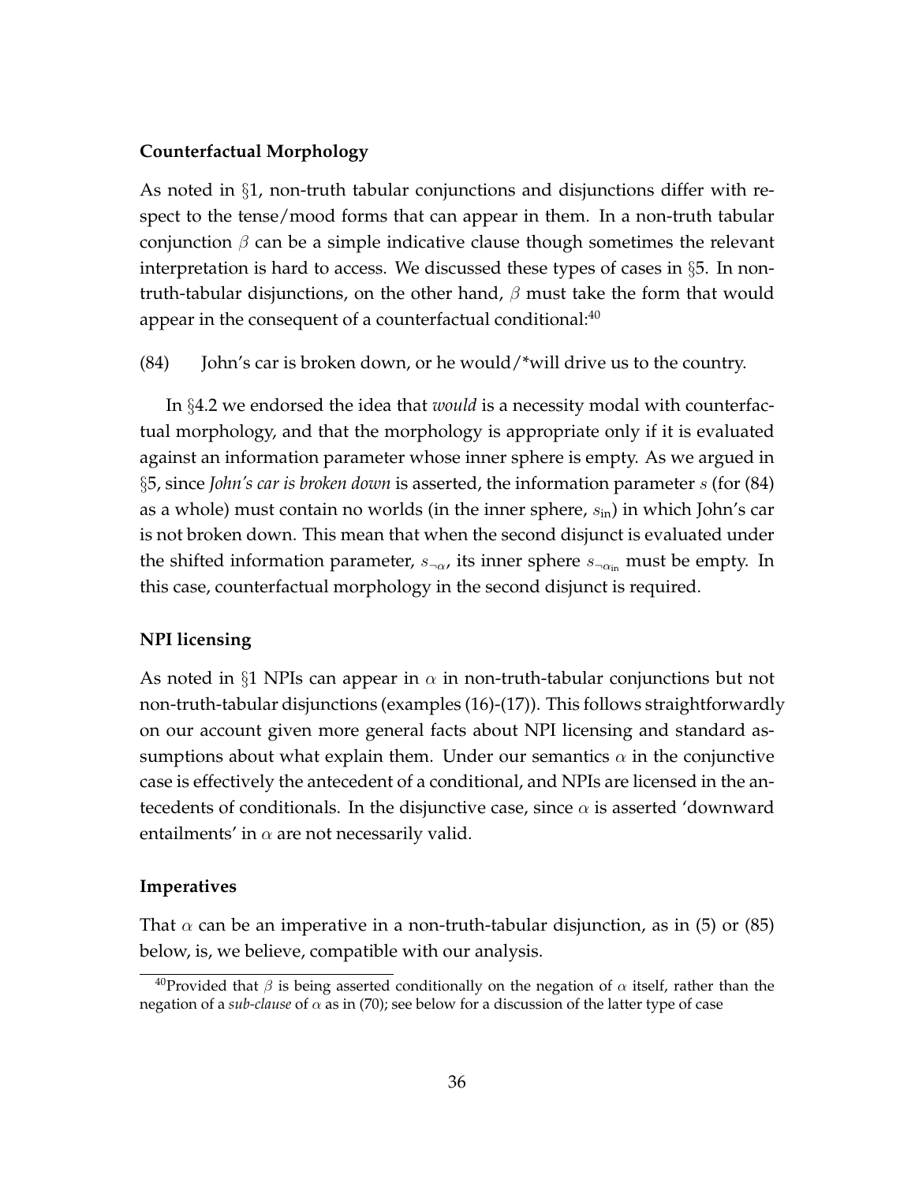### Counterfactual Morphology

As noted in §1, non-truth tabular conjunctions and disjunctions differ with respect to the tense/mood forms that can appear in them. In a non-truth tabular conjunction $\beta$ can be a simple indicative clause though sometimes the relevant interpretation is hard to access. We discussed these types of cases in §5. In non-truth-tabular disjunctions, on the other hand, $\beta$ must take the form that would appear in the consequent of a counterfactual conditional:[40]

(84) John's car is broken down, or he would/*will drive us to the country.

In §4.2 we endorsed the idea that *would* is a necessity modal with counterfactual morphology, and that the morphology is appropriate only if it is evaluated against an information parameter whose inner sphere is empty. As we argued in §5, since *John's car is broken down* is asserted, the information parameter $s$ (for (84) as a whole) must contain no worlds (in the inner sphere, $s_{\text{in}}$) in which John's car is not broken down. This mean that when the second disjunct is evaluated under the shifted information parameter, $s_{\neg\alpha}$, its inner sphere $s_{\neg\alpha_{\text{in}}}$ must be empty. In this case, counterfactual morphology in the second disjunct is required.

### NPI licensing

As noted in §1 NPIs can appear in $\alpha$ in non-truth-tabular conjunctions but not non-truth-tabular disjunctions (examples (16)-(17)). This follows straightforwardly on our account given more general facts about NPI licensing and standard assumptions about what explain them. Under our semantics $\alpha$ in the conjunctive case is effectively the antecedent of a conditional, and NPIs are licensed in the antecedents of conditionals. In the disjunctive case, since $\alpha$ is asserted 'downward entailments' in $\alpha$ are not necessarily valid.

### Imperatives

That $\alpha$ can be an imperative in a non-truth-tabular disjunction, as in (5) or (85) below, is, we believe, compatible with our analysis.

[40] Provided that $\beta$ is being asserted conditionally on the negation of $\alpha$ itself, rather than the negation of a *sub-clause* of $\alpha$ as in (70); see below for a discussion of the latter type of case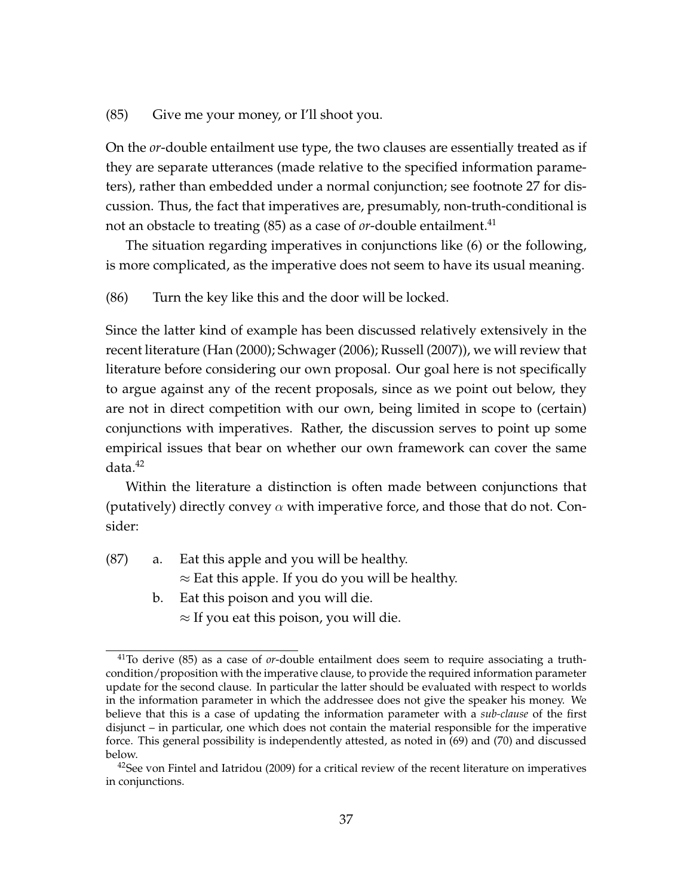(85) Give me your money, or I'll shoot you.

On the *or*-double entailment use type, the two clauses are essentially treated as if they are separate utterances (made relative to the specified information parameters), rather than embedded under a normal conjunction; see footnote 27 for discussion. Thus, the fact that imperatives are, presumably, non-truth-conditional is not an obstacle to treating (85) as a case of *or*-double entailment.[41]

The situation regarding imperatives in conjunctions like (6) or the following, is more complicated, as the imperative does not seem to have its usual meaning.

(86) Turn the key like this and the door will be locked.

Since the latter kind of example has been discussed relatively extensively in the recent literature (Han (2000); Schwager (2006); Russell (2007)), we will review that literature before considering our own proposal. Our goal here is not specifically to argue against any of the recent proposals, since as we point out below, they are not in direct competition with our own, being limited in scope to (certain) conjunctions with imperatives. Rather, the discussion serves to point up some empirical issues that bear on whether our own framework can cover the same data.[42]

Within the literature a distinction is often made between conjunctions that (putatively) directly convey $\alpha$ with imperative force, and those that do not. Consider:

(87) a. Eat this apple and you will be healthy.
$\approx$ Eat this apple. If you do you will be healthy.

b. Eat this poison and you will die.
$\approx$ If you eat this poison, you will die.

---

[41] To derive (85) as a case of *or*-double entailment does seem to require associating a truth-condition/proposition with the imperative clause, to provide the required information parameter update for the second clause. In particular the latter should be evaluated with respect to worlds in the information parameter in which the addressee does not give the speaker his money. We believe that this is a case of updating the information parameter with a *sub-clause* of the first disjunct – in particular, one which does not contain the material responsible for the imperative force. This general possibility is independently attested, as noted in (69) and (70) and discussed below.

[42] See von Fintel and Iatridou (2009) for a critical review of the recent literature on imperatives in conjunctions.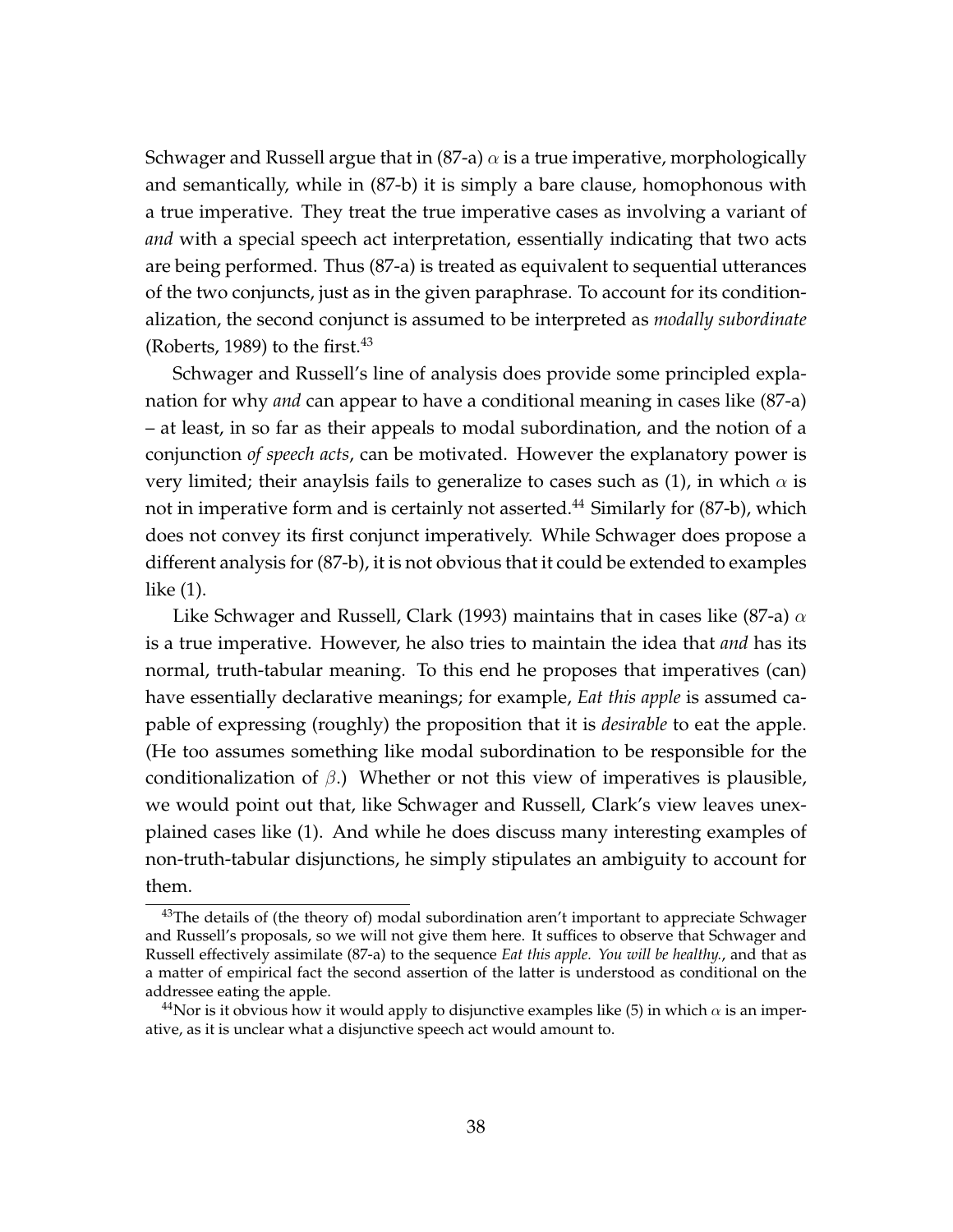Schwager and Russell argue that in (87-a) $\alpha$ is a true imperative, morphologically and semantically, while in (87-b) it is simply a bare clause, homophonous with a true imperative. They treat the true imperative cases as involving a variant of *and* with a special speech act interpretation, essentially indicating that two acts are being performed. Thus (87-a) is treated as equivalent to sequential utterances of the two conjuncts, just as in the given paraphrase. To account for its conditionalization, the second conjunct is assumed to be interpreted as *modally subordinate* (Roberts, 1989) to the first.[43]

Schwager and Russell's line of analysis does provide some principled explanation for why *and* can appear to have a conditional meaning in cases like (87-a) – at least, in so far as their appeals to modal subordination, and the notion of a conjunction *of speech acts*, can be motivated. However the explanatory power is very limited; their anaylsis fails to generalize to cases such as (1), in which $\alpha$ is not in imperative form and is certainly not asserted.[44] Similarly for (87-b), which does not convey its first conjunct imperatively. While Schwager does propose a different analysis for (87-b), it is not obvious that it could be extended to examples like (1).

Like Schwager and Russell, Clark (1993) maintains that in cases like (87-a) $\alpha$ is a true imperative. However, he also tries to maintain the idea that *and* has its normal, truth-tabular meaning. To this end he proposes that imperatives (can) have essentially declarative meanings; for example, *Eat this apple* is assumed capable of expressing (roughly) the proposition that it is *desirable* to eat the apple. (He too assumes something like modal subordination to be responsible for the conditionalization of $\beta$.) Whether or not this view of imperatives is plausible, we would point out that, like Schwager and Russell, Clark's view leaves unexplained cases like (1). And while he does discuss many interesting examples of non-truth-tabular disjunctions, he simply stipulates an ambiguity to account for them.

---

[43] The details of (the theory of) modal subordination aren't important to appreciate Schwager and Russell's proposals, so we will not give them here. It suffices to observe that Schwager and Russell effectively assimilate (87-a) to the sequence *Eat this apple. You will be healthy.*, and that as a matter of empirical fact the second assertion of the latter is understood as conditional on the addressee eating the apple.

[44] Nor is it obvious how it would apply to disjunctive examples like (5) in which $\alpha$ is an imperative, as it is unclear what a disjunctive speech act would amount to.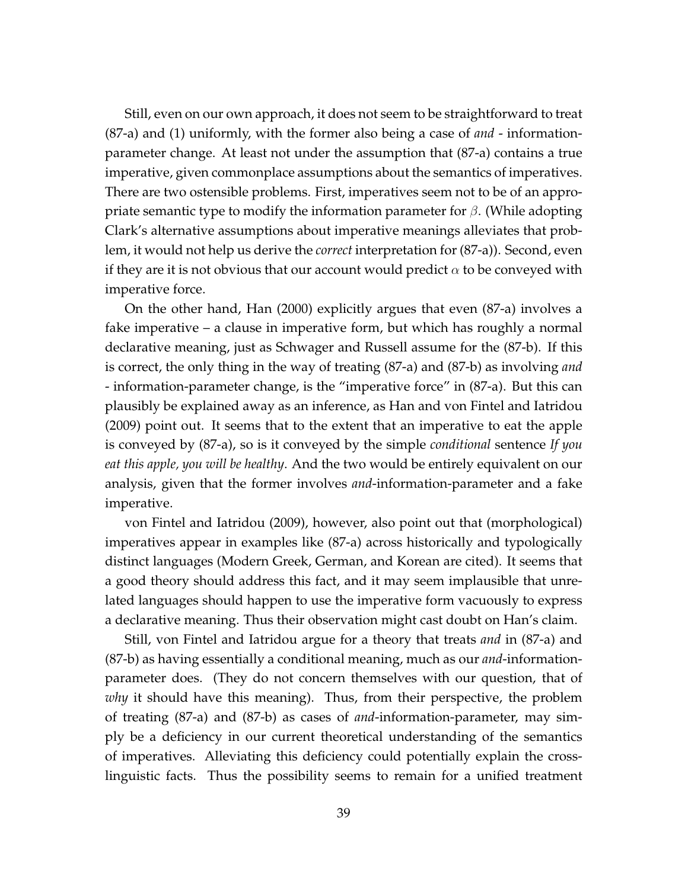Still, even on our own approach, it does not seem to be straightforward to treat (87-a) and (1) uniformly, with the former also being a case of *and* - information-parameter change. At least not under the assumption that (87-a) contains a true imperative, given commonplace assumptions about the semantics of imperatives. There are two ostensible problems. First, imperatives seem not to be of an appropriate semantic type to modify the information parameter for $\beta$. (While adopting Clark's alternative assumptions about imperative meanings alleviates that problem, it would not help us derive the *correct* interpretation for (87-a)). Second, even if they are it is not obvious that our account would predict $\alpha$ to be conveyed with imperative force.

On the other hand, Han (2000) explicitly argues that even (87-a) involves a fake imperative – a clause in imperative form, but which has roughly a normal declarative meaning, just as Schwager and Russell assume for the (87-b). If this is correct, the only thing in the way of treating (87-a) and (87-b) as involving *and* - information-parameter change, is the "imperative force" in (87-a). But this can plausibly be explained away as an inference, as Han and von Fintel and Iatridou (2009) point out. It seems that to the extent that an imperative to eat the apple is conveyed by (87-a), so is it conveyed by the simple *conditional* sentence *If you eat this apple, you will be healthy*. And the two would be entirely equivalent on our analysis, given that the former involves *and*-information-parameter and a fake imperative.

von Fintel and Iatridou (2009), however, also point out that (morphological) imperatives appear in examples like (87-a) across historically and typologically distinct languages (Modern Greek, German, and Korean are cited). It seems that a good theory should address this fact, and it may seem implausible that unrelated languages should happen to use the imperative form vacuously to express a declarative meaning. Thus their observation might cast doubt on Han's claim.

Still, von Fintel and Iatridou argue for a theory that treats *and* in (87-a) and (87-b) as having essentially a conditional meaning, much as our *and*-information-parameter does. (They do not concern themselves with our question, that of *why* it should have this meaning). Thus, from their perspective, the problem of treating (87-a) and (87-b) as cases of *and*-information-parameter, may simply be a deficiency in our current theoretical understanding of the semantics of imperatives. Alleviating this deficiency could potentially explain the cross-linguistic facts. Thus the possibility seems to remain for a unified treatment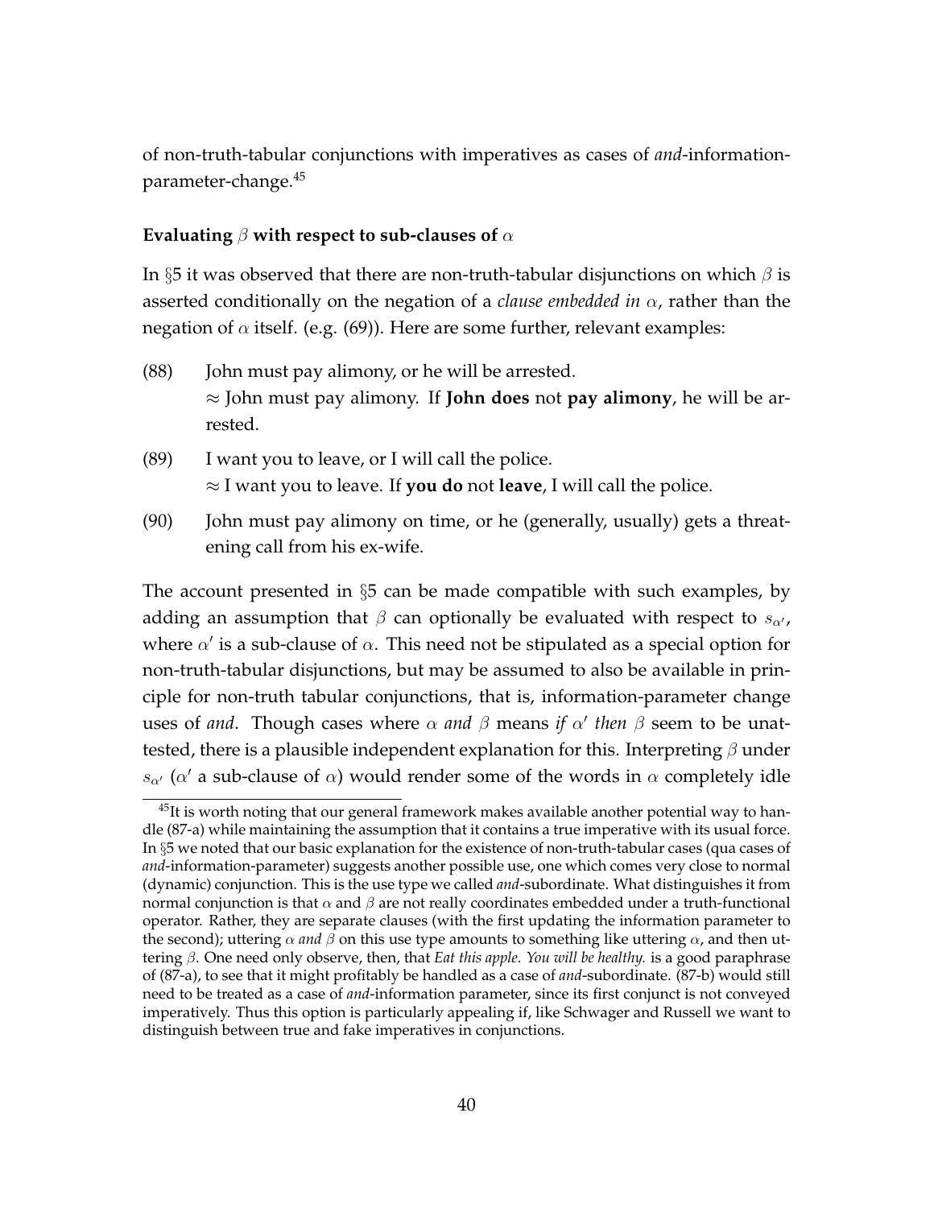of non-truth-tabular conjunctions with imperatives as cases of *and*-information-parameter-change.[45]

**Evaluating $\beta$ with respect to sub-clauses of $\alpha$**

In §5 it was observed that there are non-truth-tabular disjunctions on which $\beta$ is asserted conditionally on the negation of a *clause embedded in* $\alpha$, rather than the negation of $\alpha$ itself. (e.g. (69)). Here are some further, relevant examples:

(88) John must pay alimony, or he will be arrested.
$\approx$ John must pay alimony. If **John does** not **pay alimony**, he will be arrested.

(89) I want you to leave, or I will call the police.
$\approx$ I want you to leave. If **you do** not **leave**, I will call the police.

(90) John must pay alimony on time, or he (generally, usually) gets a threatening call from his ex-wife.

The account presented in §5 can be made compatible with such examples, by adding an assumption that $\beta$ can optionally be evaluated with respect to $s_{\alpha'}$, where $\alpha'$ is a sub-clause of $\alpha$. This need not be stipulated as a special option for non-truth-tabular disjunctions, but may be assumed to also be available in principle for non-truth tabular conjunctions, that is, information-parameter change uses of *and*. Though cases where $\alpha$ *and* $\beta$ means *if* $\alpha'$ *then* $\beta$ seem to be unattested, there is a plausible independent explanation for this. Interpreting $\beta$ under $s_{\alpha'}$ ($\alpha'$ a sub-clause of $\alpha$) would render some of the words in $\alpha$ completely idle

[45] It is worth noting that our general framework makes available another potential way to handle (87-a) while maintaining the assumption that it contains a true imperative with its usual force. In §5 we noted that our basic explanation for the existence of non-truth-tabular cases (qua cases of *and*-information-parameter) suggests another possible use, one which comes very close to normal (dynamic) conjunction. This is the use type we called *and*-subordinate. What distinguishes it from normal conjunction is that $\alpha$ and $\beta$ are not really coordinates embedded under a truth-functional operator. Rather, they are separate clauses (with the first updating the information parameter to the second); uttering $\alpha$ *and* $\beta$ on this use type amounts to something like uttering $\alpha$, and then uttering $\beta$. One need only observe, then, that *Eat this apple. You will be healthy.* is a good paraphrase of (87-a), to see that it might profitably be handled as a case of *and*-subordinate. (87-b) would still need to be treated as a case of *and*-information parameter, since its first conjunct is not conveyed imperatively. Thus this option is particularly appealing if, like Schwager and Russell we want to distinguish between true and fake imperatives in conjunctions.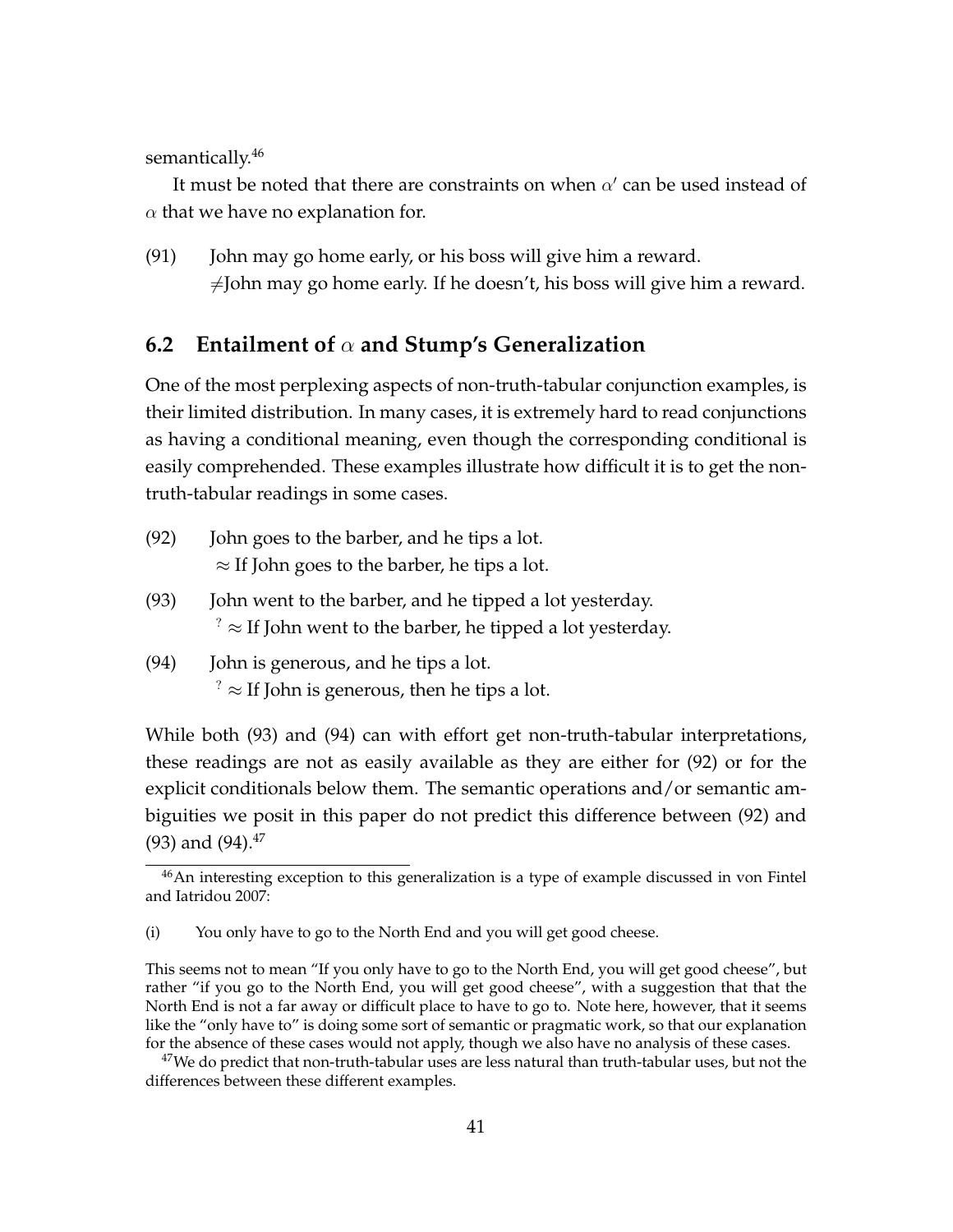semantically.[46]

It must be noted that there are constraints on when $\alpha'$ can be used instead of $\alpha$ that we have no explanation for.

(91) John may go home early, or his boss will give him a reward.
$\neq$John may go home early. If he doesn't, his boss will give him a reward.

## 6.2 Entailment of $\alpha$ and Stump's Generalization

One of the most perplexing aspects of non-truth-tabular conjunction examples, is their limited distribution. In many cases, it is extremely hard to read conjunctions as having a conditional meaning, even though the corresponding conditional is easily comprehended. These examples illustrate how difficult it is to get the non-truth-tabular readings in some cases.

(92) John goes to the barber, and he tips a lot.
$\approx$ If John goes to the barber, he tips a lot.

(93) John went to the barber, and he tipped a lot yesterday.
$^{?}\approx$ If John went to the barber, he tipped a lot yesterday.

(94) John is generous, and he tips a lot.
$^{?}\approx$ If John is generous, then he tips a lot.

While both (93) and (94) can with effort get non-truth-tabular interpretations, these readings are not as easily available as they are either for (92) or for the explicit conditionals below them. The semantic operations and/or semantic ambiguities we posit in this paper do not predict this difference between (92) and (93) and (94).[47]

[46] An interesting exception to this generalization is a type of example discussed in von Fintel and Iatridou 2007:

(i) You only have to go to the North End and you will get good cheese.

This seems not to mean "If you only have to go to the North End, you will get good cheese", but rather "if you go to the North End, you will get good cheese", with a suggestion that that the North End is not a far away or difficult place to have to go to. Note here, however, that it seems like the "only have to" is doing some sort of semantic or pragmatic work, so that our explanation for the absence of these cases would not apply, though we also have no analysis of these cases.

[47] We do predict that non-truth-tabular uses are less natural than truth-tabular uses, but not the differences between these different examples.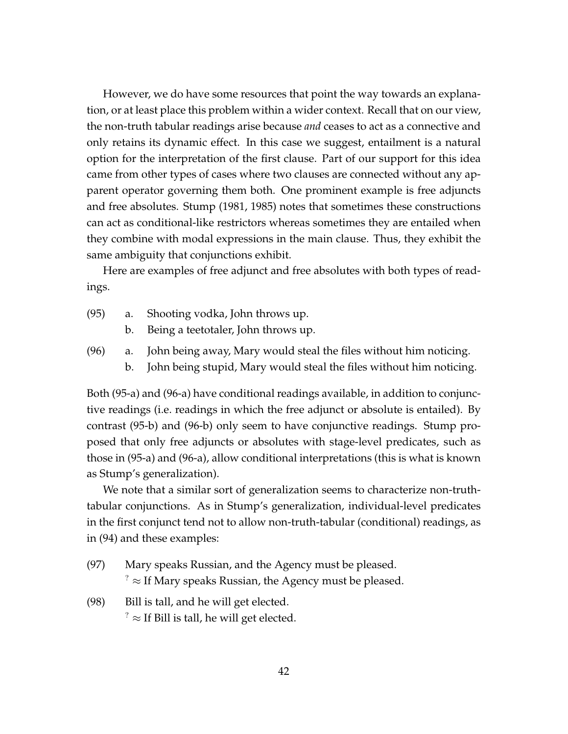However, we do have some resources that point the way towards an explanation, or at least place this problem within a wider context. Recall that on our view, the non-truth tabular readings arise because *and* ceases to act as a connective and only retains its dynamic effect. In this case we suggest, entailment is a natural option for the interpretation of the first clause. Part of our support for this idea came from other types of cases where two clauses are connected without any apparent operator governing them both. One prominent example is free adjuncts and free absolutes. Stump (1981, 1985) notes that sometimes these constructions can act as conditional-like restrictors whereas sometimes they are entailed when they combine with modal expressions in the main clause. Thus, they exhibit the same ambiguity that conjunctions exhibit.

Here are examples of free adjunct and free absolutes with both types of readings.

(95) a. Shooting vodka, John throws up.
 b. Being a teetotaler, John throws up.

(96) a. John being away, Mary would steal the files without him noticing.
 b. John being stupid, Mary would steal the files without him noticing.

Both (95-a) and (96-a) have conditional readings available, in addition to conjunctive readings (i.e. readings in which the free adjunct or absolute is entailed). By contrast (95-b) and (96-b) only seem to have conjunctive readings. Stump proposed that only free adjuncts or absolutes with stage-level predicates, such as those in (95-a) and (96-a), allow conditional interpretations (this is what is known as Stump's generalization).

We note that a similar sort of generalization seems to characterize non-truth-tabular conjunctions. As in Stump's generalization, individual-level predicates in the first conjunct tend not to allow non-truth-tabular (conditional) readings, as in (94) and these examples:

(97) Mary speaks Russian, and the Agency must be pleased.
 $^{?} \approx$ If Mary speaks Russian, the Agency must be pleased.

(98) Bill is tall, and he will get elected.
 $^{?} \approx$ If Bill is tall, he will get elected.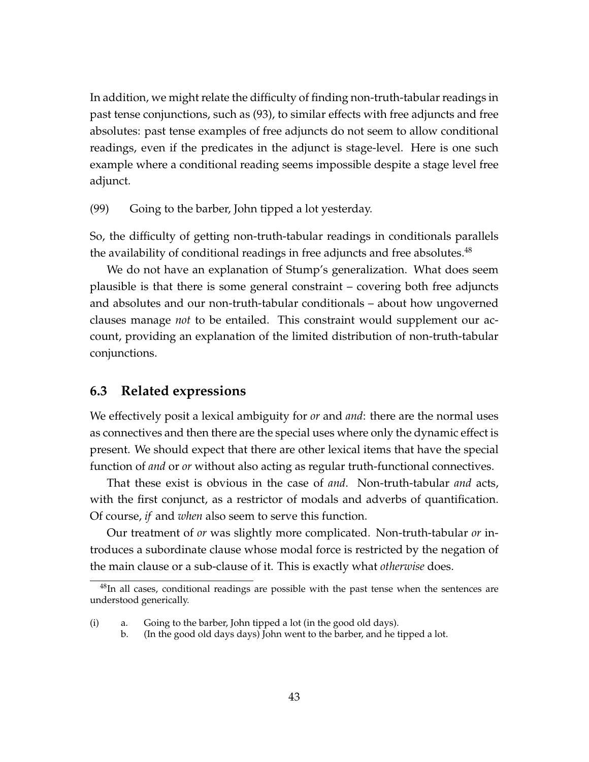In addition, we might relate the difficulty of finding non-truth-tabular readings in past tense conjunctions, such as (93), to similar effects with free adjuncts and free absolutes: past tense examples of free adjuncts do not seem to allow conditional readings, even if the predicates in the adjunct is stage-level. Here is one such example where a conditional reading seems impossible despite a stage level free adjunct.

(99) Going to the barber, John tipped a lot yesterday.

So, the difficulty of getting non-truth-tabular readings in conditionals parallels the availability of conditional readings in free adjuncts and free absolutes.[48]

We do not have an explanation of Stump's generalization. What does seem plausible is that there is some general constraint – covering both free adjuncts and absolutes and our non-truth-tabular conditionals – about how ungoverned clauses manage *not* to be entailed. This constraint would supplement our account, providing an explanation of the limited distribution of non-truth-tabular conjunctions.

## 6.3 Related expressions

We effectively posit a lexical ambiguity for *or* and *and*: there are the normal uses as connectives and then there are the special uses where only the dynamic effect is present. We should expect that there are other lexical items that have the special function of *and* or *or* without also acting as regular truth-functional connectives.

That these exist is obvious in the case of *and*. Non-truth-tabular *and* acts, with the first conjunct, as a restrictor of modals and adverbs of quantification. Of course, *if* and *when* also seem to serve this function.

Our treatment of *or* was slightly more complicated. Non-truth-tabular *or* introduces a subordinate clause whose modal force is restricted by the negation of the main clause or a sub-clause of it. This is exactly what *otherwise* does.

---

[48]In all cases, conditional readings are possible with the past tense when the sentences are understood generically.

(i) a. Going to the barber, John tipped a lot (in the good old days).
 b. (In the good old days days) John went to the barber, and he tipped a lot.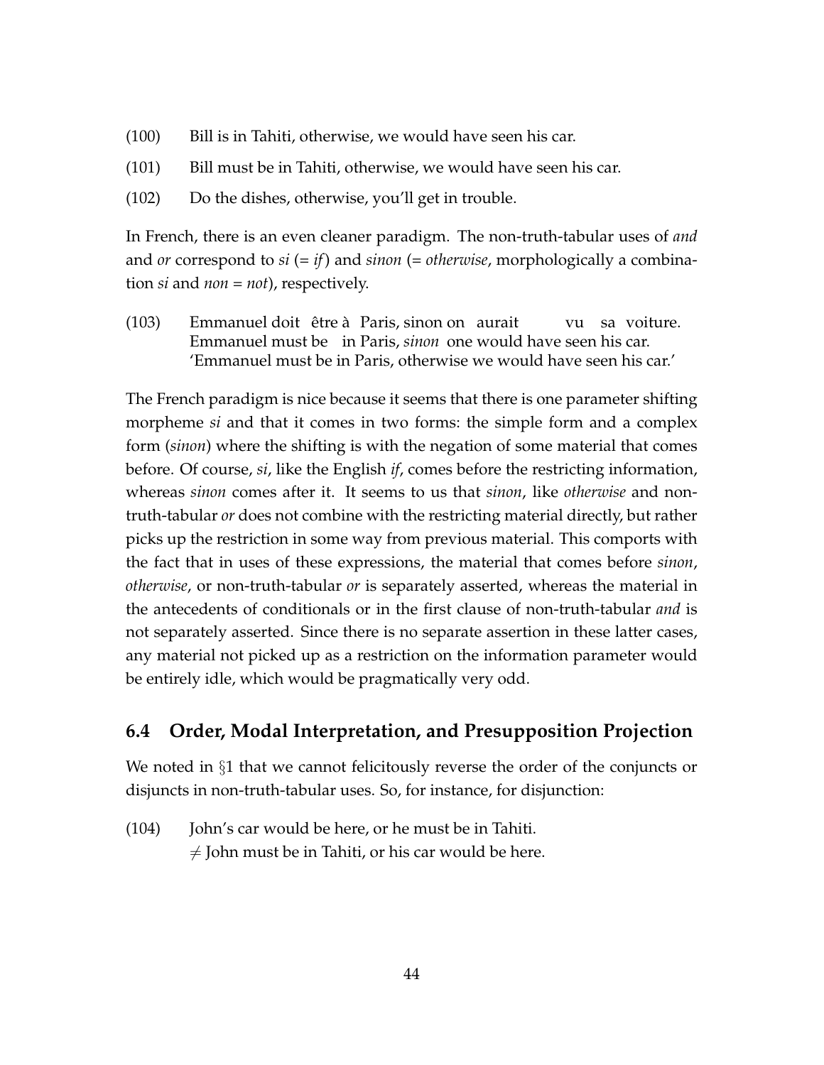(100) Bill is in Tahiti, otherwise, we would have seen his car.

(101) Bill must be in Tahiti, otherwise, we would have seen his car.

(102) Do the dishes, otherwise, you'll get in trouble.

In French, there is an even cleaner paradigm. The non-truth-tabular uses of *and* and *or* correspond to *si* (= *if*) and *sinon* (= *otherwise*, morphologically a combination *si* and *non* = *not*), respectively.

(103) Emmanuel doit être à Paris, sinon on aurait vu sa voiture.
Emmanuel must be in Paris, *sinon* one would have seen his car.
'Emmanuel must be in Paris, otherwise we would have seen his car.'

The French paradigm is nice because it seems that there is one parameter shifting morpheme *si* and that it comes in two forms: the simple form and a complex form (*sinon*) where the shifting is with the negation of some material that comes before. Of course, *si*, like the English *if*, comes before the restricting information, whereas *sinon* comes after it. It seems to us that *sinon*, like *otherwise* and non-truth-tabular *or* does not combine with the restricting material directly, but rather picks up the restriction in some way from previous material. This comports with the fact that in uses of these expressions, the material that comes before *sinon*, *otherwise*, or non-truth-tabular *or* is separately asserted, whereas the material in the antecedents of conditionals or in the first clause of non-truth-tabular *and* is not separately asserted. Since there is no separate assertion in these latter cases, any material not picked up as a restriction on the information parameter would be entirely idle, which would be pragmatically very odd.

## 6.4 Order, Modal Interpretation, and Presupposition Projection

We noted in §1 that we cannot felicitously reverse the order of the conjuncts or disjuncts in non-truth-tabular uses. So, for instance, for disjunction:

(104) John's car would be here, or he must be in Tahiti.
$\neq$ John must be in Tahiti, or his car would be here.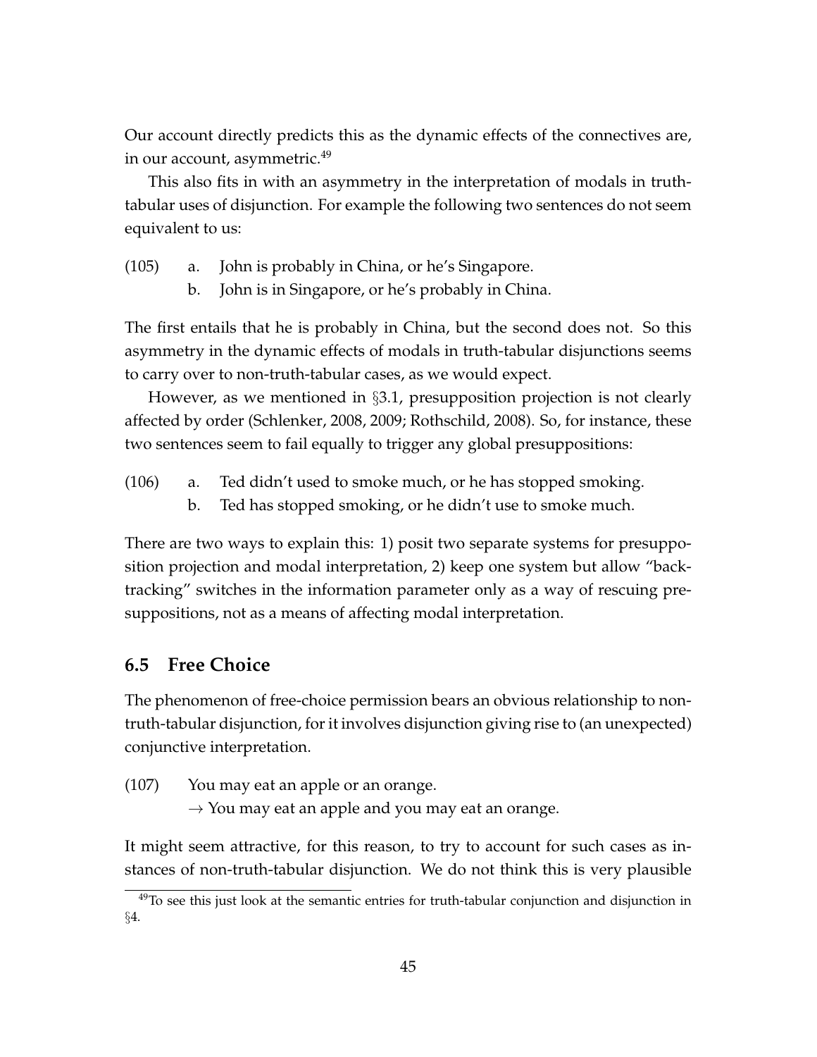Our account directly predicts this as the dynamic effects of the connectives are, in our account, asymmetric.[49]

This also fits in with an asymmetry in the interpretation of modals in truth-tabular uses of disjunction. For example the following two sentences do not seem equivalent to us:

(105) a. John is probably in China, or he's Singapore.
b. John is in Singapore, or he's probably in China.

The first entails that he is probably in China, but the second does not. So this asymmetry in the dynamic effects of modals in truth-tabular disjunctions seems to carry over to non-truth-tabular cases, as we would expect.

However, as we mentioned in §3.1, presupposition projection is not clearly affected by order (Schlenker, 2008, 2009; Rothschild, 2008). So, for instance, these two sentences seem to fail equally to trigger any global presuppositions:

(106) a. Ted didn't used to smoke much, or he has stopped smoking.
b. Ted has stopped smoking, or he didn't use to smoke much.

There are two ways to explain this: 1) posit two separate systems for presupposition projection and modal interpretation, 2) keep one system but allow "backtracking" switches in the information parameter only as a way of rescuing presuppositions, not as a means of affecting modal interpretation.

## 6.5 Free Choice

The phenomenon of free-choice permission bears an obvious relationship to non-truth-tabular disjunction, for it involves disjunction giving rise to (an unexpected) conjunctive interpretation.

(107) You may eat an apple or an orange.
$\rightarrow$ You may eat an apple and you may eat an orange.

It might seem attractive, for this reason, to try to account for such cases as instances of non-truth-tabular disjunction. We do not think this is very plausible

[49] To see this just look at the semantic entries for truth-tabular conjunction and disjunction in §4.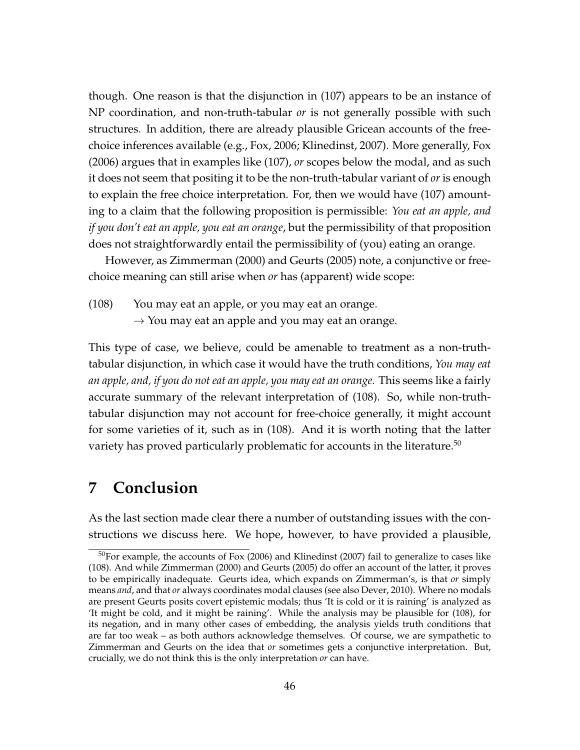though. One reason is that the disjunction in (107) appears to be an instance of NP coordination, and non-truth-tabular *or* is not generally possible with such structures. In addition, there are already plausible Gricean accounts of the free-choice inferences available (e.g., Fox, 2006; Klinedinst, 2007). More generally, Fox (2006) argues that in examples like (107), *or* scopes below the modal, and as such it does not seem that positing it to be the non-truth-tabular variant of *or* is enough to explain the free choice interpretation. For, then we would have (107) amounting to a claim that the following proposition is permissible: *You eat an apple, and if you don't eat an apple, you eat an orange*, but the permissibility of that proposition does not straightforwardly entail the permissibility of (you) eating an orange.

However, as Zimmerman (2000) and Geurts (2005) note, a conjunctive or free-choice meaning can still arise when *or* has (apparent) wide scope:

(108) You may eat an apple, or you may eat an orange.
$\rightarrow$ You may eat an apple and you may eat an orange.

This type of case, we believe, could be amenable to treatment as a non-truth-tabular disjunction, in which case it would have the truth conditions, *You may eat an apple, and, if you do not eat an apple, you may eat an orange.* This seems like a fairly accurate summary of the relevant interpretation of (108). So, while non-truth-tabular disjunction may not account for free-choice generally, it might account for some varieties of it, such as in (108). And it is worth noting that the latter variety has proved particularly problematic for accounts in the literature.[50]

# 7 Conclusion

As the last section made clear there a number of outstanding issues with the constructions we discuss here. We hope, however, to have provided a plausible,

[50] For example, the accounts of Fox (2006) and Klinedinst (2007) fail to generalize to cases like (108). And while Zimmerman (2000) and Geurts (2005) do offer an account of the latter, it proves to be empirically inadequate. Geurts idea, which expands on Zimmerman's, is that *or* simply means *and*, and that *or* always coordinates modal clauses (see also Dever, 2010). Where no modals are present Geurts posits covert epistemic modals; thus 'It is cold or it is raining' is analyzed as 'It might be cold, and it might be raining'. While the analysis may be plausible for (108), for its negation, and in many other cases of embedding, the analysis yields truth conditions that are far too weak – as both authors acknowledge themselves. Of course, we are sympathetic to Zimmerman and Geurts on the idea that *or* sometimes gets a conjunctive interpretation. But, crucially, we do not think this is the only interpretation *or* can have.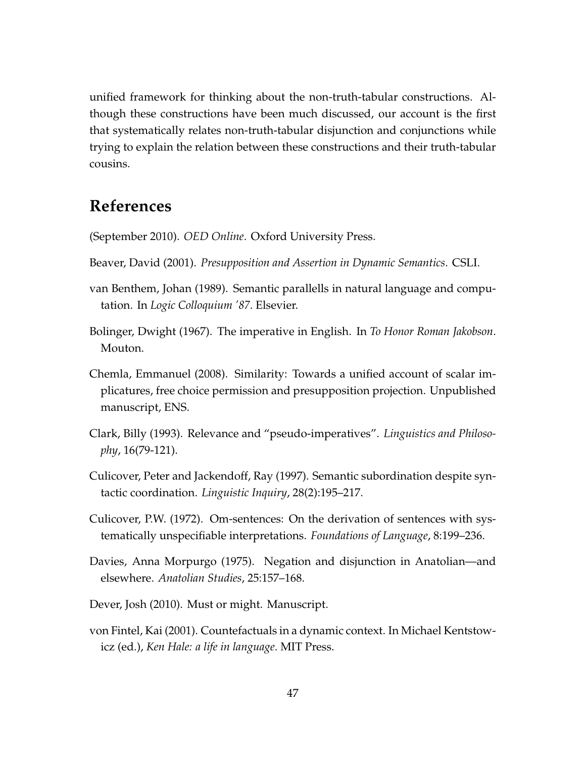unified framework for thinking about the non-truth-tabular constructions. Although these constructions have been much discussed, our account is the first that systematically relates non-truth-tabular disjunction and conjunctions while trying to explain the relation between these constructions and their truth-tabular cousins.

# References

(September 2010). *OED Online*. Oxford University Press.

Beaver, David (2001). *Presupposition and Assertion in Dynamic Semantics*. CSLI.

van Benthem, Johan (1989). Semantic parallells in natural language and computation. In *Logic Colloquium '87*. Elsevier.

Bolinger, Dwight (1967). The imperative in English. In *To Honor Roman Jakobson*. Mouton.

Chemla, Emmanuel (2008). Similarity: Towards a unified account of scalar implicatures, free choice permission and presupposition projection. Unpublished manuscript, ENS.

Clark, Billy (1993). Relevance and "pseudo-imperatives". *Linguistics and Philosophy*, 16(79-121).

Culicover, Peter and Jackendoff, Ray (1997). Semantic subordination despite syntactic coordination. *Linguistic Inquiry*, 28(2):195–217.

Culicover, P.W. (1972). Om-sentences: On the derivation of sentences with systematically unspecifiable interpretations. *Foundations of Language*, 8:199–236.

Davies, Anna Morpurgo (1975). Negation and disjunction in Anatolian—and elsewhere. *Anatolian Studies*, 25:157–168.

Dever, Josh (2010). Must or might. Manuscript.

von Fintel, Kai (2001). Countefactuals in a dynamic context. In Michael Kentstowicz (ed.), *Ken Hale: a life in language*. MIT Press.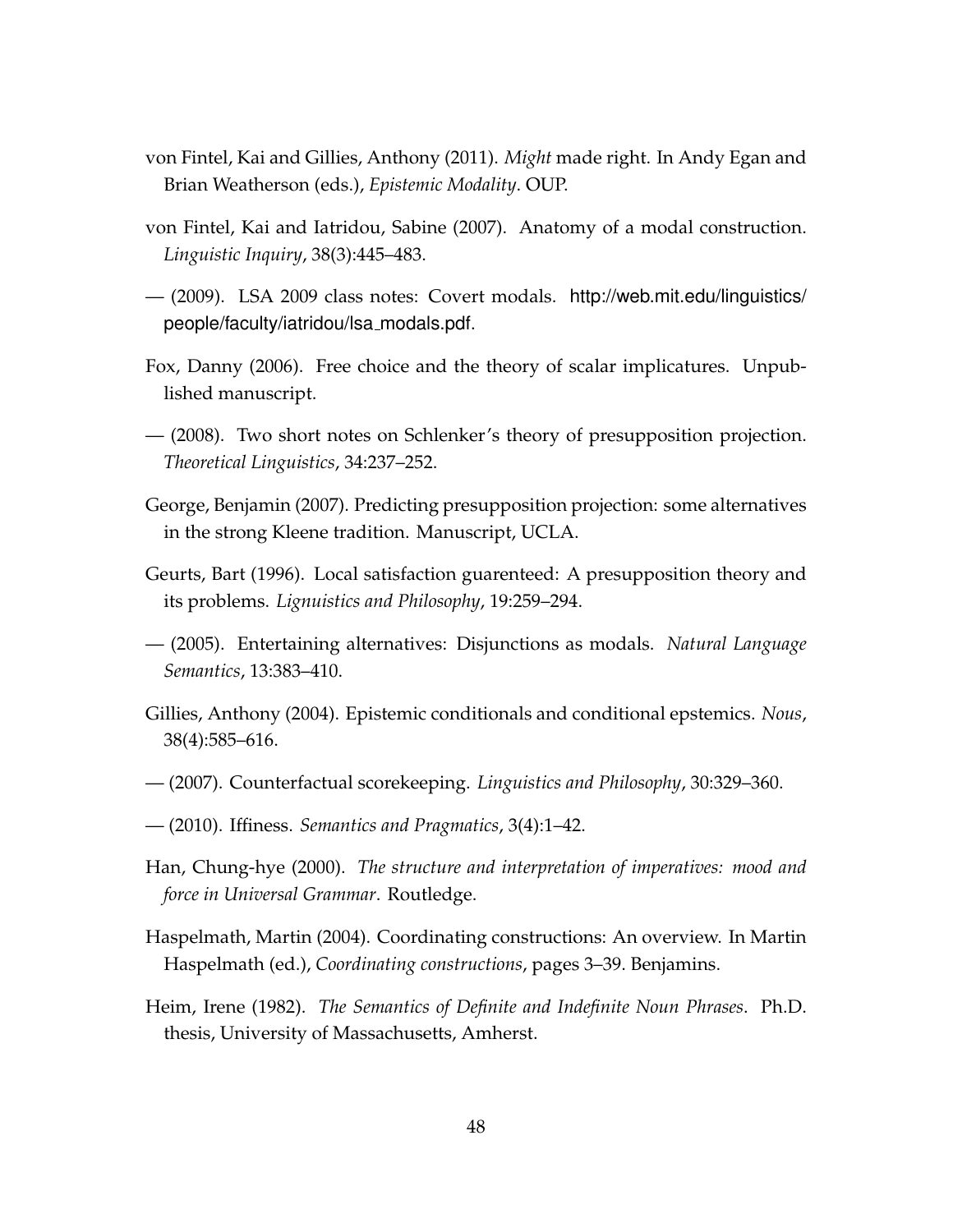von Fintel, Kai and Gillies, Anthony (2011). *Might* made right. In Andy Egan and Brian Weatherson (eds.), *Epistemic Modality*. OUP.

von Fintel, Kai and Iatridou, Sabine (2007). Anatomy of a modal construction. *Linguistic Inquiry*, 38(3):445–483.

— (2009). LSA 2009 class notes: Covert modals. http://web.mit.edu/linguistics/people/faculty/iatridou/lsa_modals.pdf.

Fox, Danny (2006). Free choice and the theory of scalar implicatures. Unpublished manuscript.

— (2008). Two short notes on Schlenker's theory of presupposition projection. *Theoretical Linguistics*, 34:237–252.

George, Benjamin (2007). Predicting presupposition projection: some alternatives in the strong Kleene tradition. Manuscript, UCLA.

Geurts, Bart (1996). Local satisfaction guarenteed: A presupposition theory and its problems. *Lignuistics and Philosophy*, 19:259–294.

— (2005). Entertaining alternatives: Disjunctions as modals. *Natural Language Semantics*, 13:383–410.

Gillies, Anthony (2004). Epistemic conditionals and conditional epstemics. *Nous*, 38(4):585–616.

— (2007). Counterfactual scorekeeping. *Linguistics and Philosophy*, 30:329–360.

— (2010). Iffiness. *Semantics and Pragmatics*, 3(4):1–42.

Han, Chung-hye (2000). *The structure and interpretation of imperatives: mood and force in Universal Grammar*. Routledge.

Haspelmath, Martin (2004). Coordinating constructions: An overview. In Martin Haspelmath (ed.), *Coordinating constructions*, pages 3–39. Benjamins.

Heim, Irene (1982). *The Semantics of Definite and Indefinite Noun Phrases*. Ph.D. thesis, University of Massachusetts, Amherst.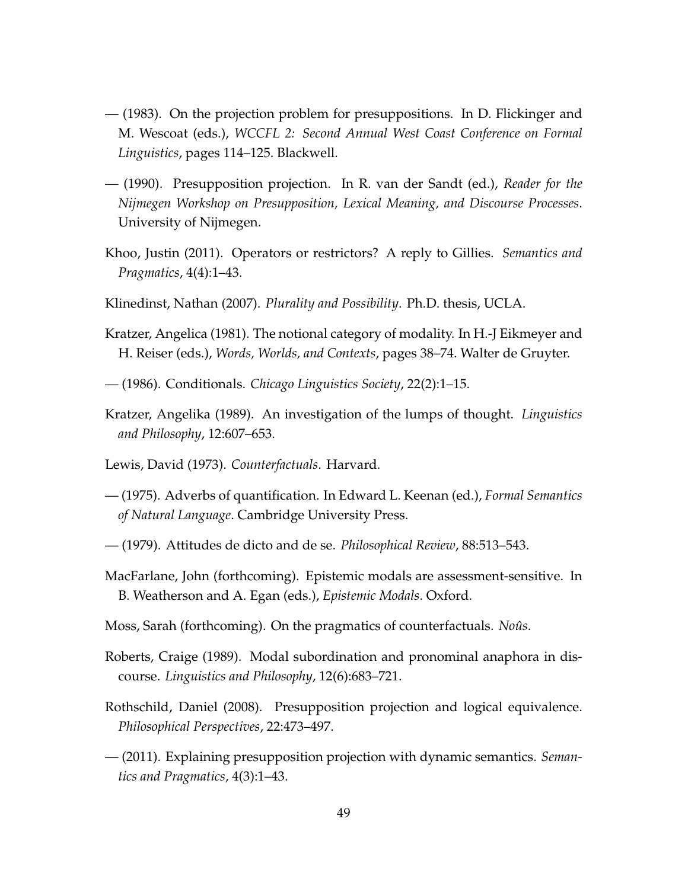— (1983). On the projection problem for presuppositions. In D. Flickinger and M. Wescoat (eds.), *WCCFL 2: Second Annual West Coast Conference on Formal Linguistics*, pages 114–125. Blackwell.

— (1990). Presupposition projection. In R. van der Sandt (ed.), *Reader for the Nijmegen Workshop on Presupposition, Lexical Meaning, and Discourse Processes*. University of Nijmegen.

Khoo, Justin (2011). Operators or restrictors? A reply to Gillies. *Semantics and Pragmatics*, 4(4):1–43.

Klinedinst, Nathan (2007). *Plurality and Possibility*. Ph.D. thesis, UCLA.

Kratzer, Angelica (1981). The notional category of modality. In H.-J Eikmeyer and H. Reiser (eds.), *Words, Worlds, and Contexts*, pages 38–74. Walter de Gruyter.

— (1986). Conditionals. *Chicago Linguistics Society*, 22(2):1–15.

Kratzer, Angelika (1989). An investigation of the lumps of thought. *Linguistics and Philosophy*, 12:607–653.

Lewis, David (1973). *Counterfactuals*. Harvard.

— (1975). Adverbs of quantification. In Edward L. Keenan (ed.), *Formal Semantics of Natural Language*. Cambridge University Press.

— (1979). Attitudes de dicto and de se. *Philosophical Review*, 88:513–543.

MacFarlane, John (forthcoming). Epistemic modals are assessment-sensitive. In B. Weatherson and A. Egan (eds.), *Epistemic Modals*. Oxford.

Moss, Sarah (forthcoming). On the pragmatics of counterfactuals. *Noûs*.

Roberts, Craige (1989). Modal subordination and pronominal anaphora in discourse. *Linguistics and Philosophy*, 12(6):683–721.

Rothschild, Daniel (2008). Presupposition projection and logical equivalence. *Philosophical Perspectives*, 22:473–497.

— (2011). Explaining presupposition projection with dynamic semantics. *Semantics and Pragmatics*, 4(3):1–43.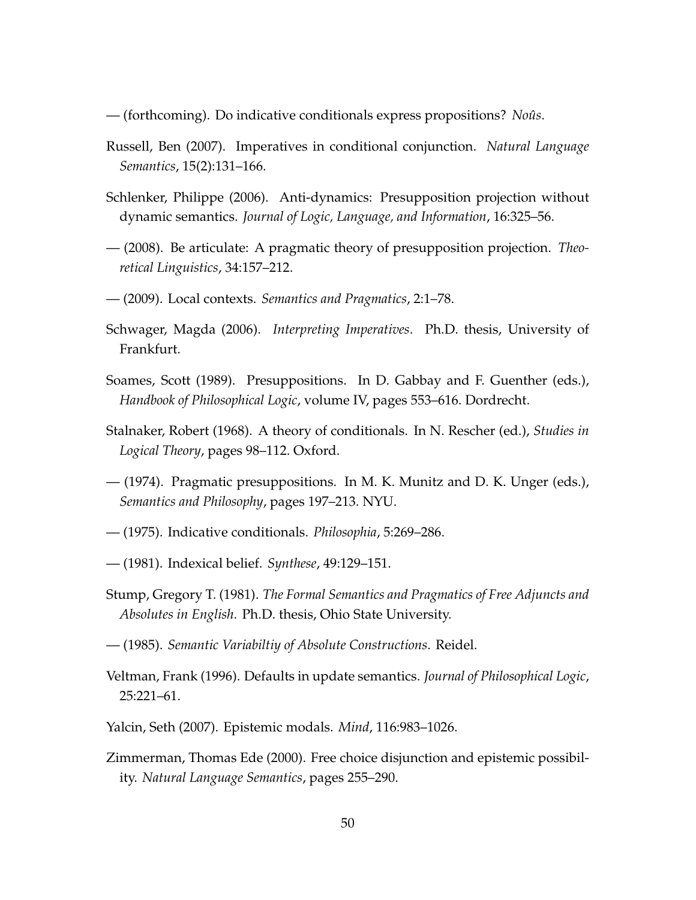— (forthcoming). Do indicative conditionals express propositions? *Noûs*.

Russell, Ben (2007). Imperatives in conditional conjunction. *Natural Language Semantics*, 15(2):131–166.

Schlenker, Philippe (2006). Anti-dynamics: Presupposition projection without dynamic semantics. *Journal of Logic, Language, and Information*, 16:325–56.

— (2008). Be articulate: A pragmatic theory of presupposition projection. *Theoretical Linguistics*, 34:157–212.

— (2009). Local contexts. *Semantics and Pragmatics*, 2:1–78.

Schwager, Magda (2006). *Interpreting Imperatives*. Ph.D. thesis, University of Frankfurt.

Soames, Scott (1989). Presuppositions. In D. Gabbay and F. Guenther (eds.), *Handbook of Philosophical Logic*, volume IV, pages 553–616. Dordrecht.

Stalnaker, Robert (1968). A theory of conditionals. In N. Rescher (ed.), *Studies in Logical Theory*, pages 98–112. Oxford.

— (1974). Pragmatic presuppositions. In M. K. Munitz and D. K. Unger (eds.), *Semantics and Philosophy*, pages 197–213. NYU.

— (1975). Indicative conditionals. *Philosophia*, 5:269–286.

— (1981). Indexical belief. *Synthese*, 49:129–151.

Stump, Gregory T. (1981). *The Formal Semantics and Pragmatics of Free Adjuncts and Absolutes in English*. Ph.D. thesis, Ohio State University.

— (1985). *Semantic Variabiltiy of Absolute Constructions*. Reidel.

Veltman, Frank (1996). Defaults in update semantics. *Journal of Philosophical Logic*, 25:221–61.

Yalcin, Seth (2007). Epistemic modals. *Mind*, 116:983–1026.

Zimmerman, Thomas Ede (2000). Free choice disjunction and epistemic possibility. *Natural Language Semantics*, pages 255–290.